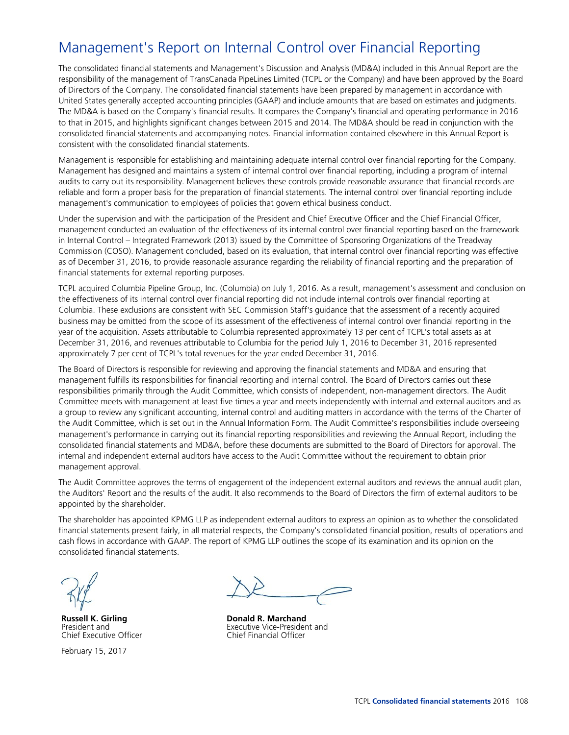# Management's Report on Internal Control over Financial Reporting

The consolidated financial statements and Management's Discussion and Analysis (MD&A) included in this Annual Report are the responsibility of the management of TransCanada PipeLines Limited (TCPL or the Company) and have been approved by the Board of Directors of the Company. The consolidated financial statements have been prepared by management in accordance with United States generally accepted accounting principles (GAAP) and include amounts that are based on estimates and judgments. The MD&A is based on the Company's financial results. It compares the Company's financial and operating performance in 2016 to that in 2015, and highlights significant changes between 2015 and 2014. The MD&A should be read in conjunction with the consolidated financial statements and accompanying notes. Financial information contained elsewhere in this Annual Report is consistent with the consolidated financial statements.

Management is responsible for establishing and maintaining adequate internal control over financial reporting for the Company. Management has designed and maintains a system of internal control over financial reporting, including a program of internal audits to carry out its responsibility. Management believes these controls provide reasonable assurance that financial records are reliable and form a proper basis for the preparation of financial statements. The internal control over financial reporting include management's communication to employees of policies that govern ethical business conduct.

Under the supervision and with the participation of the President and Chief Executive Officer and the Chief Financial Officer, management conducted an evaluation of the effectiveness of its internal control over financial reporting based on the framework in Internal Control – Integrated Framework (2013) issued by the Committee of Sponsoring Organizations of the Treadway Commission (COSO). Management concluded, based on its evaluation, that internal control over financial reporting was effective as of December 31, 2016, to provide reasonable assurance regarding the reliability of financial reporting and the preparation of financial statements for external reporting purposes.

TCPL acquired Columbia Pipeline Group, Inc. (Columbia) on July 1, 2016. As a result, management's assessment and conclusion on the effectiveness of its internal control over financial reporting did not include internal controls over financial reporting at Columbia. These exclusions are consistent with SEC Commission Staff's guidance that the assessment of a recently acquired business may be omitted from the scope of its assessment of the effectiveness of internal control over financial reporting in the year of the acquisition. Assets attributable to Columbia represented approximately 13 per cent of TCPL's total assets as at December 31, 2016, and revenues attributable to Columbia for the period July 1, 2016 to December 31, 2016 represented approximately 7 per cent of TCPL's total revenues for the year ended December 31, 2016.

The Board of Directors is responsible for reviewing and approving the financial statements and MD&A and ensuring that management fulfills its responsibilities for financial reporting and internal control. The Board of Directors carries out these responsibilities primarily through the Audit Committee, which consists of independent, non-management directors. The Audit Committee meets with management at least five times a year and meets independently with internal and external auditors and as a group to review any significant accounting, internal control and auditing matters in accordance with the terms of the Charter of the Audit Committee, which is set out in the Annual Information Form. The Audit Committee's responsibilities include overseeing management's performance in carrying out its financial reporting responsibilities and reviewing the Annual Report, including the consolidated financial statements and MD&A, before these documents are submitted to the Board of Directors for approval. The internal and independent external auditors have access to the Audit Committee without the requirement to obtain prior management approval.

The Audit Committee approves the terms of engagement of the independent external auditors and reviews the annual audit plan, the Auditors' Report and the results of the audit. It also recommends to the Board of Directors the firm of external auditors to be appointed by the shareholder.

The shareholder has appointed KPMG LLP as independent external auditors to express an opinion as to whether the consolidated financial statements present fairly, in all material respects, the Company's consolidated financial position, results of operations and cash flows in accordance with GAAP. The report of KPMG LLP outlines the scope of its examination and its opinion on the consolidated financial statements.

**Russell K. Girling**
President and
Chief Executive Officer

**Donald R. Marchand**
Executive Vice-President and
Chief Financial Officer

February 15, 2017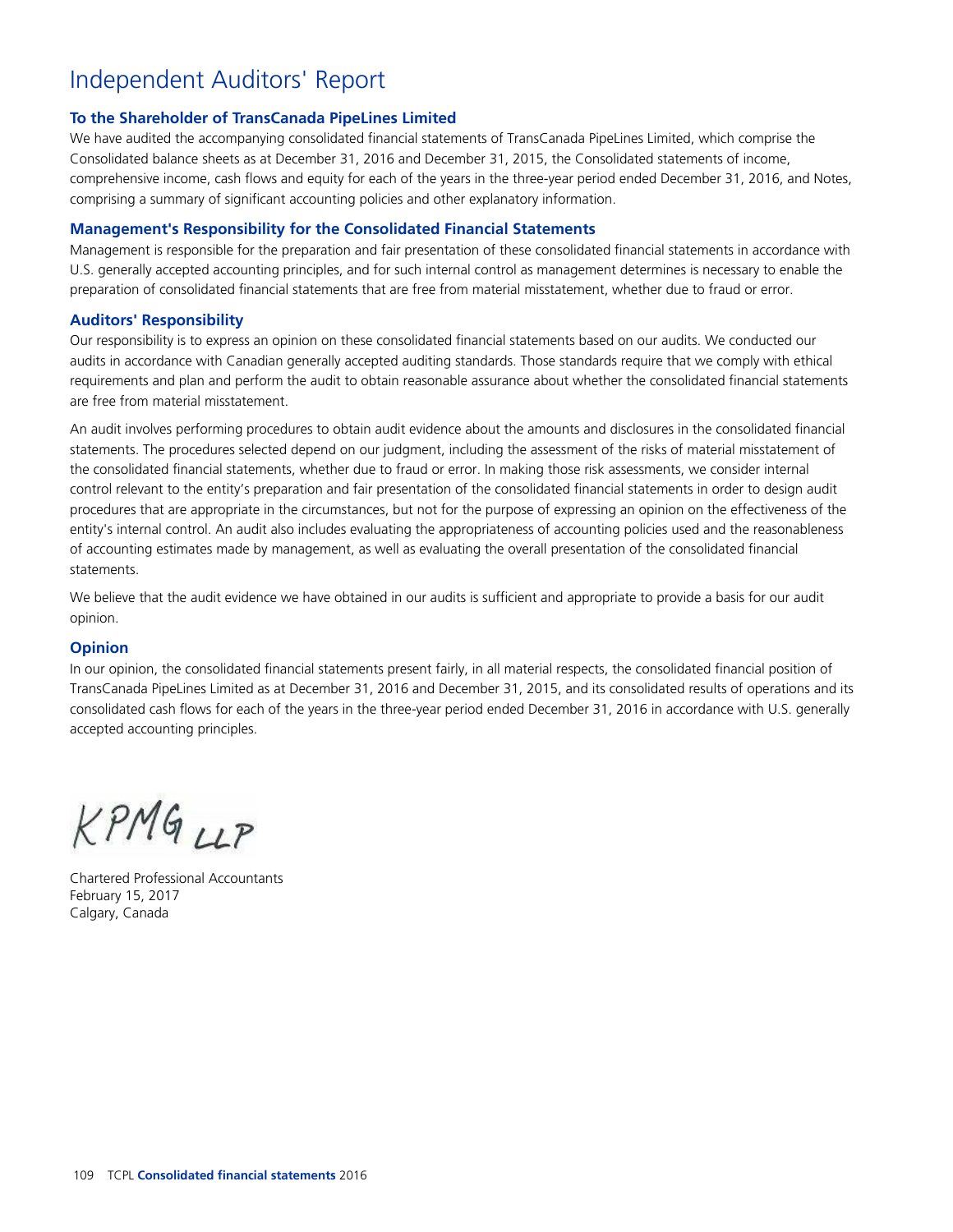# Independent Auditors' Report

### To the Shareholder of TransCanada PipeLines Limited

We have audited the accompanying consolidated financial statements of TransCanada PipeLines Limited, which comprise the Consolidated balance sheets as at December 31, 2016 and December 31, 2015, the Consolidated statements of income, comprehensive income, cash flows and equity for each of the years in the three-year period ended December 31, 2016, and Notes, comprising a summary of significant accounting policies and other explanatory information.

### Management's Responsibility for the Consolidated Financial Statements

Management is responsible for the preparation and fair presentation of these consolidated financial statements in accordance with U.S. generally accepted accounting principles, and for such internal control as management determines is necessary to enable the preparation of consolidated financial statements that are free from material misstatement, whether due to fraud or error.

### Auditors' Responsibility

Our responsibility is to express an opinion on these consolidated financial statements based on our audits. We conducted our audits in accordance with Canadian generally accepted auditing standards. Those standards require that we comply with ethical requirements and plan and perform the audit to obtain reasonable assurance about whether the consolidated financial statements are free from material misstatement.

An audit involves performing procedures to obtain audit evidence about the amounts and disclosures in the consolidated financial statements. The procedures selected depend on our judgment, including the assessment of the risks of material misstatement of the consolidated financial statements, whether due to fraud or error. In making those risk assessments, we consider internal control relevant to the entity's preparation and fair presentation of the consolidated financial statements in order to design audit procedures that are appropriate in the circumstances, but not for the purpose of expressing an opinion on the effectiveness of the entity's internal control. An audit also includes evaluating the appropriateness of accounting policies used and the reasonableness of accounting estimates made by management, as well as evaluating the overall presentation of the consolidated financial statements.

We believe that the audit evidence we have obtained in our audits is sufficient and appropriate to provide a basis for our audit opinion.

### Opinion

In our opinion, the consolidated financial statements present fairly, in all material respects, the consolidated financial position of TransCanada PipeLines Limited as at December 31, 2016 and December 31, 2015, and its consolidated results of operations and its consolidated cash flows for each of the years in the three-year period ended December 31, 2016 in accordance with U.S. generally accepted accounting principles.

KPMG LLP

Chartered Professional Accountants
February 15, 2017
Calgary, Canada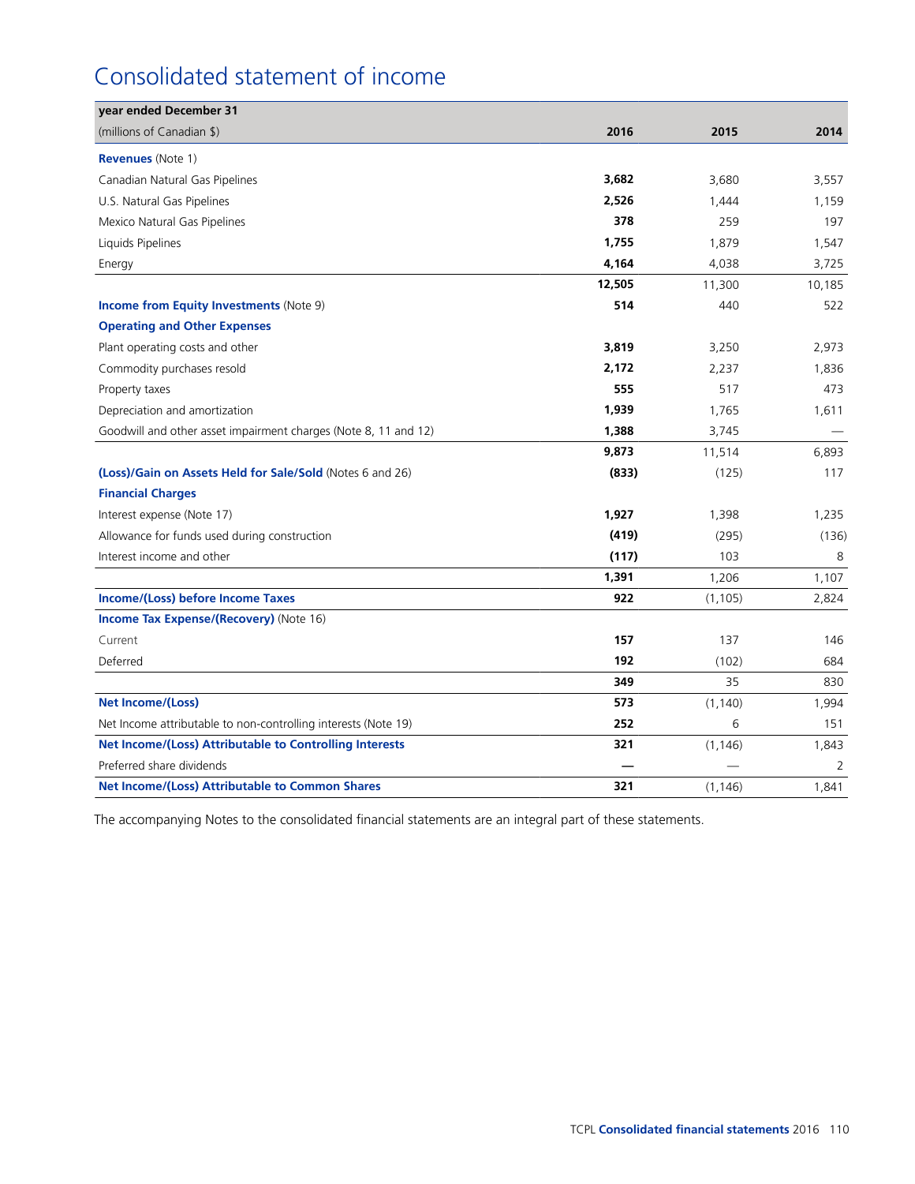# Consolidated statement of income

| year ended December 31<br>(millions of Canadian $) | 2016 | 2015 | 2014 |
|---|---|---|---|
| **Revenues** (Note 1) | | | |
| Canadian Natural Gas Pipelines | **3,682** | 3,680 | 3,557 |
| U.S. Natural Gas Pipelines | **2,526** | 1,444 | 1,159 |
| Mexico Natural Gas Pipelines | **378** | 259 | 197 |
| Liquids Pipelines | **1,755** | 1,879 | 1,547 |
| Energy | **4,164** | 4,038 | 3,725 |
| | **12,505** | 11,300 | 10,185 |
| **Income from Equity Investments** (Note 9) | **514** | 440 | 522 |
| **Operating and Other Expenses** | | | |
| Plant operating costs and other | **3,819** | 3,250 | 2,973 |
| Commodity purchases resold | **2,172** | 2,237 | 1,836 |
| Property taxes | **555** | 517 | 473 |
| Depreciation and amortization | **1,939** | 1,765 | 1,611 |
| Goodwill and other asset impairment charges (Note 8, 11 and 12) | **1,388** | 3,745 | — |
| | **9,873** | 11,514 | 6,893 |
| **(Loss)/Gain on Assets Held for Sale/Sold** (Notes 6 and 26) | **(833)** | (125) | 117 |
| **Financial Charges** | | | |
| Interest expense (Note 17) | **1,927** | 1,398 | 1,235 |
| Allowance for funds used during construction | **(419)** | (295) | (136) |
| Interest income and other | **(117)** | 103 | 8 |
| | **1,391** | 1,206 | 1,107 |
| **Income/(Loss) before Income Taxes** | **922** | (1,105) | 2,824 |
| **Income Tax Expense/(Recovery)** (Note 16) | | | |
| Current | **157** | 137 | 146 |
| Deferred | **192** | (102) | 684 |
| | **349** | 35 | 830 |
| **Net Income/(Loss)** | **573** | (1,140) | 1,994 |
| Net Income attributable to non-controlling interests (Note 19) | **252** | 6 | 151 |
| **Net Income/(Loss) Attributable to Controlling Interests** | **321** | (1,146) | 1,843 |
| Preferred share dividends | **—** | — | 2 |
| **Net Income/(Loss) Attributable to Common Shares** | **321** | (1,146) | 1,841 |

The accompanying Notes to the consolidated financial statements are an integral part of these statements.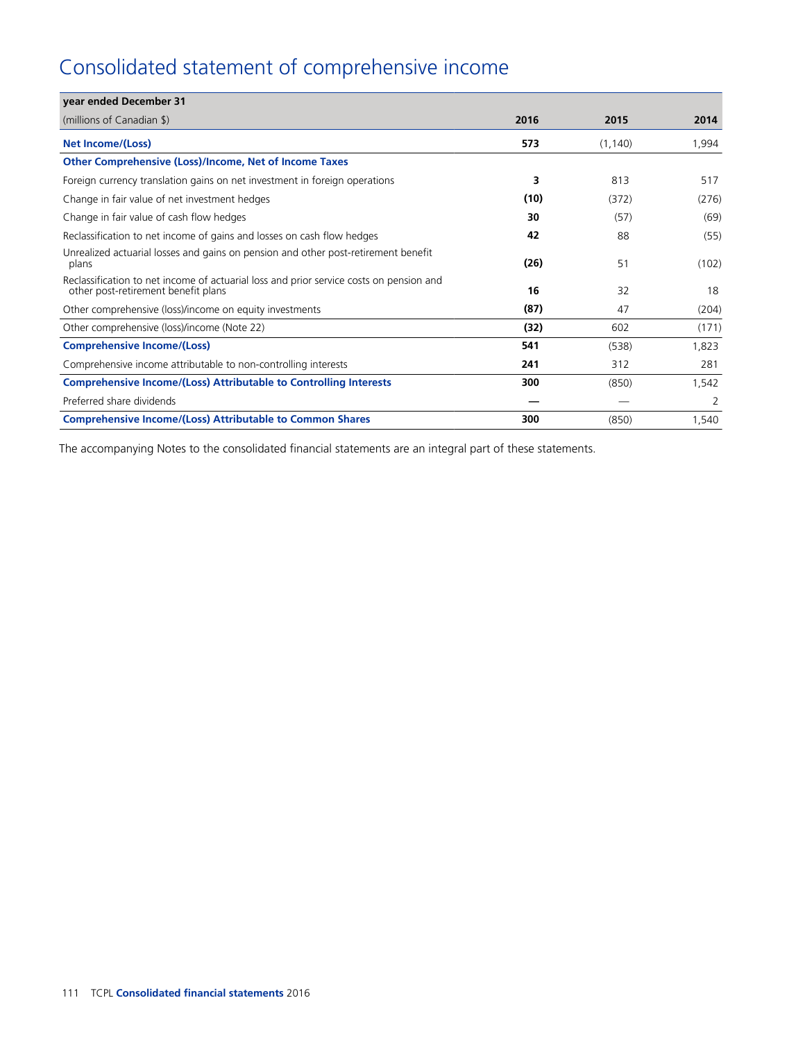# Consolidated statement of comprehensive income

| year ended December 31 (millions of Canadian $) | 2016 | 2015 | 2014 |
|---|---|---|---|
| **Net Income/(Loss)** | **573** | (1,140) | 1,994 |
| **Other Comprehensive (Loss)/Income, Net of Income Taxes** | | | |
| Foreign currency translation gains on net investment in foreign operations | **3** | 813 | 517 |
| Change in fair value of net investment hedges | **(10)** | (372) | (276) |
| Change in fair value of cash flow hedges | **30** | (57) | (69) |
| Reclassification to net income of gains and losses on cash flow hedges | **42** | 88 | (55) |
| Unrealized actuarial losses and gains on pension and other post-retirement benefit plans | **(26)** | 51 | (102) |
| Reclassification to net income of actuarial loss and prior service costs on pension and other post-retirement benefit plans | **16** | 32 | 18 |
| Other comprehensive (loss)/income on equity investments | **(87)** | 47 | (204) |
| Other comprehensive (loss)/income (Note 22) | **(32)** | 602 | (171) |
| **Comprehensive Income/(Loss)** | **541** | (538) | 1,823 |
| Comprehensive income attributable to non-controlling interests | **241** | 312 | 281 |
| **Comprehensive Income/(Loss) Attributable to Controlling Interests** | **300** | (850) | 1,542 |
| Preferred share dividends | **—** | — | 2 |
| **Comprehensive Income/(Loss) Attributable to Common Shares** | **300** | (850) | 1,540 |

The accompanying Notes to the consolidated financial statements are an integral part of these statements.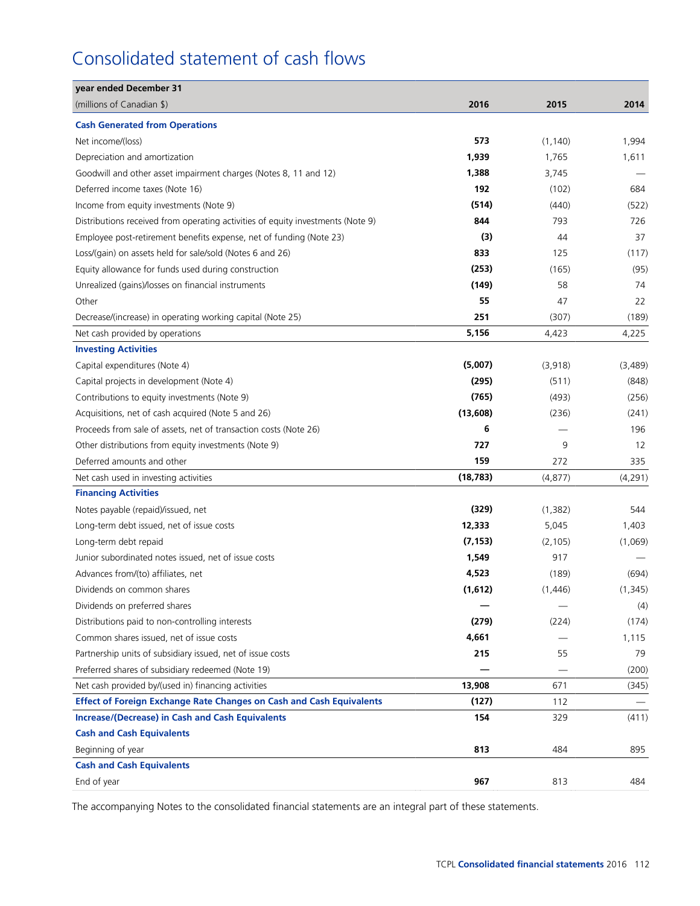# Consolidated statement of cash flows

| year ended December 31<br>(millions of Canadian $) | 2016 | 2015 | 2014 |
|---|---|---|---|
| **Cash Generated from Operations** | | | |
| Net income/(loss) | **573** | (1,140) | 1,994 |
| Depreciation and amortization | **1,939** | 1,765 | 1,611 |
| Goodwill and other asset impairment charges (Notes 8, 11 and 12) | **1,388** | 3,745 | — |
| Deferred income taxes (Note 16) | **192** | (102) | 684 |
| Income from equity investments (Note 9) | **(514)** | (440) | (522) |
| Distributions received from operating activities of equity investments (Note 9) | **844** | 793 | 726 |
| Employee post-retirement benefits expense, net of funding (Note 23) | **(3)** | 44 | 37 |
| Loss/(gain) on assets held for sale/sold (Notes 6 and 26) | **833** | 125 | (117) |
| Equity allowance for funds used during construction | **(253)** | (165) | (95) |
| Unrealized (gains)/losses on financial instruments | **(149)** | 58 | 74 |
| Other | **55** | 47 | 22 |
| Decrease/(increase) in operating working capital (Note 25) | **251** | (307) | (189) |
| Net cash provided by operations | **5,156** | 4,423 | 4,225 |
| **Investing Activities** | | | |
| Capital expenditures (Note 4) | **(5,007)** | (3,918) | (3,489) |
| Capital projects in development (Note 4) | **(295)** | (511) | (848) |
| Contributions to equity investments (Note 9) | **(765)** | (493) | (256) |
| Acquisitions, net of cash acquired (Note 5 and 26) | **(13,608)** | (236) | (241) |
| Proceeds from sale of assets, net of transaction costs (Note 26) | **6** | — | 196 |
| Other distributions from equity investments (Note 9) | **727** | 9 | 12 |
| Deferred amounts and other | **159** | 272 | 335 |
| Net cash used in investing activities | **(18,783)** | (4,877) | (4,291) |
| **Financing Activities** | | | |
| Notes payable (repaid)/issued, net | **(329)** | (1,382) | 544 |
| Long-term debt issued, net of issue costs | **12,333** | 5,045 | 1,403 |
| Long-term debt repaid | **(7,153)** | (2,105) | (1,069) |
| Junior subordinated notes issued, net of issue costs | **1,549** | 917 | — |
| Advances from/(to) affiliates, net | **4,523** | (189) | (694) |
| Dividends on common shares | **(1,612)** | (1,446) | (1,345) |
| Dividends on preferred shares | **—** | — | (4) |
| Distributions paid to non-controlling interests | **(279)** | (224) | (174) |
| Common shares issued, net of issue costs | **4,661** | — | 1,115 |
| Partnership units of subsidiary issued, net of issue costs | **215** | 55 | 79 |
| Preferred shares of subsidiary redeemed (Note 19) | **—** | — | (200) |
| Net cash provided by/(used in) financing activities | **13,908** | 671 | (345) |
| **Effect of Foreign Exchange Rate Changes on Cash and Cash Equivalents** | **(127)** | 112 | — |
| **Increase/(Decrease) in Cash and Cash Equivalents** | **154** | 329 | (411) |
| **Cash and Cash Equivalents** | | | |
| Beginning of year | **813** | 484 | 895 |
| **Cash and Cash Equivalents** | | | |
| End of year | **967** | 813 | 484 |

The accompanying Notes to the consolidated financial statements are an integral part of these statements.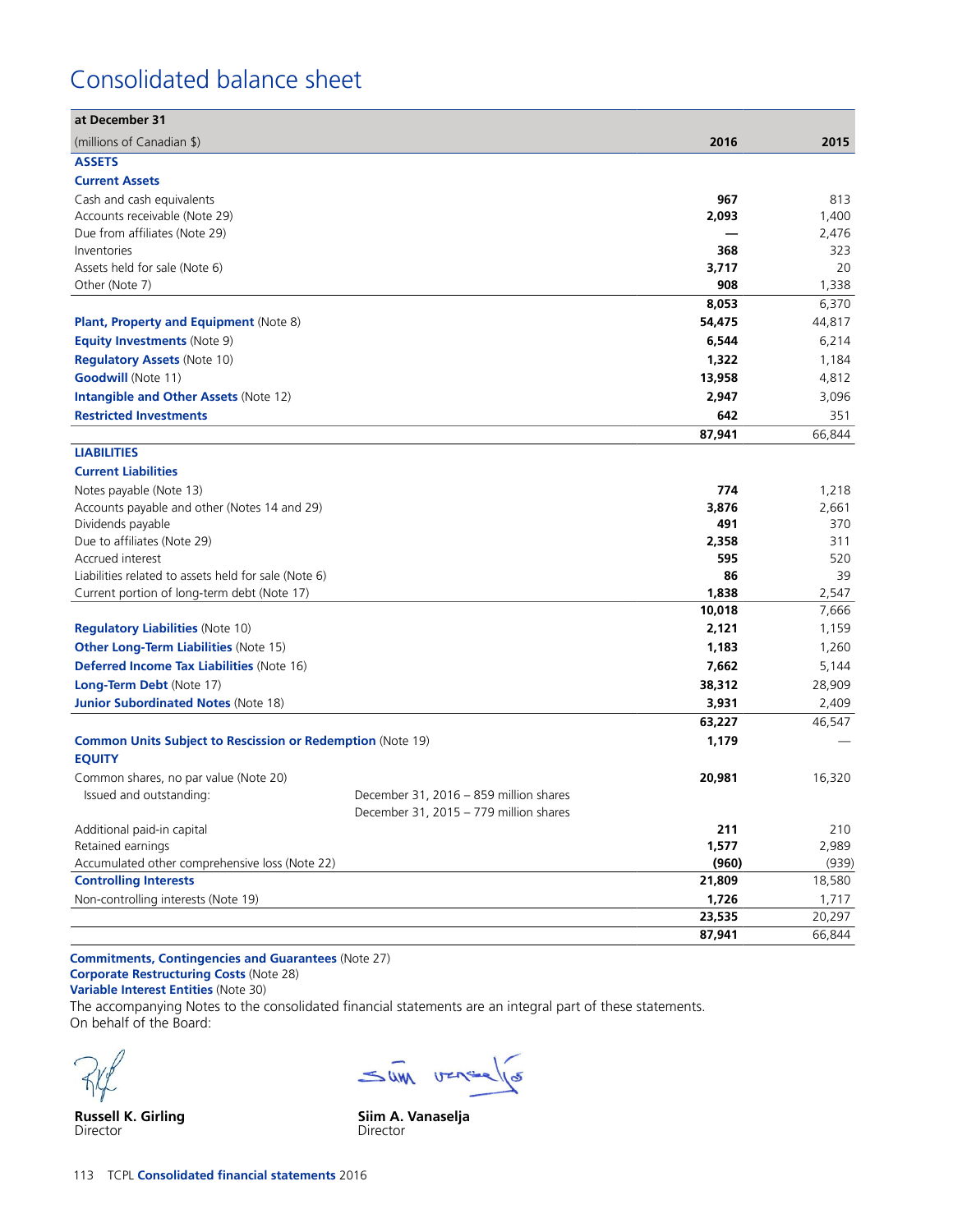# Consolidated balance sheet

| at December 31 | | |
|---|---|---|
| (millions of Canadian $) | **2016** | **2015** |
| **ASSETS** | | |
| **Current Assets** | | |
| Cash and cash equivalents | **967** | 813 |
| Accounts receivable (Note 29) | **2,093** | 1,400 |
| Due from affiliates (Note 29) | **—** | 2,476 |
| Inventories | **368** | 323 |
| Assets held for sale (Note 6) | **3,717** | 20 |
| Other (Note 7) | **908** | 1,338 |
| | **8,053** | 6,370 |
| **Plant, Property and Equipment** (Note 8) | **54,475** | 44,817 |
| **Equity Investments** (Note 9) | **6,544** | 6,214 |
| **Regulatory Assets** (Note 10) | **1,322** | 1,184 |
| **Goodwill** (Note 11) | **13,958** | 4,812 |
| **Intangible and Other Assets** (Note 12) | **2,947** | 3,096 |
| **Restricted Investments** | **642** | 351 |
| | **87,941** | 66,844 |
| **LIABILITIES** | | |
| **Current Liabilities** | | |
| Notes payable (Note 13) | **774** | 1,218 |
| Accounts payable and other (Notes 14 and 29) | **3,876** | 2,661 |
| Dividends payable | **491** | 370 |
| Due to affiliates (Note 29) | **2,358** | 311 |
| Accrued interest | **595** | 520 |
| Liabilities related to assets held for sale (Note 6) | **86** | 39 |
| Current portion of long-term debt (Note 17) | **1,838** | 2,547 |
| | **10,018** | 7,666 |
| **Regulatory Liabilities** (Note 10) | **2,121** | 1,159 |
| **Other Long-Term Liabilities** (Note 15) | **1,183** | 1,260 |
| **Deferred Income Tax Liabilities** (Note 16) | **7,662** | 5,144 |
| **Long-Term Debt** (Note 17) | **38,312** | 28,909 |
| **Junior Subordinated Notes** (Note 18) | **3,931** | 2,409 |
| | **63,227** | 46,547 |
| **Common Units Subject to Rescission or Redemption** (Note 19) | **1,179** | — |
| **EQUITY** | | |
| Common shares, no par value (Note 20) | **20,981** | 16,320 |
| Issued and outstanding: December 31, 2016 – 859 million shares; December 31, 2015 – 779 million shares | | |
| Additional paid-in capital | **211** | 210 |
| Retained earnings | **1,577** | 2,989 |
| Accumulated other comprehensive loss (Note 22) | **(960)** | (939) |
| **Controlling Interests** | **21,809** | 18,580 |
| Non-controlling interests (Note 19) | **1,726** | 1,717 |
| | **23,535** | 20,297 |
| | **87,941** | 66,844 |

**Commitments, Contingencies and Guarantees** (Note 27)
**Corporate Restructuring Costs** (Note 28)
**Variable Interest Entities** (Note 30)

The accompanying Notes to the consolidated financial statements are an integral part of these statements.

On behalf of the Board:

**Russell K. Girling**
Director

**Siim A. Vanaselja**
Director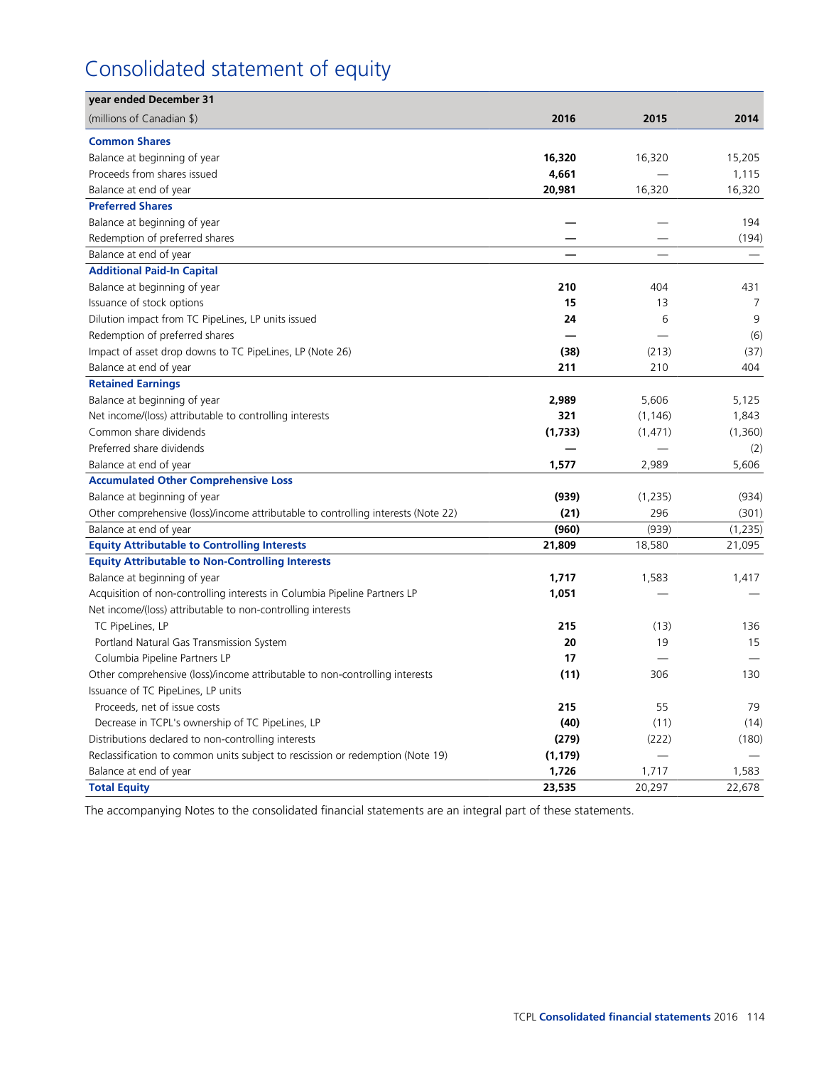# Consolidated statement of equity

| year ended December 31<br>(millions of Canadian $) | 2016 | 2015 | 2014 |
|---|---|---|---|
| **Common Shares** | | | |
| Balance at beginning of year | **16,320** | 16,320 | 15,205 |
| Proceeds from shares issued | **4,661** | — | 1,115 |
| Balance at end of year | **20,981** | 16,320 | 16,320 |
| **Preferred Shares** | | | |
| Balance at beginning of year | **—** | — | 194 |
| Redemption of preferred shares | **—** | — | (194) |
| Balance at end of year | **—** | — | — |
| **Additional Paid-In Capital** | | | |
| Balance at beginning of year | **210** | 404 | 431 |
| Issuance of stock options | **15** | 13 | 7 |
| Dilution impact from TC PipeLines, LP units issued | **24** | 6 | 9 |
| Redemption of preferred shares | **—** | — | (6) |
| Impact of asset drop downs to TC PipeLines, LP (Note 26) | **(38)** | (213) | (37) |
| Balance at end of year | **211** | 210 | 404 |
| **Retained Earnings** | | | |
| Balance at beginning of year | **2,989** | 5,606 | 5,125 |
| Net income/(loss) attributable to controlling interests | **321** | (1,146) | 1,843 |
| Common share dividends | **(1,733)** | (1,471) | (1,360) |
| Preferred share dividends | **—** | — | (2) |
| Balance at end of year | **1,577** | 2,989 | 5,606 |
| **Accumulated Other Comprehensive Loss** | | | |
| Balance at beginning of year | **(939)** | (1,235) | (934) |
| Other comprehensive (loss)/income attributable to controlling interests (Note 22) | **(21)** | 296 | (301) |
| Balance at end of year | **(960)** | (939) | (1,235) |
| **Equity Attributable to Controlling Interests** | **21,809** | 18,580 | 21,095 |
| **Equity Attributable to Non-Controlling Interests** | | | |
| Balance at beginning of year | **1,717** | 1,583 | 1,417 |
| Acquisition of non-controlling interests in Columbia Pipeline Partners LP | **1,051** | — | — |
| Net income/(loss) attributable to non-controlling interests | | | |
| TC PipeLines, LP | **215** | (13) | 136 |
| Portland Natural Gas Transmission System | **20** | 19 | 15 |
| Columbia Pipeline Partners LP | **17** | — | — |
| Other comprehensive (loss)/income attributable to non-controlling interests | **(11)** | 306 | 130 |
| Issuance of TC PipeLines, LP units | | | |
| Proceeds, net of issue costs | **215** | 55 | 79 |
| Decrease in TCPL's ownership of TC PipeLines, LP | **(40)** | (11) | (14) |
| Distributions declared to non-controlling interests | **(279)** | (222) | (180) |
| Reclassification to common units subject to rescission or redemption (Note 19) | **(1,179)** | — | — |
| Balance at end of year | **1,726** | 1,717 | 1,583 |
| **Total Equity** | **23,535** | 20,297 | 22,678 |

The accompanying Notes to the consolidated financial statements are an integral part of these statements.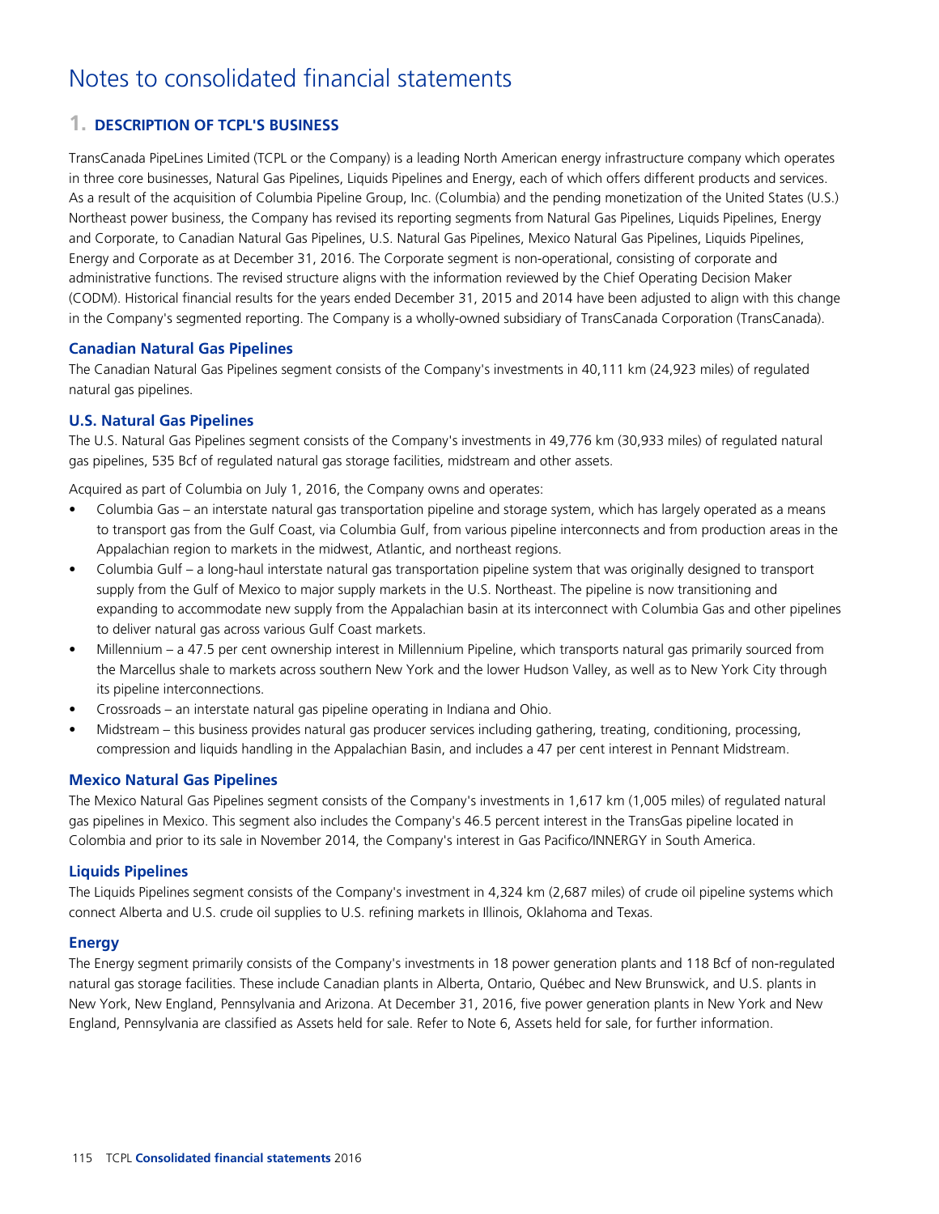# Notes to consolidated financial statements

## 1. DESCRIPTION OF TCPL'S BUSINESS

TransCanada PipeLines Limited (TCPL or the Company) is a leading North American energy infrastructure company which operates in three core businesses, Natural Gas Pipelines, Liquids Pipelines and Energy, each of which offers different products and services. As a result of the acquisition of Columbia Pipeline Group, Inc. (Columbia) and the pending monetization of the United States (U.S.) Northeast power business, the Company has revised its reporting segments from Natural Gas Pipelines, Liquids Pipelines, Energy and Corporate, to Canadian Natural Gas Pipelines, U.S. Natural Gas Pipelines, Mexico Natural Gas Pipelines, Liquids Pipelines, Energy and Corporate as at December 31, 2016. The Corporate segment is non-operational, consisting of corporate and administrative functions. The revised structure aligns with the information reviewed by the Chief Operating Decision Maker (CODM). Historical financial results for the years ended December 31, 2015 and 2014 have been adjusted to align with this change in the Company's segmented reporting. The Company is a wholly-owned subsidiary of TransCanada Corporation (TransCanada).

### Canadian Natural Gas Pipelines

The Canadian Natural Gas Pipelines segment consists of the Company's investments in 40,111 km (24,923 miles) of regulated natural gas pipelines.

### U.S. Natural Gas Pipelines

The U.S. Natural Gas Pipelines segment consists of the Company's investments in 49,776 km (30,933 miles) of regulated natural gas pipelines, 535 Bcf of regulated natural gas storage facilities, midstream and other assets.

Acquired as part of Columbia on July 1, 2016, the Company owns and operates:

- Columbia Gas – an interstate natural gas transportation pipeline and storage system, which has largely operated as a means to transport gas from the Gulf Coast, via Columbia Gulf, from various pipeline interconnects and from production areas in the Appalachian region to markets in the midwest, Atlantic, and northeast regions.
- Columbia Gulf – a long-haul interstate natural gas transportation pipeline system that was originally designed to transport supply from the Gulf of Mexico to major supply markets in the U.S. Northeast. The pipeline is now transitioning and expanding to accommodate new supply from the Appalachian basin at its interconnect with Columbia Gas and other pipelines to deliver natural gas across various Gulf Coast markets.
- Millennium – a 47.5 per cent ownership interest in Millennium Pipeline, which transports natural gas primarily sourced from the Marcellus shale to markets across southern New York and the lower Hudson Valley, as well as to New York City through its pipeline interconnections.
- Crossroads – an interstate natural gas pipeline operating in Indiana and Ohio.
- Midstream – this business provides natural gas producer services including gathering, treating, conditioning, processing, compression and liquids handling in the Appalachian Basin, and includes a 47 per cent interest in Pennant Midstream.

### Mexico Natural Gas Pipelines

The Mexico Natural Gas Pipelines segment consists of the Company's investments in 1,617 km (1,005 miles) of regulated natural gas pipelines in Mexico. This segment also includes the Company's 46.5 percent interest in the TransGas pipeline located in Colombia and prior to its sale in November 2014, the Company's interest in Gas Pacifico/INNERGY in South America.

### Liquids Pipelines

The Liquids Pipelines segment consists of the Company's investment in 4,324 km (2,687 miles) of crude oil pipeline systems which connect Alberta and U.S. crude oil supplies to U.S. refining markets in Illinois, Oklahoma and Texas.

### Energy

The Energy segment primarily consists of the Company's investments in 18 power generation plants and 118 Bcf of non-regulated natural gas storage facilities. These include Canadian plants in Alberta, Ontario, Québec and New Brunswick, and U.S. plants in New York, New England, Pennsylvania and Arizona. At December 31, 2016, five power generation plants in New York and New England, Pennsylvania are classified as Assets held for sale. Refer to Note 6, Assets held for sale, for further information.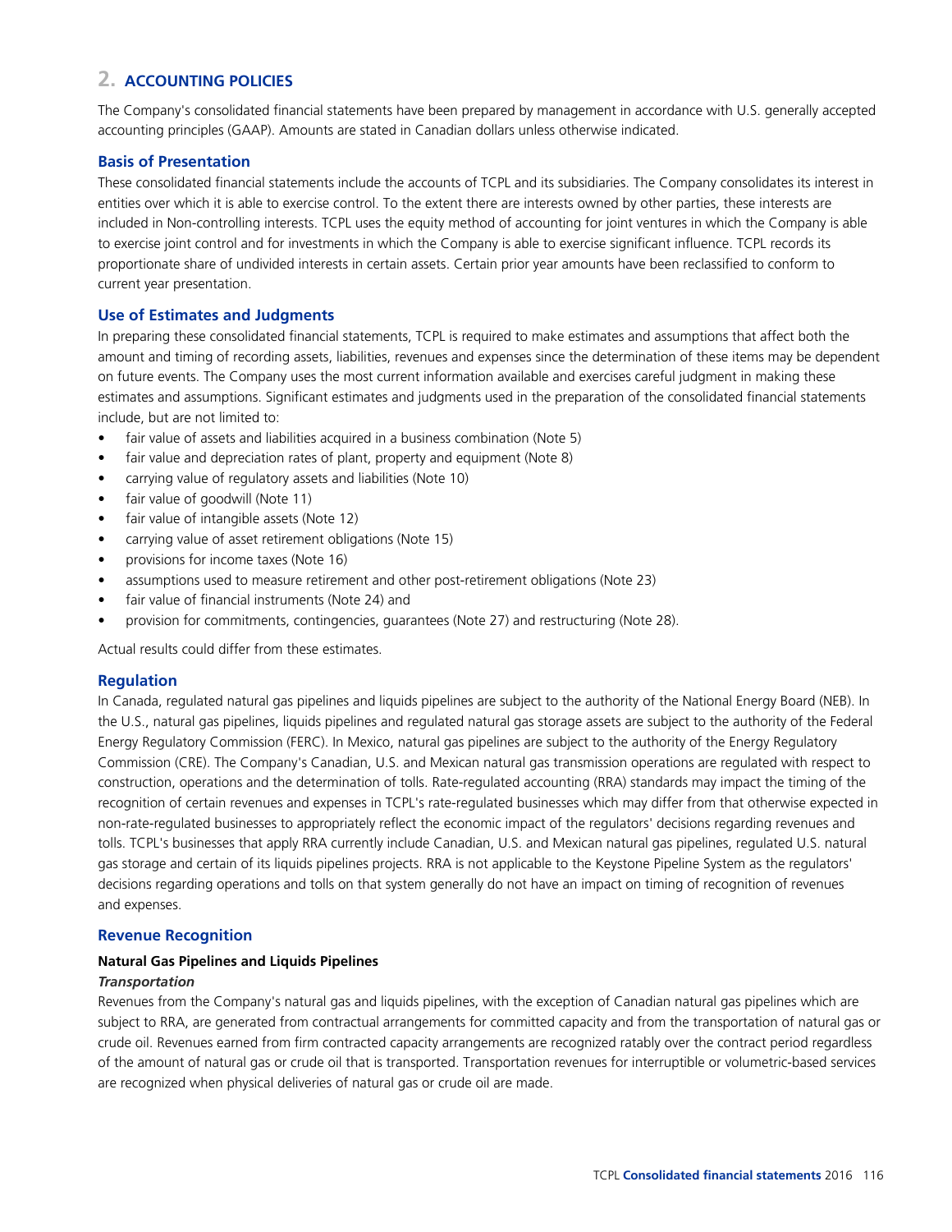## 2. ACCOUNTING POLICIES

The Company's consolidated financial statements have been prepared by management in accordance with U.S. generally accepted accounting principles (GAAP). Amounts are stated in Canadian dollars unless otherwise indicated.

### Basis of Presentation

These consolidated financial statements include the accounts of TCPL and its subsidiaries. The Company consolidates its interest in entities over which it is able to exercise control. To the extent there are interests owned by other parties, these interests are included in Non-controlling interests. TCPL uses the equity method of accounting for joint ventures in which the Company is able to exercise joint control and for investments in which the Company is able to exercise significant influence. TCPL records its proportionate share of undivided interests in certain assets. Certain prior year amounts have been reclassified to conform to current year presentation.

### Use of Estimates and Judgments

In preparing these consolidated financial statements, TCPL is required to make estimates and assumptions that affect both the amount and timing of recording assets, liabilities, revenues and expenses since the determination of these items may be dependent on future events. The Company uses the most current information available and exercises careful judgment in making these estimates and assumptions. Significant estimates and judgments used in the preparation of the consolidated financial statements include, but are not limited to:

- fair value of assets and liabilities acquired in a business combination (Note 5)
- fair value and depreciation rates of plant, property and equipment (Note 8)
- carrying value of regulatory assets and liabilities (Note 10)
- fair value of goodwill (Note 11)
- fair value of intangible assets (Note 12)
- carrying value of asset retirement obligations (Note 15)
- provisions for income taxes (Note 16)
- assumptions used to measure retirement and other post-retirement obligations (Note 23)
- fair value of financial instruments (Note 24) and
- provision for commitments, contingencies, guarantees (Note 27) and restructuring (Note 28).

Actual results could differ from these estimates.

### Regulation

In Canada, regulated natural gas pipelines and liquids pipelines are subject to the authority of the National Energy Board (NEB). In the U.S., natural gas pipelines, liquids pipelines and regulated natural gas storage assets are subject to the authority of the Federal Energy Regulatory Commission (FERC). In Mexico, natural gas pipelines are subject to the authority of the Energy Regulatory Commission (CRE). The Company's Canadian, U.S. and Mexican natural gas transmission operations are regulated with respect to construction, operations and the determination of tolls. Rate-regulated accounting (RRA) standards may impact the timing of the recognition of certain revenues and expenses in TCPL's rate-regulated businesses which may differ from that otherwise expected in non-rate-regulated businesses to appropriately reflect the economic impact of the regulators' decisions regarding revenues and tolls. TCPL's businesses that apply RRA currently include Canadian, U.S. and Mexican natural gas pipelines, regulated U.S. natural gas storage and certain of its liquids pipelines projects. RRA is not applicable to the Keystone Pipeline System as the regulators' decisions regarding operations and tolls on that system generally do not have an impact on timing of recognition of revenues and expenses.

### Revenue Recognition

#### Natural Gas Pipelines and Liquids Pipelines

*Transportation*

Revenues from the Company's natural gas and liquids pipelines, with the exception of Canadian natural gas pipelines which are subject to RRA, are generated from contractual arrangements for committed capacity and from the transportation of natural gas or crude oil. Revenues earned from firm contracted capacity arrangements are recognized ratably over the contract period regardless of the amount of natural gas or crude oil that is transported. Transportation revenues for interruptible or volumetric-based services are recognized when physical deliveries of natural gas or crude oil are made.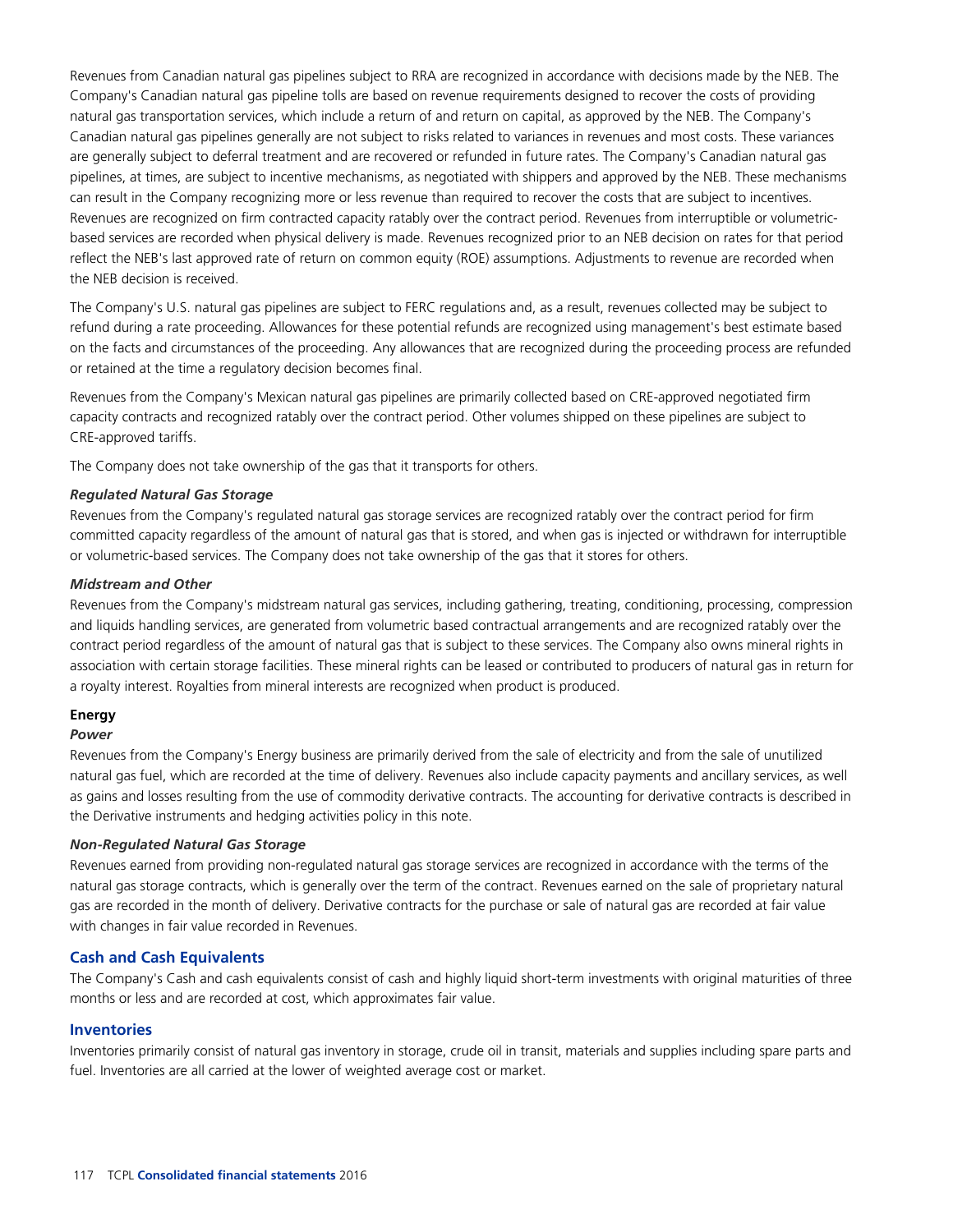Revenues from Canadian natural gas pipelines subject to RRA are recognized in accordance with decisions made by the NEB. The Company's Canadian natural gas pipeline tolls are based on revenue requirements designed to recover the costs of providing natural gas transportation services, which include a return of and return on capital, as approved by the NEB. The Company's Canadian natural gas pipelines generally are not subject to risks related to variances in revenues and most costs. These variances are generally subject to deferral treatment and are recovered or refunded in future rates. The Company's Canadian natural gas pipelines, at times, are subject to incentive mechanisms, as negotiated with shippers and approved by the NEB. These mechanisms can result in the Company recognizing more or less revenue than required to recover the costs that are subject to incentives. Revenues are recognized on firm contracted capacity ratably over the contract period. Revenues from interruptible or volumetric-based services are recorded when physical delivery is made. Revenues recognized prior to an NEB decision on rates for that period reflect the NEB's last approved rate of return on common equity (ROE) assumptions. Adjustments to revenue are recorded when the NEB decision is received.

The Company's U.S. natural gas pipelines are subject to FERC regulations and, as a result, revenues collected may be subject to refund during a rate proceeding. Allowances for these potential refunds are recognized using management's best estimate based on the facts and circumstances of the proceeding. Any allowances that are recognized during the proceeding process are refunded or retained at the time a regulatory decision becomes final.

Revenues from the Company's Mexican natural gas pipelines are primarily collected based on CRE-approved negotiated firm capacity contracts and recognized ratably over the contract period. Other volumes shipped on these pipelines are subject to CRE-approved tariffs.

The Company does not take ownership of the gas that it transports for others.

***Regulated Natural Gas Storage***

Revenues from the Company's regulated natural gas storage services are recognized ratably over the contract period for firm committed capacity regardless of the amount of natural gas that is stored, and when gas is injected or withdrawn for interruptible or volumetric-based services. The Company does not take ownership of the gas that it stores for others.

***Midstream and Other***

Revenues from the Company's midstream natural gas services, including gathering, treating, conditioning, processing, compression and liquids handling services, are generated from volumetric based contractual arrangements and are recognized ratably over the contract period regardless of the amount of natural gas that is subject to these services. The Company also owns mineral rights in association with certain storage facilities. These mineral rights can be leased or contributed to producers of natural gas in return for a royalty interest. Royalties from mineral interests are recognized when product is produced.

**Energy**

***Power***

Revenues from the Company's Energy business are primarily derived from the sale of electricity and from the sale of unutilized natural gas fuel, which are recorded at the time of delivery. Revenues also include capacity payments and ancillary services, as well as gains and losses resulting from the use of commodity derivative contracts. The accounting for derivative contracts is described in the Derivative instruments and hedging activities policy in this note.

***Non-Regulated Natural Gas Storage***

Revenues earned from providing non-regulated natural gas storage services are recognized in accordance with the terms of the natural gas storage contracts, which is generally over the term of the contract. Revenues earned on the sale of proprietary natural gas are recorded in the month of delivery. Derivative contracts for the purchase or sale of natural gas are recorded at fair value with changes in fair value recorded in Revenues.

## Cash and Cash Equivalents

The Company's Cash and cash equivalents consist of cash and highly liquid short-term investments with original maturities of three months or less and are recorded at cost, which approximates fair value.

## Inventories

Inventories primarily consist of natural gas inventory in storage, crude oil in transit, materials and supplies including spare parts and fuel. Inventories are all carried at the lower of weighted average cost or market.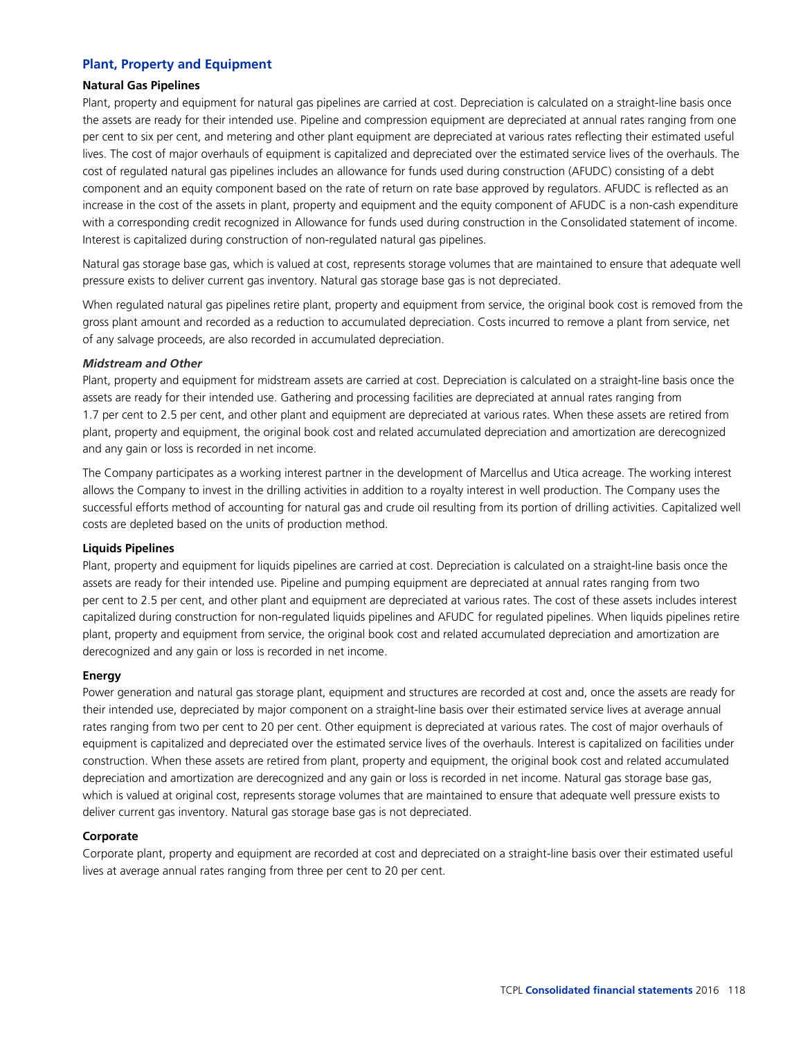## Plant, Property and Equipment

### Natural Gas Pipelines

Plant, property and equipment for natural gas pipelines are carried at cost. Depreciation is calculated on a straight-line basis once the assets are ready for their intended use. Pipeline and compression equipment are depreciated at annual rates ranging from one per cent to six per cent, and metering and other plant equipment are depreciated at various rates reflecting their estimated useful lives. The cost of major overhauls of equipment is capitalized and depreciated over the estimated service lives of the overhauls. The cost of regulated natural gas pipelines includes an allowance for funds used during construction (AFUDC) consisting of a debt component and an equity component based on the rate of return on rate base approved by regulators. AFUDC is reflected as an increase in the cost of the assets in plant, property and equipment and the equity component of AFUDC is a non-cash expenditure with a corresponding credit recognized in Allowance for funds used during construction in the Consolidated statement of income. Interest is capitalized during construction of non-regulated natural gas pipelines.

Natural gas storage base gas, which is valued at cost, represents storage volumes that are maintained to ensure that adequate well pressure exists to deliver current gas inventory. Natural gas storage base gas is not depreciated.

When regulated natural gas pipelines retire plant, property and equipment from service, the original book cost is removed from the gross plant amount and recorded as a reduction to accumulated depreciation. Costs incurred to remove a plant from service, net of any salvage proceeds, are also recorded in accumulated depreciation.

#### *Midstream and Other*

Plant, property and equipment for midstream assets are carried at cost. Depreciation is calculated on a straight-line basis once the assets are ready for their intended use. Gathering and processing facilities are depreciated at annual rates ranging from 1.7 per cent to 2.5 per cent, and other plant and equipment are depreciated at various rates. When these assets are retired from plant, property and equipment, the original book cost and related accumulated depreciation and amortization are derecognized and any gain or loss is recorded in net income.

The Company participates as a working interest partner in the development of Marcellus and Utica acreage. The working interest allows the Company to invest in the drilling activities in addition to a royalty interest in well production. The Company uses the successful efforts method of accounting for natural gas and crude oil resulting from its portion of drilling activities. Capitalized well costs are depleted based on the units of production method.

### Liquids Pipelines

Plant, property and equipment for liquids pipelines are carried at cost. Depreciation is calculated on a straight-line basis once the assets are ready for their intended use. Pipeline and pumping equipment are depreciated at annual rates ranging from two per cent to 2.5 per cent, and other plant and equipment are depreciated at various rates. The cost of these assets includes interest capitalized during construction for non-regulated liquids pipelines and AFUDC for regulated pipelines. When liquids pipelines retire plant, property and equipment from service, the original book cost and related accumulated depreciation and amortization are derecognized and any gain or loss is recorded in net income.

### Energy

Power generation and natural gas storage plant, equipment and structures are recorded at cost and, once the assets are ready for their intended use, depreciated by major component on a straight-line basis over their estimated service lives at average annual rates ranging from two per cent to 20 per cent. Other equipment is depreciated at various rates. The cost of major overhauls of equipment is capitalized and depreciated over the estimated service lives of the overhauls. Interest is capitalized on facilities under construction. When these assets are retired from plant, property and equipment, the original book cost and related accumulated depreciation and amortization are derecognized and any gain or loss is recorded in net income. Natural gas storage base gas, which is valued at original cost, represents storage volumes that are maintained to ensure that adequate well pressure exists to deliver current gas inventory. Natural gas storage base gas is not depreciated.

### Corporate

Corporate plant, property and equipment are recorded at cost and depreciated on a straight-line basis over their estimated useful lives at average annual rates ranging from three per cent to 20 per cent.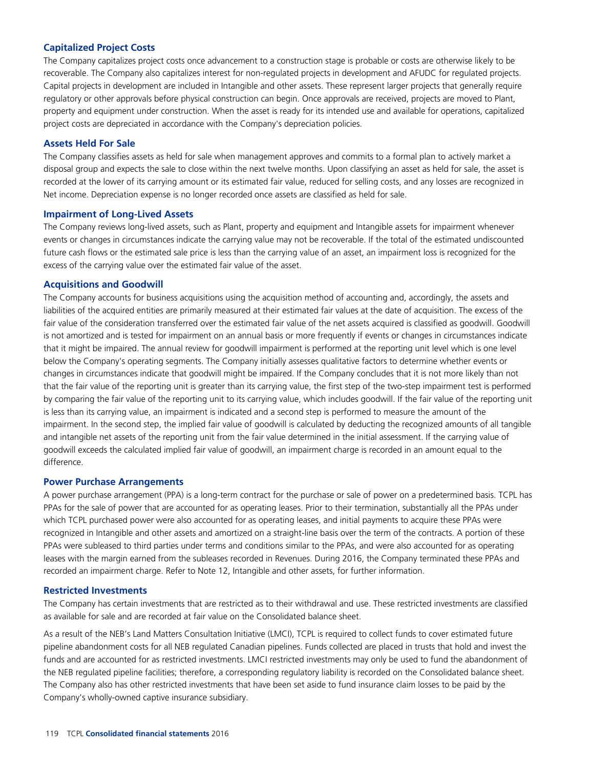### Capitalized Project Costs

The Company capitalizes project costs once advancement to a construction stage is probable or costs are otherwise likely to be recoverable. The Company also capitalizes interest for non-regulated projects in development and AFUDC for regulated projects. Capital projects in development are included in Intangible and other assets. These represent larger projects that generally require regulatory or other approvals before physical construction can begin. Once approvals are received, projects are moved to Plant, property and equipment under construction. When the asset is ready for its intended use and available for operations, capitalized project costs are depreciated in accordance with the Company's depreciation policies.

### Assets Held For Sale

The Company classifies assets as held for sale when management approves and commits to a formal plan to actively market a disposal group and expects the sale to close within the next twelve months. Upon classifying an asset as held for sale, the asset is recorded at the lower of its carrying amount or its estimated fair value, reduced for selling costs, and any losses are recognized in Net income. Depreciation expense is no longer recorded once assets are classified as held for sale.

### Impairment of Long-Lived Assets

The Company reviews long-lived assets, such as Plant, property and equipment and Intangible assets for impairment whenever events or changes in circumstances indicate the carrying value may not be recoverable. If the total of the estimated undiscounted future cash flows or the estimated sale price is less than the carrying value of an asset, an impairment loss is recognized for the excess of the carrying value over the estimated fair value of the asset.

### Acquisitions and Goodwill

The Company accounts for business acquisitions using the acquisition method of accounting and, accordingly, the assets and liabilities of the acquired entities are primarily measured at their estimated fair values at the date of acquisition. The excess of the fair value of the consideration transferred over the estimated fair value of the net assets acquired is classified as goodwill. Goodwill is not amortized and is tested for impairment on an annual basis or more frequently if events or changes in circumstances indicate that it might be impaired. The annual review for goodwill impairment is performed at the reporting unit level which is one level below the Company's operating segments. The Company initially assesses qualitative factors to determine whether events or changes in circumstances indicate that goodwill might be impaired. If the Company concludes that it is not more likely than not that the fair value of the reporting unit is greater than its carrying value, the first step of the two-step impairment test is performed by comparing the fair value of the reporting unit to its carrying value, which includes goodwill. If the fair value of the reporting unit is less than its carrying value, an impairment is indicated and a second step is performed to measure the amount of the impairment. In the second step, the implied fair value of goodwill is calculated by deducting the recognized amounts of all tangible and intangible net assets of the reporting unit from the fair value determined in the initial assessment. If the carrying value of goodwill exceeds the calculated implied fair value of goodwill, an impairment charge is recorded in an amount equal to the difference.

### Power Purchase Arrangements

A power purchase arrangement (PPA) is a long-term contract for the purchase or sale of power on a predetermined basis. TCPL has PPAs for the sale of power that are accounted for as operating leases. Prior to their termination, substantially all the PPAs under which TCPL purchased power were also accounted for as operating leases, and initial payments to acquire these PPAs were recognized in Intangible and other assets and amortized on a straight-line basis over the term of the contracts. A portion of these PPAs were subleased to third parties under terms and conditions similar to the PPAs, and were also accounted for as operating leases with the margin earned from the subleases recorded in Revenues. During 2016, the Company terminated these PPAs and recorded an impairment charge. Refer to Note 12, Intangible and other assets, for further information.

### Restricted Investments

The Company has certain investments that are restricted as to their withdrawal and use. These restricted investments are classified as available for sale and are recorded at fair value on the Consolidated balance sheet.

As a result of the NEB's Land Matters Consultation Initiative (LMCI), TCPL is required to collect funds to cover estimated future pipeline abandonment costs for all NEB regulated Canadian pipelines. Funds collected are placed in trusts that hold and invest the funds and are accounted for as restricted investments. LMCI restricted investments may only be used to fund the abandonment of the NEB regulated pipeline facilities; therefore, a corresponding regulatory liability is recorded on the Consolidated balance sheet. The Company also has other restricted investments that have been set aside to fund insurance claim losses to be paid by the Company's wholly-owned captive insurance subsidiary.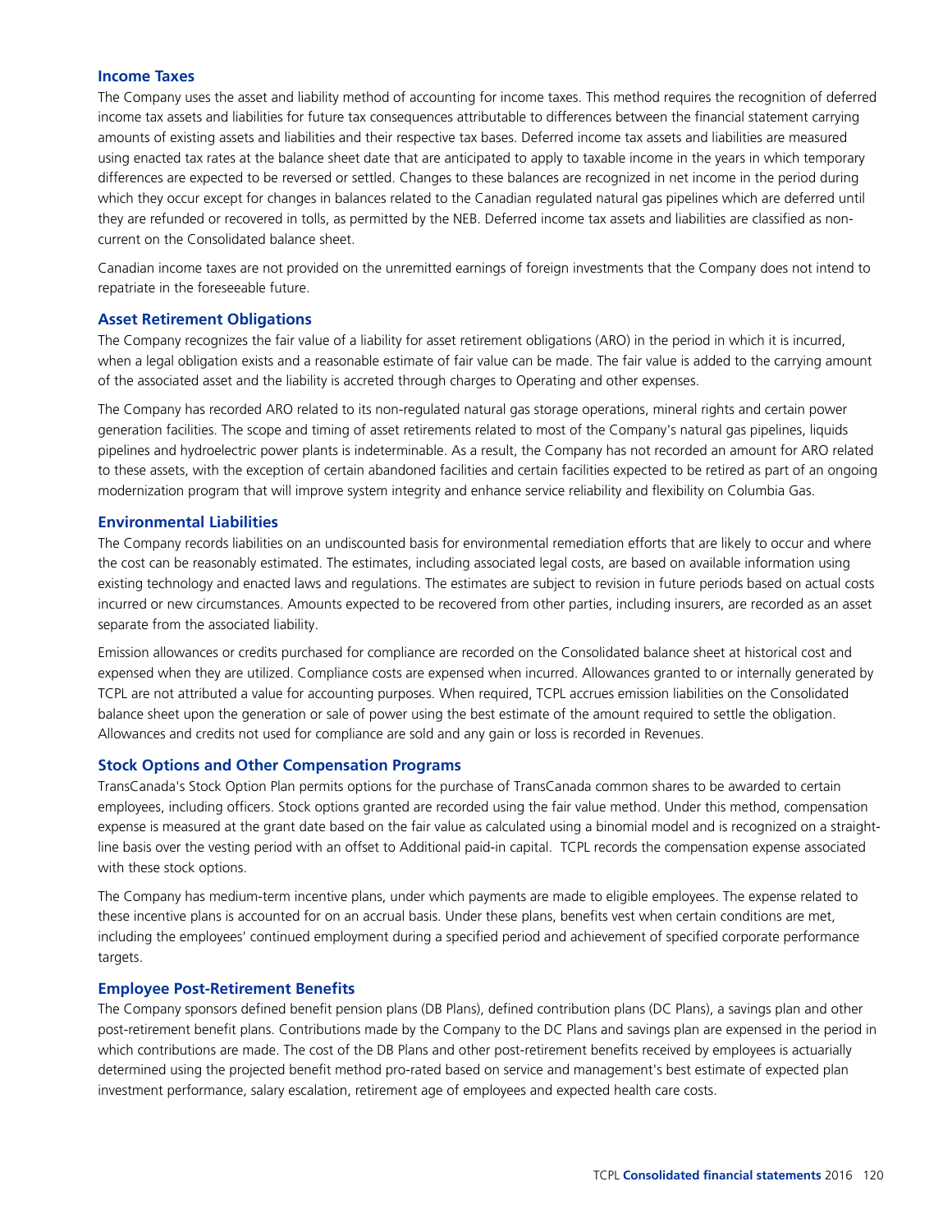## Income Taxes

The Company uses the asset and liability method of accounting for income taxes. This method requires the recognition of deferred income tax assets and liabilities for future tax consequences attributable to differences between the financial statement carrying amounts of existing assets and liabilities and their respective tax bases. Deferred income tax assets and liabilities are measured using enacted tax rates at the balance sheet date that are anticipated to apply to taxable income in the years in which temporary differences are expected to be reversed or settled. Changes to these balances are recognized in net income in the period during which they occur except for changes in balances related to the Canadian regulated natural gas pipelines which are deferred until they are refunded or recovered in tolls, as permitted by the NEB. Deferred income tax assets and liabilities are classified as non-current on the Consolidated balance sheet.

Canadian income taxes are not provided on the unremitted earnings of foreign investments that the Company does not intend to repatriate in the foreseeable future.

## Asset Retirement Obligations

The Company recognizes the fair value of a liability for asset retirement obligations (ARO) in the period in which it is incurred, when a legal obligation exists and a reasonable estimate of fair value can be made. The fair value is added to the carrying amount of the associated asset and the liability is accreted through charges to Operating and other expenses.

The Company has recorded ARO related to its non-regulated natural gas storage operations, mineral rights and certain power generation facilities. The scope and timing of asset retirements related to most of the Company's natural gas pipelines, liquids pipelines and hydroelectric power plants is indeterminable. As a result, the Company has not recorded an amount for ARO related to these assets, with the exception of certain abandoned facilities and certain facilities expected to be retired as part of an ongoing modernization program that will improve system integrity and enhance service reliability and flexibility on Columbia Gas.

## Environmental Liabilities

The Company records liabilities on an undiscounted basis for environmental remediation efforts that are likely to occur and where the cost can be reasonably estimated. The estimates, including associated legal costs, are based on available information using existing technology and enacted laws and regulations. The estimates are subject to revision in future periods based on actual costs incurred or new circumstances. Amounts expected to be recovered from other parties, including insurers, are recorded as an asset separate from the associated liability.

Emission allowances or credits purchased for compliance are recorded on the Consolidated balance sheet at historical cost and expensed when they are utilized. Compliance costs are expensed when incurred. Allowances granted to or internally generated by TCPL are not attributed a value for accounting purposes. When required, TCPL accrues emission liabilities on the Consolidated balance sheet upon the generation or sale of power using the best estimate of the amount required to settle the obligation. Allowances and credits not used for compliance are sold and any gain or loss is recorded in Revenues.

## Stock Options and Other Compensation Programs

TransCanada's Stock Option Plan permits options for the purchase of TransCanada common shares to be awarded to certain employees, including officers. Stock options granted are recorded using the fair value method. Under this method, compensation expense is measured at the grant date based on the fair value as calculated using a binomial model and is recognized on a straight-line basis over the vesting period with an offset to Additional paid-in capital. TCPL records the compensation expense associated with these stock options.

The Company has medium-term incentive plans, under which payments are made to eligible employees. The expense related to these incentive plans is accounted for on an accrual basis. Under these plans, benefits vest when certain conditions are met, including the employees' continued employment during a specified period and achievement of specified corporate performance targets.

## Employee Post-Retirement Benefits

The Company sponsors defined benefit pension plans (DB Plans), defined contribution plans (DC Plans), a savings plan and other post-retirement benefit plans. Contributions made by the Company to the DC Plans and savings plan are expensed in the period in which contributions are made. The cost of the DB Plans and other post-retirement benefits received by employees is actuarially determined using the projected benefit method pro-rated based on service and management's best estimate of expected plan investment performance, salary escalation, retirement age of employees and expected health care costs.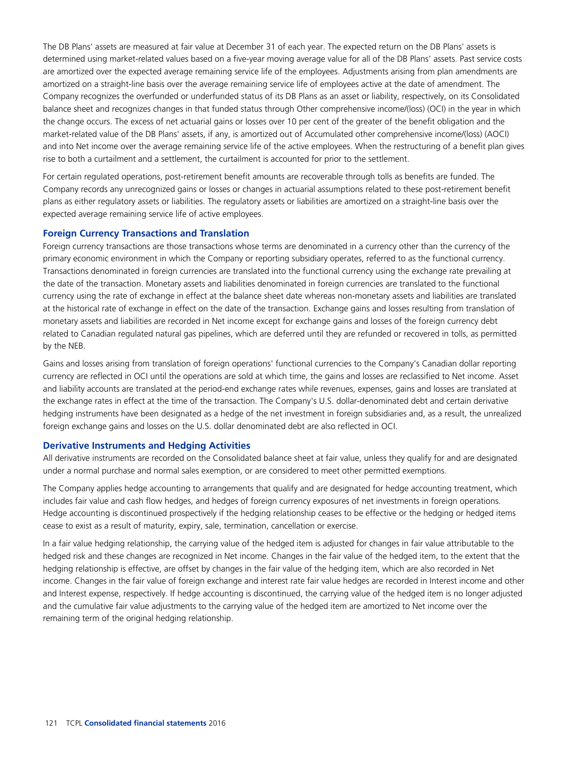The DB Plans' assets are measured at fair value at December 31 of each year. The expected return on the DB Plans' assets is determined using market-related values based on a five-year moving average value for all of the DB Plans' assets. Past service costs are amortized over the expected average remaining service life of the employees. Adjustments arising from plan amendments are amortized on a straight-line basis over the average remaining service life of employees active at the date of amendment. The Company recognizes the overfunded or underfunded status of its DB Plans as an asset or liability, respectively, on its Consolidated balance sheet and recognizes changes in that funded status through Other comprehensive income/(loss) (OCI) in the year in which the change occurs. The excess of net actuarial gains or losses over 10 per cent of the greater of the benefit obligation and the market-related value of the DB Plans' assets, if any, is amortized out of Accumulated other comprehensive income/(loss) (AOCI) and into Net income over the average remaining service life of the active employees. When the restructuring of a benefit plan gives rise to both a curtailment and a settlement, the curtailment is accounted for prior to the settlement.

For certain regulated operations, post-retirement benefit amounts are recoverable through tolls as benefits are funded. The Company records any unrecognized gains or losses or changes in actuarial assumptions related to these post-retirement benefit plans as either regulatory assets or liabilities. The regulatory assets or liabilities are amortized on a straight-line basis over the expected average remaining service life of active employees.

### Foreign Currency Transactions and Translation

Foreign currency transactions are those transactions whose terms are denominated in a currency other than the currency of the primary economic environment in which the Company or reporting subsidiary operates, referred to as the functional currency. Transactions denominated in foreign currencies are translated into the functional currency using the exchange rate prevailing at the date of the transaction. Monetary assets and liabilities denominated in foreign currencies are translated to the functional currency using the rate of exchange in effect at the balance sheet date whereas non-monetary assets and liabilities are translated at the historical rate of exchange in effect on the date of the transaction. Exchange gains and losses resulting from translation of monetary assets and liabilities are recorded in Net income except for exchange gains and losses of the foreign currency debt related to Canadian regulated natural gas pipelines, which are deferred until they are refunded or recovered in tolls, as permitted by the NEB.

Gains and losses arising from translation of foreign operations' functional currencies to the Company's Canadian dollar reporting currency are reflected in OCI until the operations are sold at which time, the gains and losses are reclassified to Net income. Asset and liability accounts are translated at the period-end exchange rates while revenues, expenses, gains and losses are translated at the exchange rates in effect at the time of the transaction. The Company's U.S. dollar-denominated debt and certain derivative hedging instruments have been designated as a hedge of the net investment in foreign subsidiaries and, as a result, the unrealized foreign exchange gains and losses on the U.S. dollar denominated debt are also reflected in OCI.

### Derivative Instruments and Hedging Activities

All derivative instruments are recorded on the Consolidated balance sheet at fair value, unless they qualify for and are designated under a normal purchase and normal sales exemption, or are considered to meet other permitted exemptions.

The Company applies hedge accounting to arrangements that qualify and are designated for hedge accounting treatment, which includes fair value and cash flow hedges, and hedges of foreign currency exposures of net investments in foreign operations. Hedge accounting is discontinued prospectively if the hedging relationship ceases to be effective or the hedging or hedged items cease to exist as a result of maturity, expiry, sale, termination, cancellation or exercise.

In a fair value hedging relationship, the carrying value of the hedged item is adjusted for changes in fair value attributable to the hedged risk and these changes are recognized in Net income. Changes in the fair value of the hedged item, to the extent that the hedging relationship is effective, are offset by changes in the fair value of the hedging item, which are also recorded in Net income. Changes in the fair value of foreign exchange and interest rate fair value hedges are recorded in Interest income and other and Interest expense, respectively. If hedge accounting is discontinued, the carrying value of the hedged item is no longer adjusted and the cumulative fair value adjustments to the carrying value of the hedged item are amortized to Net income over the remaining term of the original hedging relationship.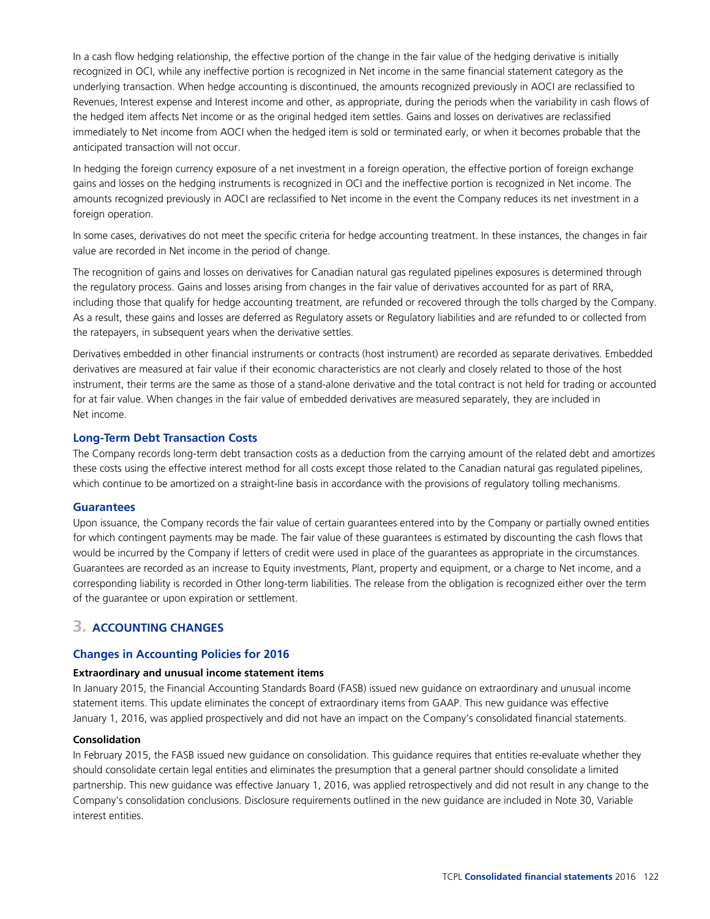In a cash flow hedging relationship, the effective portion of the change in the fair value of the hedging derivative is initially recognized in OCI, while any ineffective portion is recognized in Net income in the same financial statement category as the underlying transaction. When hedge accounting is discontinued, the amounts recognized previously in AOCI are reclassified to Revenues, Interest expense and Interest income and other, as appropriate, during the periods when the variability in cash flows of the hedged item affects Net income or as the original hedged item settles. Gains and losses on derivatives are reclassified immediately to Net income from AOCI when the hedged item is sold or terminated early, or when it becomes probable that the anticipated transaction will not occur.

In hedging the foreign currency exposure of a net investment in a foreign operation, the effective portion of foreign exchange gains and losses on the hedging instruments is recognized in OCI and the ineffective portion is recognized in Net income. The amounts recognized previously in AOCI are reclassified to Net income in the event the Company reduces its net investment in a foreign operation.

In some cases, derivatives do not meet the specific criteria for hedge accounting treatment. In these instances, the changes in fair value are recorded in Net income in the period of change.

The recognition of gains and losses on derivatives for Canadian natural gas regulated pipelines exposures is determined through the regulatory process. Gains and losses arising from changes in the fair value of derivatives accounted for as part of RRA, including those that qualify for hedge accounting treatment, are refunded or recovered through the tolls charged by the Company. As a result, these gains and losses are deferred as Regulatory assets or Regulatory liabilities and are refunded to or collected from the ratepayers, in subsequent years when the derivative settles.

Derivatives embedded in other financial instruments or contracts (host instrument) are recorded as separate derivatives. Embedded derivatives are measured at fair value if their economic characteristics are not clearly and closely related to those of the host instrument, their terms are the same as those of a stand-alone derivative and the total contract is not held for trading or accounted for at fair value. When changes in the fair value of embedded derivatives are measured separately, they are included in Net income.

### Long-Term Debt Transaction Costs

The Company records long-term debt transaction costs as a deduction from the carrying amount of the related debt and amortizes these costs using the effective interest method for all costs except those related to the Canadian natural gas regulated pipelines, which continue to be amortized on a straight-line basis in accordance with the provisions of regulatory tolling mechanisms.

### Guarantees

Upon issuance, the Company records the fair value of certain guarantees entered into by the Company or partially owned entities for which contingent payments may be made. The fair value of these guarantees is estimated by discounting the cash flows that would be incurred by the Company if letters of credit were used in place of the guarantees as appropriate in the circumstances. Guarantees are recorded as an increase to Equity investments, Plant, property and equipment, or a charge to Net income, and a corresponding liability is recorded in Other long-term liabilities. The release from the obligation is recognized either over the term of the guarantee or upon expiration or settlement.

## 3. ACCOUNTING CHANGES

### Changes in Accounting Policies for 2016

**Extraordinary and unusual income statement items**

In January 2015, the Financial Accounting Standards Board (FASB) issued new guidance on extraordinary and unusual income statement items. This update eliminates the concept of extraordinary items from GAAP. This new guidance was effective January 1, 2016, was applied prospectively and did not have an impact on the Company's consolidated financial statements.

**Consolidation**

In February 2015, the FASB issued new guidance on consolidation. This guidance requires that entities re-evaluate whether they should consolidate certain legal entities and eliminates the presumption that a general partner should consolidate a limited partnership. This new guidance was effective January 1, 2016, was applied retrospectively and did not result in any change to the Company's consolidation conclusions. Disclosure requirements outlined in the new guidance are included in Note 30, Variable interest entities.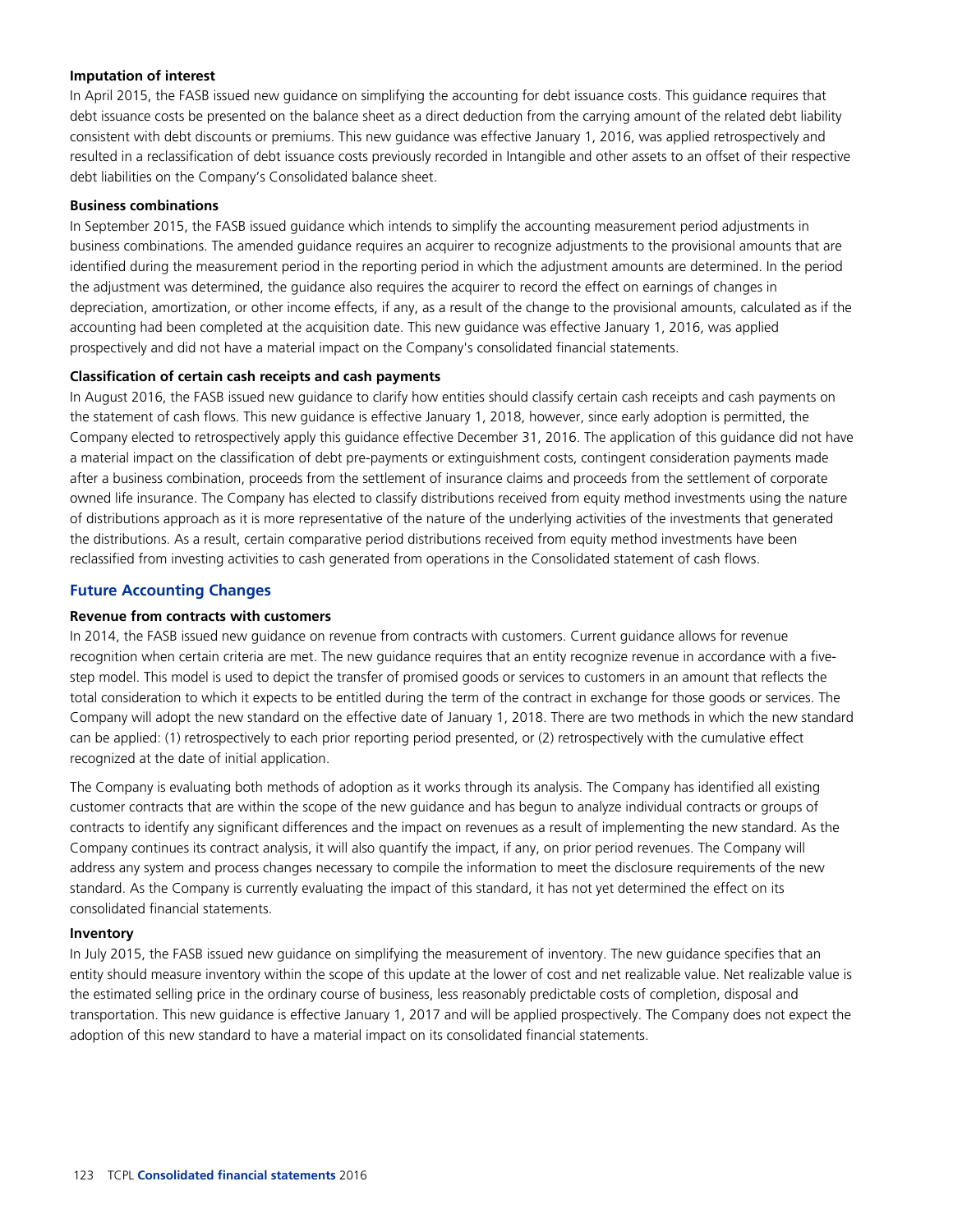**Imputation of interest**

In April 2015, the FASB issued new guidance on simplifying the accounting for debt issuance costs. This guidance requires that debt issuance costs be presented on the balance sheet as a direct deduction from the carrying amount of the related debt liability consistent with debt discounts or premiums. This new guidance was effective January 1, 2016, was applied retrospectively and resulted in a reclassification of debt issuance costs previously recorded in Intangible and other assets to an offset of their respective debt liabilities on the Company's Consolidated balance sheet.

**Business combinations**

In September 2015, the FASB issued guidance which intends to simplify the accounting measurement period adjustments in business combinations. The amended guidance requires an acquirer to recognize adjustments to the provisional amounts that are identified during the measurement period in the reporting period in which the adjustment amounts are determined. In the period the adjustment was determined, the guidance also requires the acquirer to record the effect on earnings of changes in depreciation, amortization, or other income effects, if any, as a result of the change to the provisional amounts, calculated as if the accounting had been completed at the acquisition date. This new guidance was effective January 1, 2016, was applied prospectively and did not have a material impact on the Company's consolidated financial statements.

**Classification of certain cash receipts and cash payments**

In August 2016, the FASB issued new guidance to clarify how entities should classify certain cash receipts and cash payments on the statement of cash flows. This new guidance is effective January 1, 2018, however, since early adoption is permitted, the Company elected to retrospectively apply this guidance effective December 31, 2016. The application of this guidance did not have a material impact on the classification of debt pre-payments or extinguishment costs, contingent consideration payments made after a business combination, proceeds from the settlement of insurance claims and proceeds from the settlement of corporate owned life insurance. The Company has elected to classify distributions received from equity method investments using the nature of distributions approach as it is more representative of the nature of the underlying activities of the investments that generated the distributions. As a result, certain comparative period distributions received from equity method investments have been reclassified from investing activities to cash generated from operations in the Consolidated statement of cash flows.

## Future Accounting Changes

**Revenue from contracts with customers**

In 2014, the FASB issued new guidance on revenue from contracts with customers. Current guidance allows for revenue recognition when certain criteria are met. The new guidance requires that an entity recognize revenue in accordance with a five-step model. This model is used to depict the transfer of promised goods or services to customers in an amount that reflects the total consideration to which it expects to be entitled during the term of the contract in exchange for those goods or services. The Company will adopt the new standard on the effective date of January 1, 2018. There are two methods in which the new standard can be applied: (1) retrospectively to each prior reporting period presented, or (2) retrospectively with the cumulative effect recognized at the date of initial application.

The Company is evaluating both methods of adoption as it works through its analysis. The Company has identified all existing customer contracts that are within the scope of the new guidance and has begun to analyze individual contracts or groups of contracts to identify any significant differences and the impact on revenues as a result of implementing the new standard. As the Company continues its contract analysis, it will also quantify the impact, if any, on prior period revenues. The Company will address any system and process changes necessary to compile the information to meet the disclosure requirements of the new standard. As the Company is currently evaluating the impact of this standard, it has not yet determined the effect on its consolidated financial statements.

**Inventory**

In July 2015, the FASB issued new guidance on simplifying the measurement of inventory. The new guidance specifies that an entity should measure inventory within the scope of this update at the lower of cost and net realizable value. Net realizable value is the estimated selling price in the ordinary course of business, less reasonably predictable costs of completion, disposal and transportation. This new guidance is effective January 1, 2017 and will be applied prospectively. The Company does not expect the adoption of this new standard to have a material impact on its consolidated financial statements.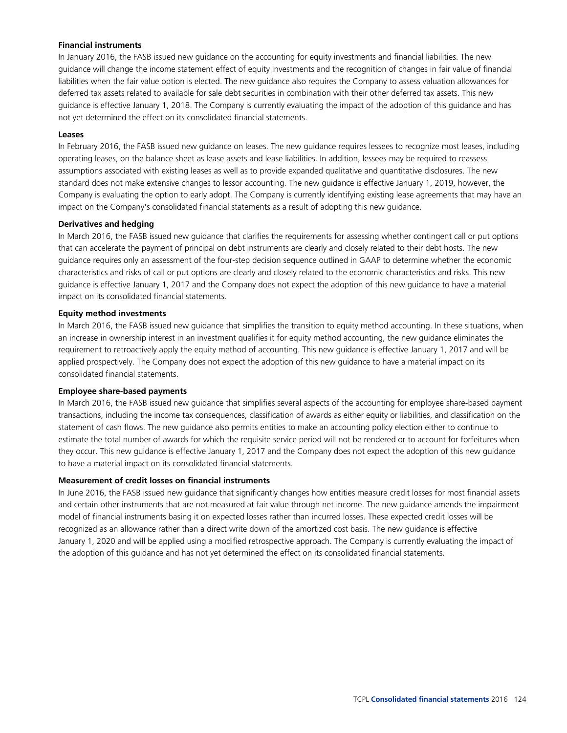**Financial instruments**

In January 2016, the FASB issued new guidance on the accounting for equity investments and financial liabilities. The new guidance will change the income statement effect of equity investments and the recognition of changes in fair value of financial liabilities when the fair value option is elected. The new guidance also requires the Company to assess valuation allowances for deferred tax assets related to available for sale debt securities in combination with their other deferred tax assets. This new guidance is effective January 1, 2018. The Company is currently evaluating the impact of the adoption of this guidance and has not yet determined the effect on its consolidated financial statements.

**Leases**

In February 2016, the FASB issued new guidance on leases. The new guidance requires lessees to recognize most leases, including operating leases, on the balance sheet as lease assets and lease liabilities. In addition, lessees may be required to reassess assumptions associated with existing leases as well as to provide expanded qualitative and quantitative disclosures. The new standard does not make extensive changes to lessor accounting. The new guidance is effective January 1, 2019, however, the Company is evaluating the option to early adopt. The Company is currently identifying existing lease agreements that may have an impact on the Company's consolidated financial statements as a result of adopting this new guidance.

**Derivatives and hedging**

In March 2016, the FASB issued new guidance that clarifies the requirements for assessing whether contingent call or put options that can accelerate the payment of principal on debt instruments are clearly and closely related to their debt hosts. The new guidance requires only an assessment of the four-step decision sequence outlined in GAAP to determine whether the economic characteristics and risks of call or put options are clearly and closely related to the economic characteristics and risks. This new guidance is effective January 1, 2017 and the Company does not expect the adoption of this new guidance to have a material impact on its consolidated financial statements.

**Equity method investments**

In March 2016, the FASB issued new guidance that simplifies the transition to equity method accounting. In these situations, when an increase in ownership interest in an investment qualifies it for equity method accounting, the new guidance eliminates the requirement to retroactively apply the equity method of accounting. This new guidance is effective January 1, 2017 and will be applied prospectively. The Company does not expect the adoption of this new guidance to have a material impact on its consolidated financial statements.

**Employee share-based payments**

In March 2016, the FASB issued new guidance that simplifies several aspects of the accounting for employee share-based payment transactions, including the income tax consequences, classification of awards as either equity or liabilities, and classification on the statement of cash flows. The new guidance also permits entities to make an accounting policy election either to continue to estimate the total number of awards for which the requisite service period will not be rendered or to account for forfeitures when they occur. This new guidance is effective January 1, 2017 and the Company does not expect the adoption of this new guidance to have a material impact on its consolidated financial statements.

**Measurement of credit losses on financial instruments**

In June 2016, the FASB issued new guidance that significantly changes how entities measure credit losses for most financial assets and certain other instruments that are not measured at fair value through net income. The new guidance amends the impairment model of financial instruments basing it on expected losses rather than incurred losses. These expected credit losses will be recognized as an allowance rather than a direct write down of the amortized cost basis. The new guidance is effective January 1, 2020 and will be applied using a modified retrospective approach. The Company is currently evaluating the impact of the adoption of this guidance and has not yet determined the effect on its consolidated financial statements.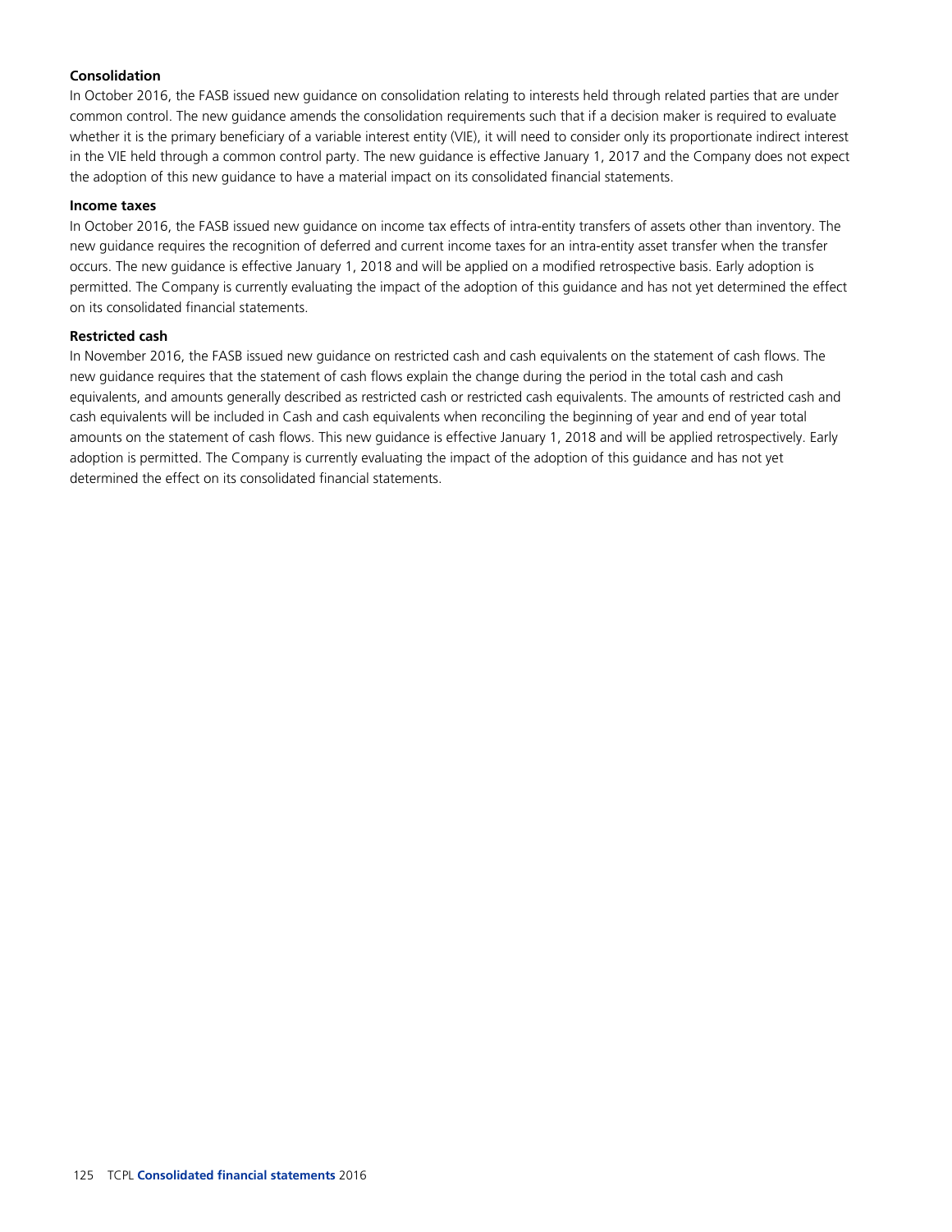**Consolidation**

In October 2016, the FASB issued new guidance on consolidation relating to interests held through related parties that are under common control. The new guidance amends the consolidation requirements such that if a decision maker is required to evaluate whether it is the primary beneficiary of a variable interest entity (VIE), it will need to consider only its proportionate indirect interest in the VIE held through a common control party. The new guidance is effective January 1, 2017 and the Company does not expect the adoption of this new guidance to have a material impact on its consolidated financial statements.

**Income taxes**

In October 2016, the FASB issued new guidance on income tax effects of intra-entity transfers of assets other than inventory. The new guidance requires the recognition of deferred and current income taxes for an intra-entity asset transfer when the transfer occurs. The new guidance is effective January 1, 2018 and will be applied on a modified retrospective basis. Early adoption is permitted. The Company is currently evaluating the impact of the adoption of this guidance and has not yet determined the effect on its consolidated financial statements.

**Restricted cash**

In November 2016, the FASB issued new guidance on restricted cash and cash equivalents on the statement of cash flows. The new guidance requires that the statement of cash flows explain the change during the period in the total cash and cash equivalents, and amounts generally described as restricted cash or restricted cash equivalents. The amounts of restricted cash and cash equivalents will be included in Cash and cash equivalents when reconciling the beginning of year and end of year total amounts on the statement of cash flows. This new guidance is effective January 1, 2018 and will be applied retrospectively. Early adoption is permitted. The Company is currently evaluating the impact of the adoption of this guidance and has not yet determined the effect on its consolidated financial statements.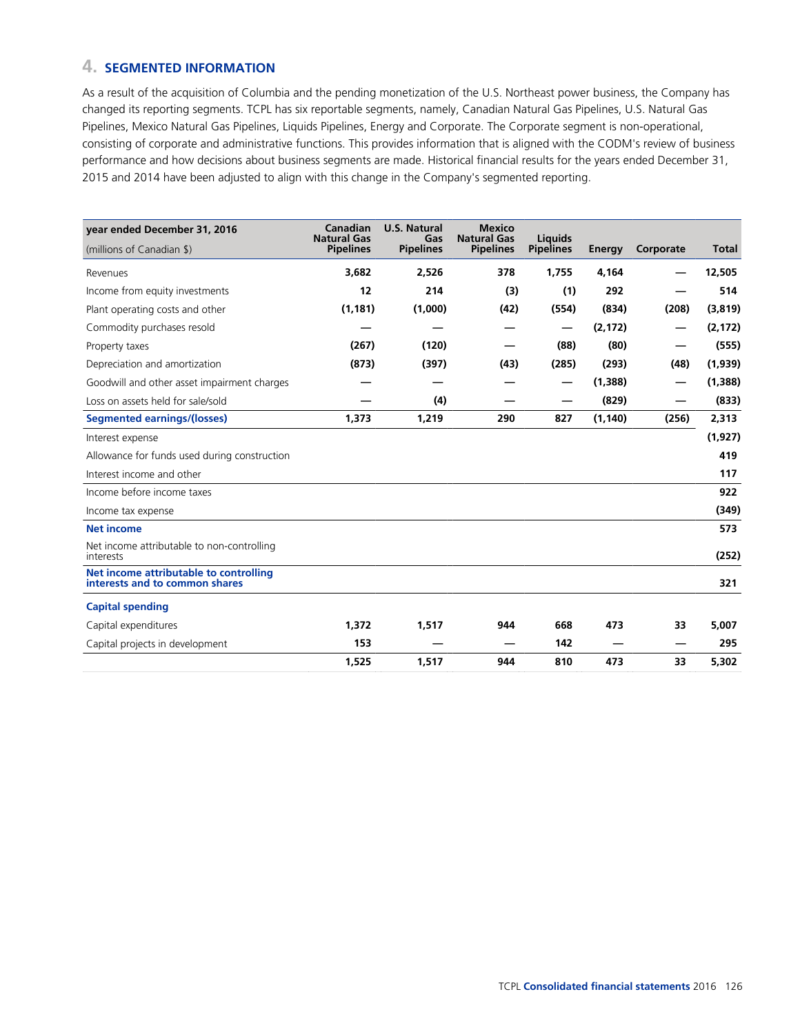## 4. SEGMENTED INFORMATION

As a result of the acquisition of Columbia and the pending monetization of the U.S. Northeast power business, the Company has changed its reporting segments. TCPL has six reportable segments, namely, Canadian Natural Gas Pipelines, U.S. Natural Gas Pipelines, Mexico Natural Gas Pipelines, Liquids Pipelines, Energy and Corporate. The Corporate segment is non-operational, consisting of corporate and administrative functions. This provides information that is aligned with the CODM's review of business performance and how decisions about business segments are made. Historical financial results for the years ended December 31, 2015 and 2014 have been adjusted to align with this change in the Company's segmented reporting.

| **year ended December 31, 2016** (millions of Canadian $) | **Canadian Natural Gas Pipelines** | **U.S. Natural Gas Pipelines** | **Mexico Natural Gas Pipelines** | **Liquids Pipelines** | **Energy** | **Corporate** | **Total** |
|---|---|---|---|---|---|---|---|
| Revenues | 3,682 | 2,526 | 378 | 1,755 | 4,164 | — | 12,505 |
| Income from equity investments | 12 | 214 | (3) | (1) | 292 | — | 514 |
| Plant operating costs and other | (1,181) | (1,000) | (42) | (554) | (834) | (208) | (3,819) |
| Commodity purchases resold | — | — | — | — | (2,172) | — | (2,172) |
| Property taxes | (267) | (120) | — | (88) | (80) | — | (555) |
| Depreciation and amortization | (873) | (397) | (43) | (285) | (293) | (48) | (1,939) |
| Goodwill and other asset impairment charges | — | — | — | — | (1,388) | — | (1,388) |
| Loss on assets held for sale/sold | — | (4) | — | — | (829) | — | (833) |
| **Segmented earnings/(losses)** | 1,373 | 1,219 | 290 | 827 | (1,140) | (256) | 2,313 |
| Interest expense | | | | | | | (1,927) |
| Allowance for funds used during construction | | | | | | | 419 |
| Interest income and other | | | | | | | 117 |
| Income before income taxes | | | | | | | 922 |
| Income tax expense | | | | | | | (349) |
| **Net income** | | | | | | | 573 |
| Net income attributable to non-controlling interests | | | | | | | (252) |
| **Net income attributable to controlling interests and to common shares** | | | | | | | 321 |
| **Capital spending** | | | | | | | |
| Capital expenditures | 1,372 | 1,517 | 944 | 668 | 473 | 33 | 5,007 |
| Capital projects in development | 153 | — | — | 142 | — | — | 295 |
| | 1,525 | 1,517 | 944 | 810 | 473 | 33 | 5,302 |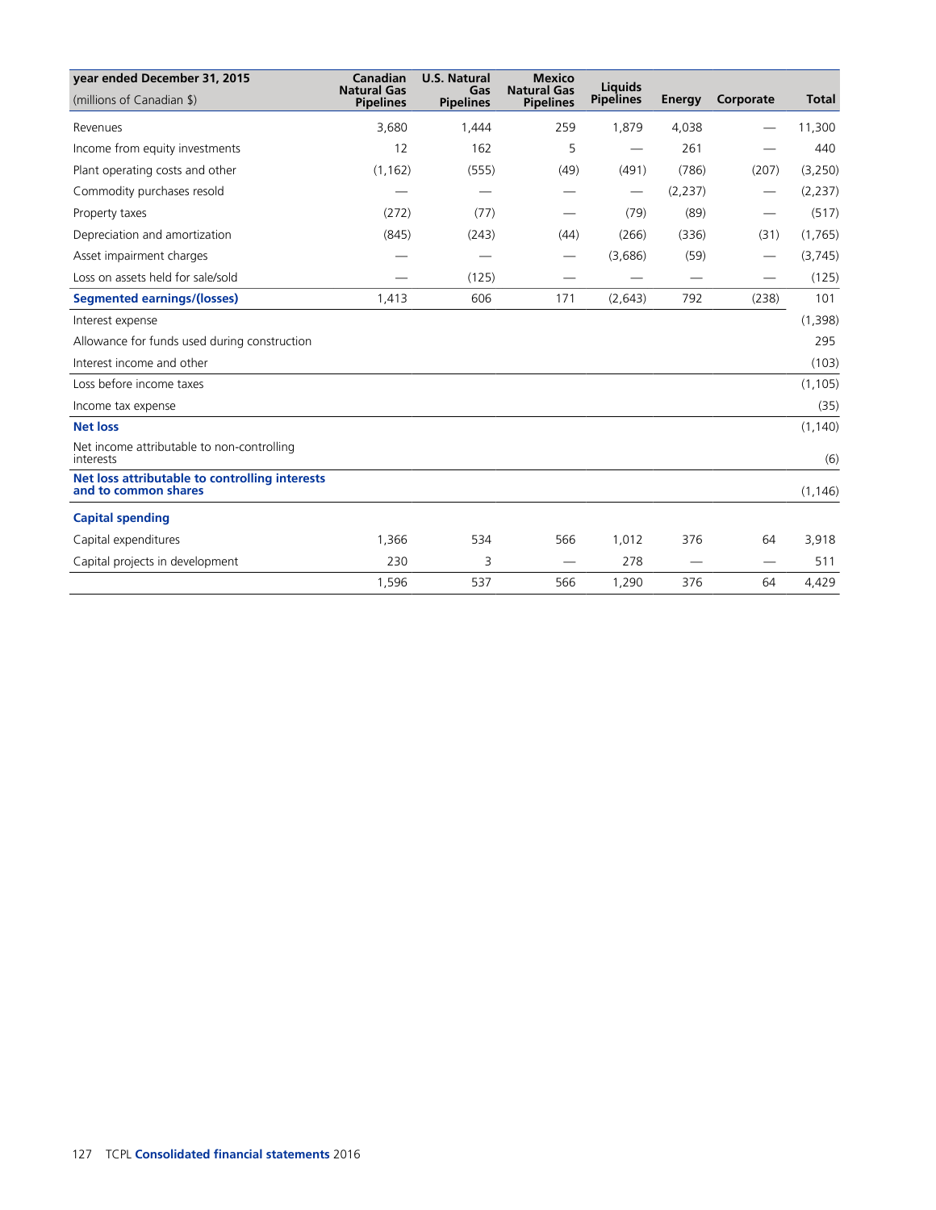| year ended December 31, 2015 (millions of Canadian $) | Canadian Natural Gas Pipelines | U.S. Natural Gas Pipelines | Mexico Natural Gas Pipelines | Liquids Pipelines | Energy | Corporate | Total |
|---|---|---|---|---|---|---|---|
| Revenues | 3,680 | 1,444 | 259 | 1,879 | 4,038 | — | 11,300 |
| Income from equity investments | 12 | 162 | 5 | — | 261 | — | 440 |
| Plant operating costs and other | (1,162) | (555) | (49) | (491) | (786) | (207) | (3,250) |
| Commodity purchases resold | — | — | — | — | (2,237) | — | (2,237) |
| Property taxes | (272) | (77) | — | (79) | (89) | — | (517) |
| Depreciation and amortization | (845) | (243) | (44) | (266) | (336) | (31) | (1,765) |
| Asset impairment charges | — | — | — | (3,686) | (59) | — | (3,745) |
| Loss on assets held for sale/sold | — | (125) | — | — | — | — | (125) |
| **Segmented earnings/(losses)** | 1,413 | 606 | 171 | (2,643) | 792 | (238) | 101 |
| Interest expense | | | | | | | (1,398) |
| Allowance for funds used during construction | | | | | | | 295 |
| Interest income and other | | | | | | | (103) |
| Loss before income taxes | | | | | | | (1,105) |
| Income tax expense | | | | | | | (35) |
| **Net loss** | | | | | | | (1,140) |
| Net income attributable to non-controlling interests | | | | | | | (6) |
| **Net loss attributable to controlling interests and to common shares** | | | | | | | (1,146) |
| **Capital spending** | | | | | | | |
| Capital expenditures | 1,366 | 534 | 566 | 1,012 | 376 | 64 | 3,918 |
| Capital projects in development | 230 | 3 | — | 278 | — | — | 511 |
| | 1,596 | 537 | 566 | 1,290 | 376 | 64 | 4,429 |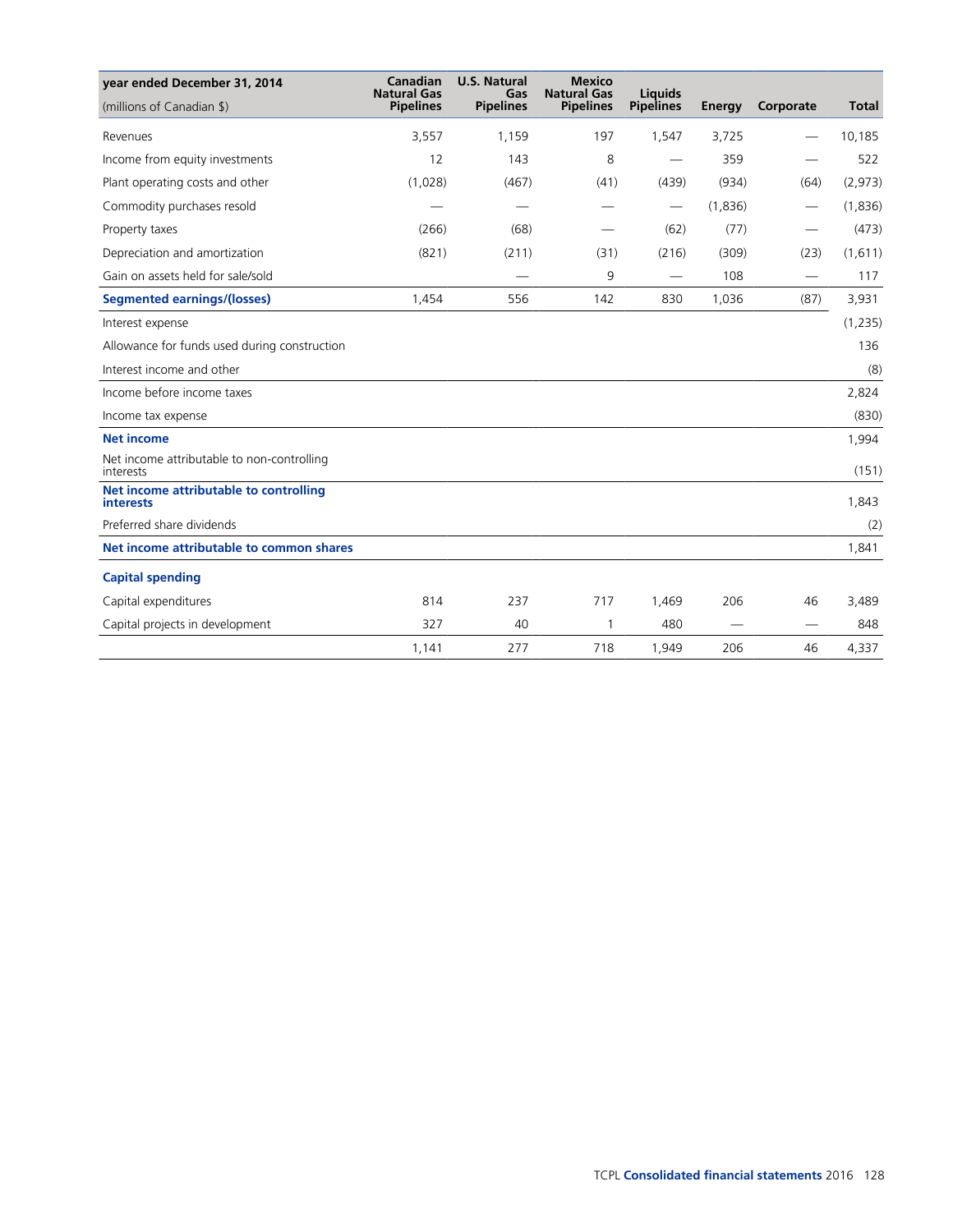| year ended December 31, 2014<br>(millions of Canadian $) | Canadian Natural Gas Pipelines | U.S. Natural Gas Pipelines | Mexico Natural Gas Pipelines | Liquids Pipelines | Energy | Corporate | Total |
|---|---|---|---|---|---|---|---|
| Revenues | 3,557 | 1,159 | 197 | 1,547 | 3,725 | — | 10,185 |
| Income from equity investments | 12 | 143 | 8 | — | 359 | — | 522 |
| Plant operating costs and other | (1,028) | (467) | (41) | (439) | (934) | (64) | (2,973) |
| Commodity purchases resold | — | — | — | — | (1,836) | — | (1,836) |
| Property taxes | (266) | (68) | — | (62) | (77) | — | (473) |
| Depreciation and amortization | (821) | (211) | (31) | (216) | (309) | (23) | (1,611) |
| Gain on assets held for sale/sold | | — | 9 | — | 108 | — | 117 |
| **Segmented earnings/(losses)** | 1,454 | 556 | 142 | 830 | 1,036 | (87) | 3,931 |
| Interest expense | | | | | | | (1,235) |
| Allowance for funds used during construction | | | | | | | 136 |
| Interest income and other | | | | | | | (8) |
| Income before income taxes | | | | | | | 2,824 |
| Income tax expense | | | | | | | (830) |
| **Net income** | | | | | | | 1,994 |
| Net income attributable to non-controlling interests | | | | | | | (151) |
| **Net income attributable to controlling interests** | | | | | | | 1,843 |
| Preferred share dividends | | | | | | | (2) |
| **Net income attributable to common shares** | | | | | | | 1,841 |
| **Capital spending** | | | | | | | |
| Capital expenditures | 814 | 237 | 717 | 1,469 | 206 | 46 | 3,489 |
| Capital projects in development | 327 | 40 | 1 | 480 | — | — | 848 |
| | 1,141 | 277 | 718 | 1,949 | 206 | 46 | 4,337 |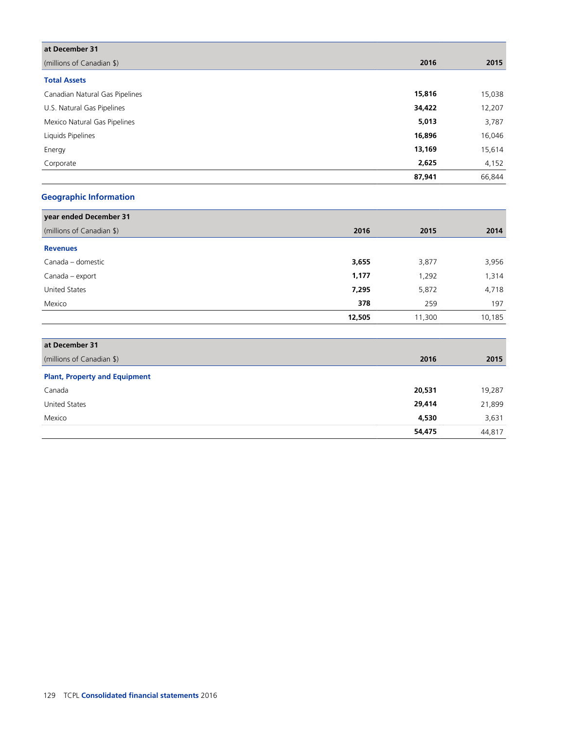| at December 31 | | |
|---|---|---|
| (millions of Canadian $) | **2016** | 2015 |
| **Total Assets** | | |
| Canadian Natural Gas Pipelines | **15,816** | 15,038 |
| U.S. Natural Gas Pipelines | **34,422** | 12,207 |
| Mexico Natural Gas Pipelines | **5,013** | 3,787 |
| Liquids Pipelines | **16,896** | 16,046 |
| Energy | **13,169** | 15,614 |
| Corporate | **2,625** | 4,152 |
| | **87,941** | 66,844 |

## Geographic Information

| year ended December 31 | | | |
|---|---|---|---|
| (millions of Canadian $) | **2016** | 2015 | 2014 |
| **Revenues** | | | |
| Canada – domestic | **3,655** | 3,877 | 3,956 |
| Canada – export | **1,177** | 1,292 | 1,314 |
| United States | **7,295** | 5,872 | 4,718 |
| Mexico | **378** | 259 | 197 |
| | **12,505** | 11,300 | 10,185 |

| at December 31 | | |
|---|---|---|
| (millions of Canadian $) | **2016** | 2015 |
| **Plant, Property and Equipment** | | |
| Canada | **20,531** | 19,287 |
| United States | **29,414** | 21,899 |
| Mexico | **4,530** | 3,631 |
| | **54,475** | 44,817 |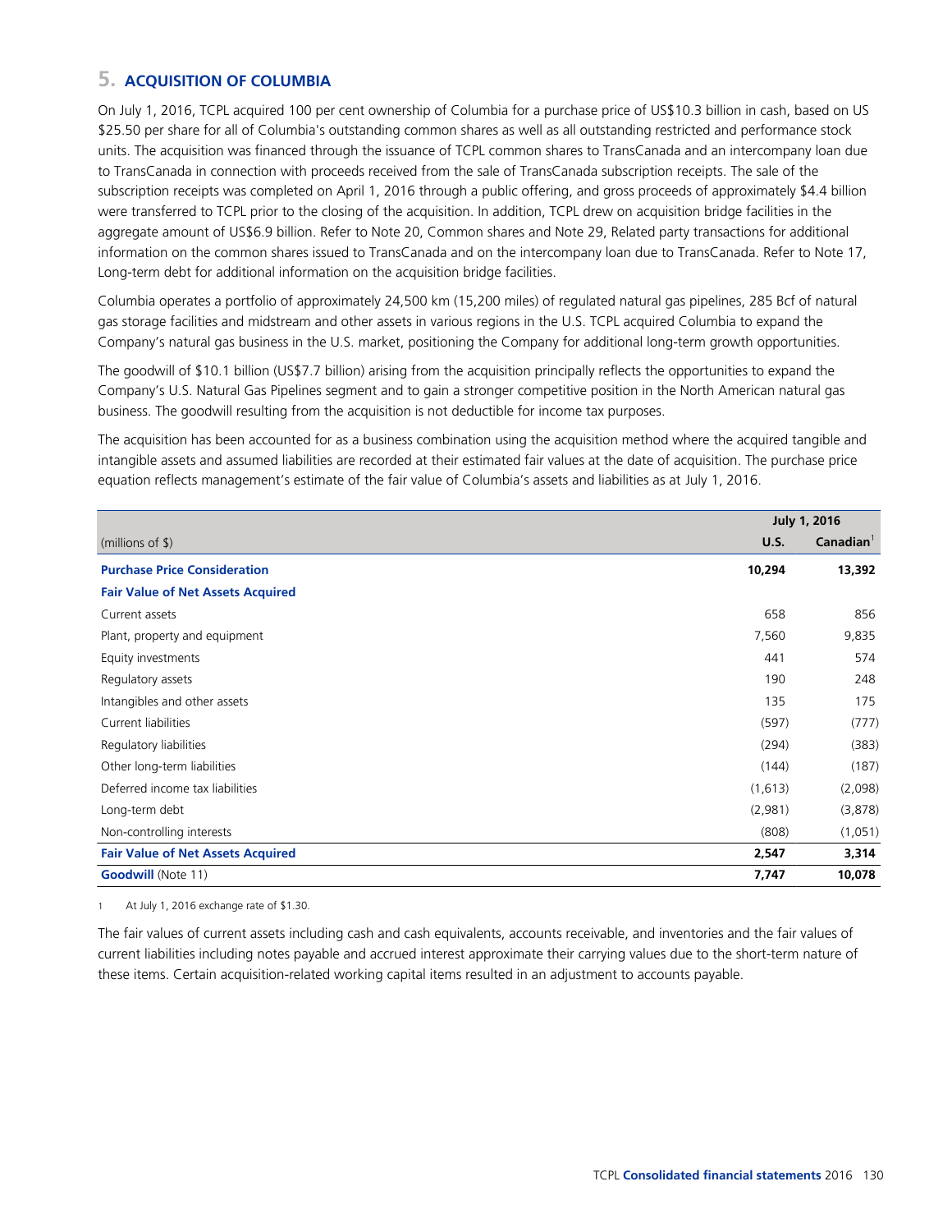## 5. ACQUISITION OF COLUMBIA

On July 1, 2016, TCPL acquired 100 per cent ownership of Columbia for a purchase price of US$10.3 billion in cash, based on US $25.50 per share for all of Columbia's outstanding common shares as well as all outstanding restricted and performance stock units. The acquisition was financed through the issuance of TCPL common shares to TransCanada and an intercompany loan due to TransCanada in connection with proceeds received from the sale of TransCanada subscription receipts. The sale of the subscription receipts was completed on April 1, 2016 through a public offering, and gross proceeds of approximately $4.4 billion were transferred to TCPL prior to the closing of the acquisition. In addition, TCPL drew on acquisition bridge facilities in the aggregate amount of US$6.9 billion. Refer to Note 20, Common shares and Note 29, Related party transactions for additional information on the common shares issued to TransCanada and on the intercompany loan due to TransCanada. Refer to Note 17, Long-term debt for additional information on the acquisition bridge facilities.

Columbia operates a portfolio of approximately 24,500 km (15,200 miles) of regulated natural gas pipelines, 285 Bcf of natural gas storage facilities and midstream and other assets in various regions in the U.S. TCPL acquired Columbia to expand the Company's natural gas business in the U.S. market, positioning the Company for additional long-term growth opportunities.

The goodwill of $10.1 billion (US$7.7 billion) arising from the acquisition principally reflects the opportunities to expand the Company's U.S. Natural Gas Pipelines segment and to gain a stronger competitive position in the North American natural gas business. The goodwill resulting from the acquisition is not deductible for income tax purposes.

The acquisition has been accounted for as a business combination using the acquisition method where the acquired tangible and intangible assets and assumed liabilities are recorded at their estimated fair values at the date of acquisition. The purchase price equation reflects management's estimate of the fair value of Columbia's assets and liabilities as at July 1, 2016.

| | July 1, 2016 | |
|---|---|---|
| (millions of $) | U.S. | Canadian[1] |
| **Purchase Price Consideration** | **10,294** | **13,392** |
| **Fair Value of Net Assets Acquired** | | |
| Current assets | 658 | 856 |
| Plant, property and equipment | 7,560 | 9,835 |
| Equity investments | 441 | 574 |
| Regulatory assets | 190 | 248 |
| Intangibles and other assets | 135 | 175 |
| Current liabilities | (597) | (777) |
| Regulatory liabilities | (294) | (383) |
| Other long-term liabilities | (144) | (187) |
| Deferred income tax liabilities | (1,613) | (2,098) |
| Long-term debt | (2,981) | (3,878) |
| Non-controlling interests | (808) | (1,051) |
| **Fair Value of Net Assets Acquired** | **2,547** | **3,314** |
| **Goodwill** (Note 11) | **7,747** | **10,078** |

1 At July 1, 2016 exchange rate of $1.30.

The fair values of current assets including cash and cash equivalents, accounts receivable, and inventories and the fair values of current liabilities including notes payable and accrued interest approximate their carrying values due to the short-term nature of these items. Certain acquisition-related working capital items resulted in an adjustment to accounts payable.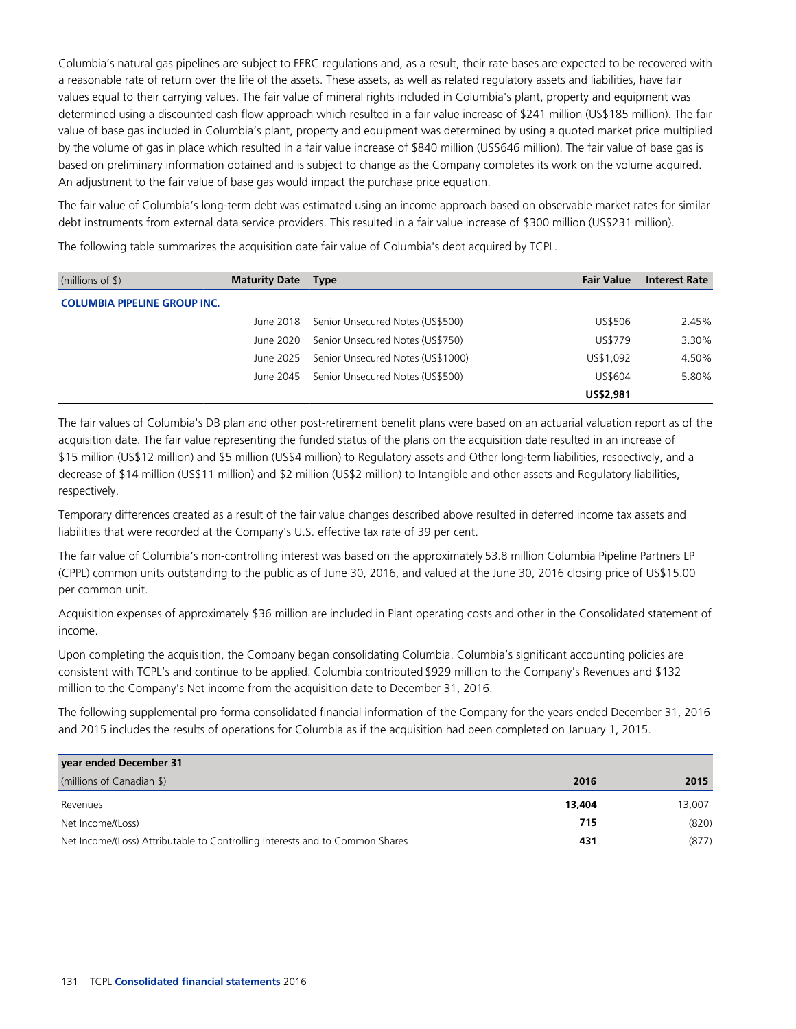Columbia's natural gas pipelines are subject to FERC regulations and, as a result, their rate bases are expected to be recovered with a reasonable rate of return over the life of the assets. These assets, as well as related regulatory assets and liabilities, have fair values equal to their carrying values. The fair value of mineral rights included in Columbia's plant, property and equipment was determined using a discounted cash flow approach which resulted in a fair value increase of $241 million (US$185 million). The fair value of base gas included in Columbia's plant, property and equipment was determined by using a quoted market price multiplied by the volume of gas in place which resulted in a fair value increase of $840 million (US$646 million). The fair value of base gas is based on preliminary information obtained and is subject to change as the Company completes its work on the volume acquired. An adjustment to the fair value of base gas would impact the purchase price equation.

The fair value of Columbia's long-term debt was estimated using an income approach based on observable market rates for similar debt instruments from external data service providers. This resulted in a fair value increase of $300 million (US$231 million).

The following table summarizes the acquisition date fair value of Columbia's debt acquired by TCPL.

| (millions of $) | Maturity Date | Type | Fair Value | Interest Rate |
|---|---|---|---|---|
| **COLUMBIA PIPELINE GROUP INC.** | | | | |
| | June 2018 | Senior Unsecured Notes (US$500) | US$506 | 2.45% |
| | June 2020 | Senior Unsecured Notes (US$750) | US$779 | 3.30% |
| | June 2025 | Senior Unsecured Notes (US$1000) | US$1,092 | 4.50% |
| | June 2045 | Senior Unsecured Notes (US$500) | US$604 | 5.80% |
| | | | **US$2,981** | |

The fair values of Columbia's DB plan and other post-retirement benefit plans were based on an actuarial valuation report as of the acquisition date. The fair value representing the funded status of the plans on the acquisition date resulted in an increase of $15 million (US$12 million) and $5 million (US$4 million) to Regulatory assets and Other long-term liabilities, respectively, and a decrease of $14 million (US$11 million) and $2 million (US$2 million) to Intangible and other assets and Regulatory liabilities, respectively.

Temporary differences created as a result of the fair value changes described above resulted in deferred income tax assets and liabilities that were recorded at the Company's U.S. effective tax rate of 39 per cent.

The fair value of Columbia's non-controlling interest was based on the approximately 53.8 million Columbia Pipeline Partners LP (CPPL) common units outstanding to the public as of June 30, 2016, and valued at the June 30, 2016 closing price of US$15.00 per common unit.

Acquisition expenses of approximately $36 million are included in Plant operating costs and other in the Consolidated statement of income.

Upon completing the acquisition, the Company began consolidating Columbia. Columbia's significant accounting policies are consistent with TCPL's and continue to be applied. Columbia contributed $929 million to the Company's Revenues and $132 million to the Company's Net income from the acquisition date to December 31, 2016.

The following supplemental pro forma consolidated financial information of the Company for the years ended December 31, 2016 and 2015 includes the results of operations for Columbia as if the acquisition had been completed on January 1, 2015.

| **year ended December 31** | | |
|---|---|---|
| (millions of Canadian $) | **2016** | **2015** |
| Revenues | **13,404** | 13,007 |
| Net Income/(Loss) | **715** | (820) |
| Net Income/(Loss) Attributable to Controlling Interests and to Common Shares | **431** | (877) |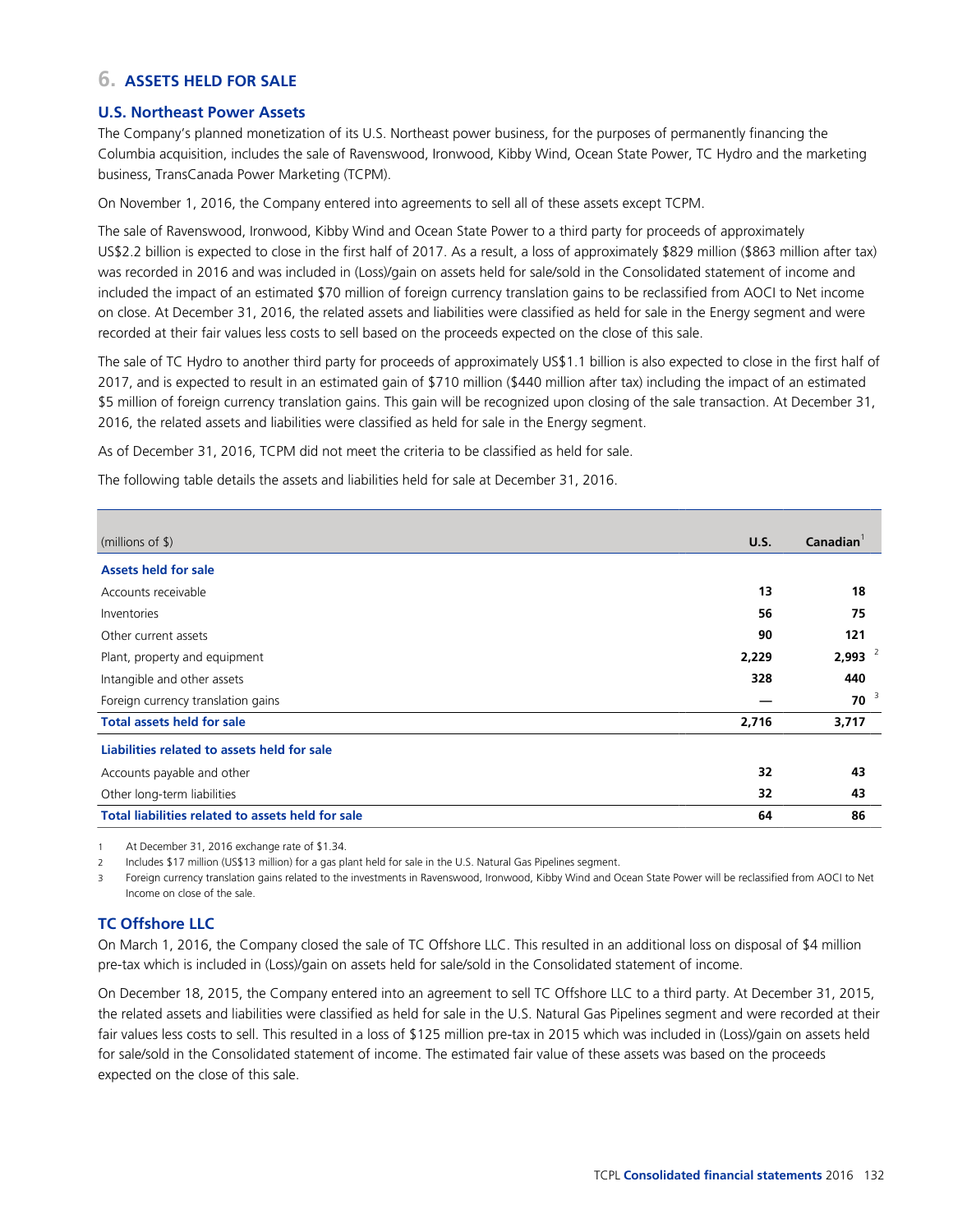## 6. ASSETS HELD FOR SALE

### U.S. Northeast Power Assets

The Company's planned monetization of its U.S. Northeast power business, for the purposes of permanently financing the Columbia acquisition, includes the sale of Ravenswood, Ironwood, Kibby Wind, Ocean State Power, TC Hydro and the marketing business, TransCanada Power Marketing (TCPM).

On November 1, 2016, the Company entered into agreements to sell all of these assets except TCPM.

The sale of Ravenswood, Ironwood, Kibby Wind and Ocean State Power to a third party for proceeds of approximately US$2.2 billion is expected to close in the first half of 2017. As a result, a loss of approximately $829 million ($863 million after tax) was recorded in 2016 and was included in (Loss)/gain on assets held for sale/sold in the Consolidated statement of income and included the impact of an estimated $70 million of foreign currency translation gains to be reclassified from AOCI to Net income on close. At December 31, 2016, the related assets and liabilities were classified as held for sale in the Energy segment and were recorded at their fair values less costs to sell based on the proceeds expected on the close of this sale.

The sale of TC Hydro to another third party for proceeds of approximately US$1.1 billion is also expected to close in the first half of 2017, and is expected to result in an estimated gain of $710 million ($440 million after tax) including the impact of an estimated $5 million of foreign currency translation gains. This gain will be recognized upon closing of the sale transaction. At December 31, 2016, the related assets and liabilities were classified as held for sale in the Energy segment.

As of December 31, 2016, TCPM did not meet the criteria to be classified as held for sale.

The following table details the assets and liabilities held for sale at December 31, 2016.

| (millions of $) | U.S. | Canadian[1] |
|---|---|---|
| **Assets held for sale** | | |
| Accounts receivable | **13** | **18** |
| Inventories | **56** | **75** |
| Other current assets | **90** | **121** |
| Plant, property and equipment | **2,229** | **2,993** [2] |
| Intangible and other assets | **328** | **440** |
| Foreign currency translation gains | **—** | **70** [3] |
| **Total assets held for sale** | **2,716** | **3,717** |
| **Liabilities related to assets held for sale** | | |
| Accounts payable and other | **32** | **43** |
| Other long-term liabilities | **32** | **43** |
| **Total liabilities related to assets held for sale** | **64** | **86** |

1 At December 31, 2016 exchange rate of $1.34.

2 Includes $17 million (US$13 million) for a gas plant held for sale in the U.S. Natural Gas Pipelines segment.

3 Foreign currency translation gains related to the investments in Ravenswood, Ironwood, Kibby Wind and Ocean State Power will be reclassified from AOCI to Net Income on close of the sale.

### TC Offshore LLC

On March 1, 2016, the Company closed the sale of TC Offshore LLC. This resulted in an additional loss on disposal of $4 million pre-tax which is included in (Loss)/gain on assets held for sale/sold in the Consolidated statement of income.

On December 18, 2015, the Company entered into an agreement to sell TC Offshore LLC to a third party. At December 31, 2015, the related assets and liabilities were classified as held for sale in the U.S. Natural Gas Pipelines segment and were recorded at their fair values less costs to sell. This resulted in a loss of $125 million pre-tax in 2015 which was included in (Loss)/gain on assets held for sale/sold in the Consolidated statement of income. The estimated fair value of these assets was based on the proceeds expected on the close of this sale.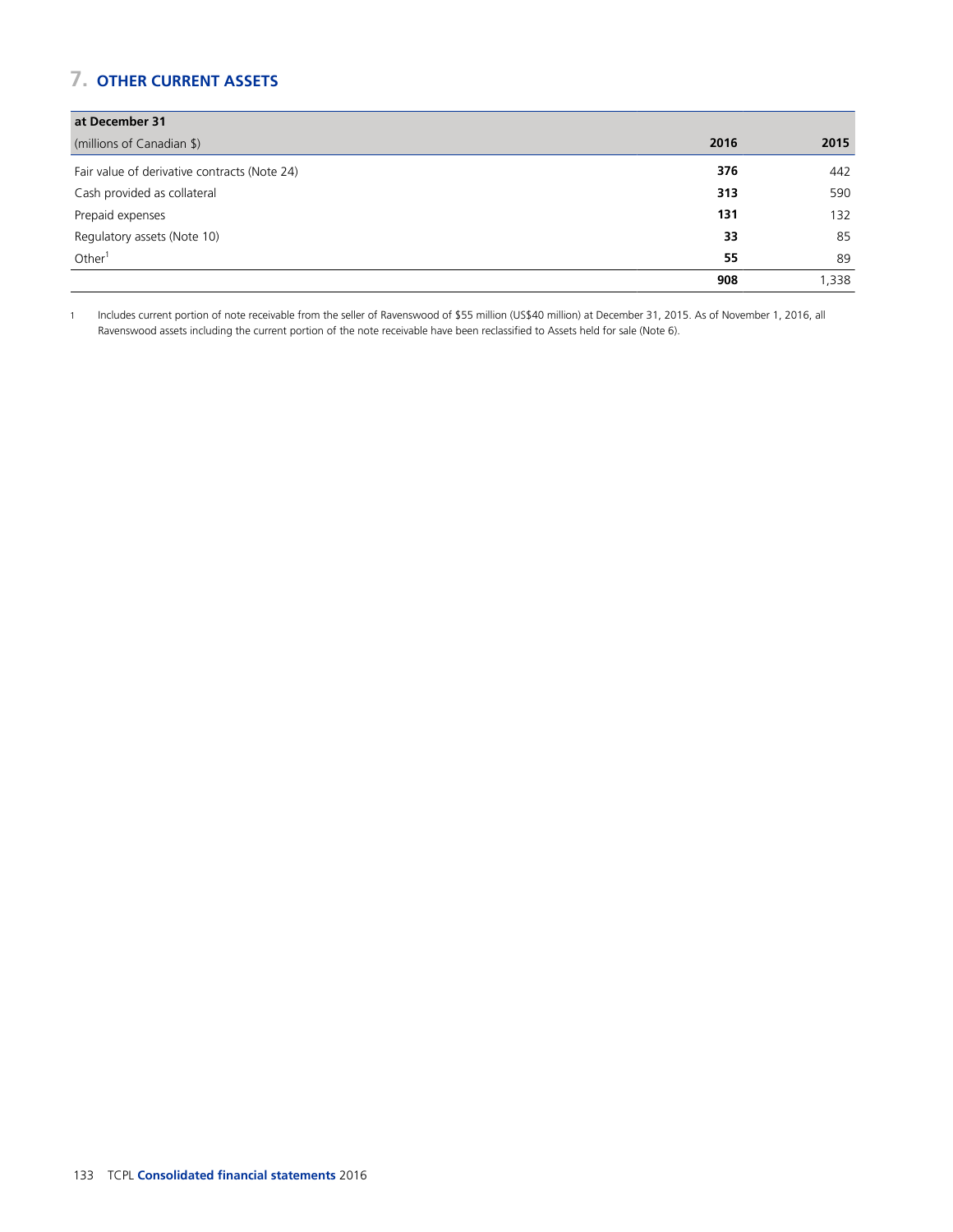## 7. OTHER CURRENT ASSETS

| at December 31 (millions of Canadian $) | 2016 | 2015 |
|---|---|---|
| Fair value of derivative contracts (Note 24) | **376** | 442 |
| Cash provided as collateral | **313** | 590 |
| Prepaid expenses | **131** | 132 |
| Regulatory assets (Note 10) | **33** | 85 |
| Other[1] | **55** | 89 |
| | **908** | 1,338 |

1 Includes current portion of note receivable from the seller of Ravenswood of $55 million (US$40 million) at December 31, 2015. As of November 1, 2016, all Ravenswood assets including the current portion of the note receivable have been reclassified to Assets held for sale (Note 6).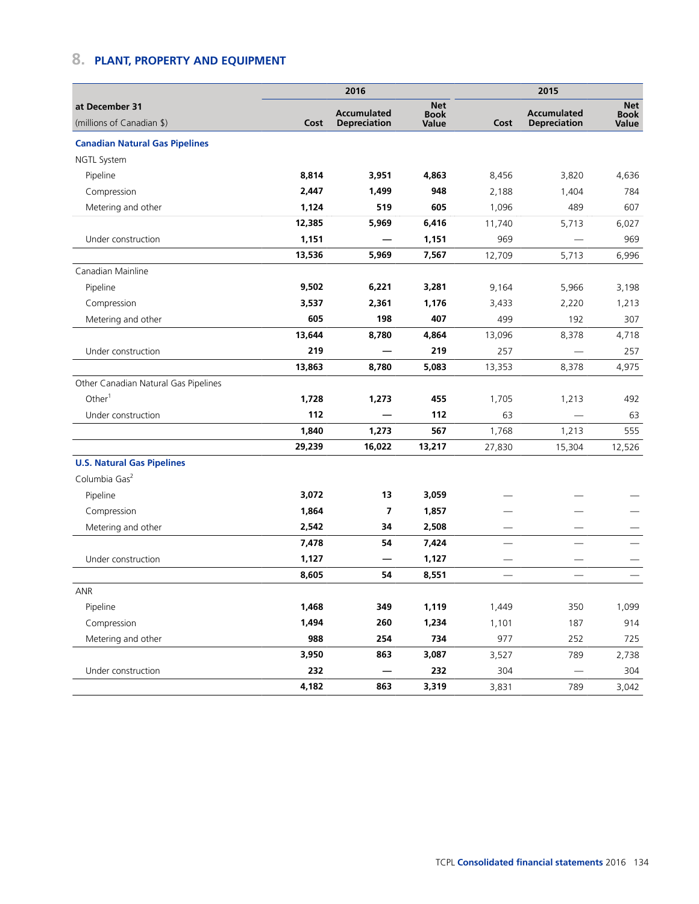## 8. PLANT, PROPERTY AND EQUIPMENT

| at December 31 (millions of Canadian $) | 2016 Cost | 2016 Accumulated Depreciation | 2016 Net Book Value | 2015 Cost | 2015 Accumulated Depreciation | 2015 Net Book Value |
|---|---|---|---|---|---|---|
| **Canadian Natural Gas Pipelines** | | | | | | |
| NGTL System | | | | | | |
| Pipeline | **8,814** | **3,951** | **4,863** | 8,456 | 3,820 | 4,636 |
| Compression | **2,447** | **1,499** | **948** | 2,188 | 1,404 | 784 |
| Metering and other | **1,124** | **519** | **605** | 1,096 | 489 | 607 |
| | **12,385** | **5,969** | **6,416** | 11,740 | 5,713 | 6,027 |
| Under construction | **1,151** | **—** | **1,151** | 969 | — | 969 |
| | **13,536** | **5,969** | **7,567** | 12,709 | 5,713 | 6,996 |
| Canadian Mainline | | | | | | |
| Pipeline | **9,502** | **6,221** | **3,281** | 9,164 | 5,966 | 3,198 |
| Compression | **3,537** | **2,361** | **1,176** | 3,433 | 2,220 | 1,213 |
| Metering and other | **605** | **198** | **407** | 499 | 192 | 307 |
| | **13,644** | **8,780** | **4,864** | 13,096 | 8,378 | 4,718 |
| Under construction | **219** | **—** | **219** | 257 | — | 257 |
| | **13,863** | **8,780** | **5,083** | 13,353 | 8,378 | 4,975 |
| Other Canadian Natural Gas Pipelines | | | | | | |
| Other[1] | **1,728** | **1,273** | **455** | 1,705 | 1,213 | 492 |
| Under construction | **112** | **—** | **112** | 63 | — | 63 |
| | **1,840** | **1,273** | **567** | 1,768 | 1,213 | 555 |
| | **29,239** | **16,022** | **13,217** | 27,830 | 15,304 | 12,526 |
| **U.S. Natural Gas Pipelines** | | | | | | |
| Columbia Gas[2] | | | | | | |
| Pipeline | **3,072** | **13** | **3,059** | — | — | — |
| Compression | **1,864** | **7** | **1,857** | — | — | — |
| Metering and other | **2,542** | **34** | **2,508** | — | — | — |
| | **7,478** | **54** | **7,424** | — | — | — |
| Under construction | **1,127** | **—** | **1,127** | — | — | — |
| | **8,605** | **54** | **8,551** | — | — | — |
| ANR | | | | | | |
| Pipeline | **1,468** | **349** | **1,119** | 1,449 | 350 | 1,099 |
| Compression | **1,494** | **260** | **1,234** | 1,101 | 187 | 914 |
| Metering and other | **988** | **254** | **734** | 977 | 252 | 725 |
| | **3,950** | **863** | **3,087** | 3,527 | 789 | 2,738 |
| Under construction | **232** | **—** | **232** | 304 | — | 304 |
| | **4,182** | **863** | **3,319** | 3,831 | 789 | 3,042 |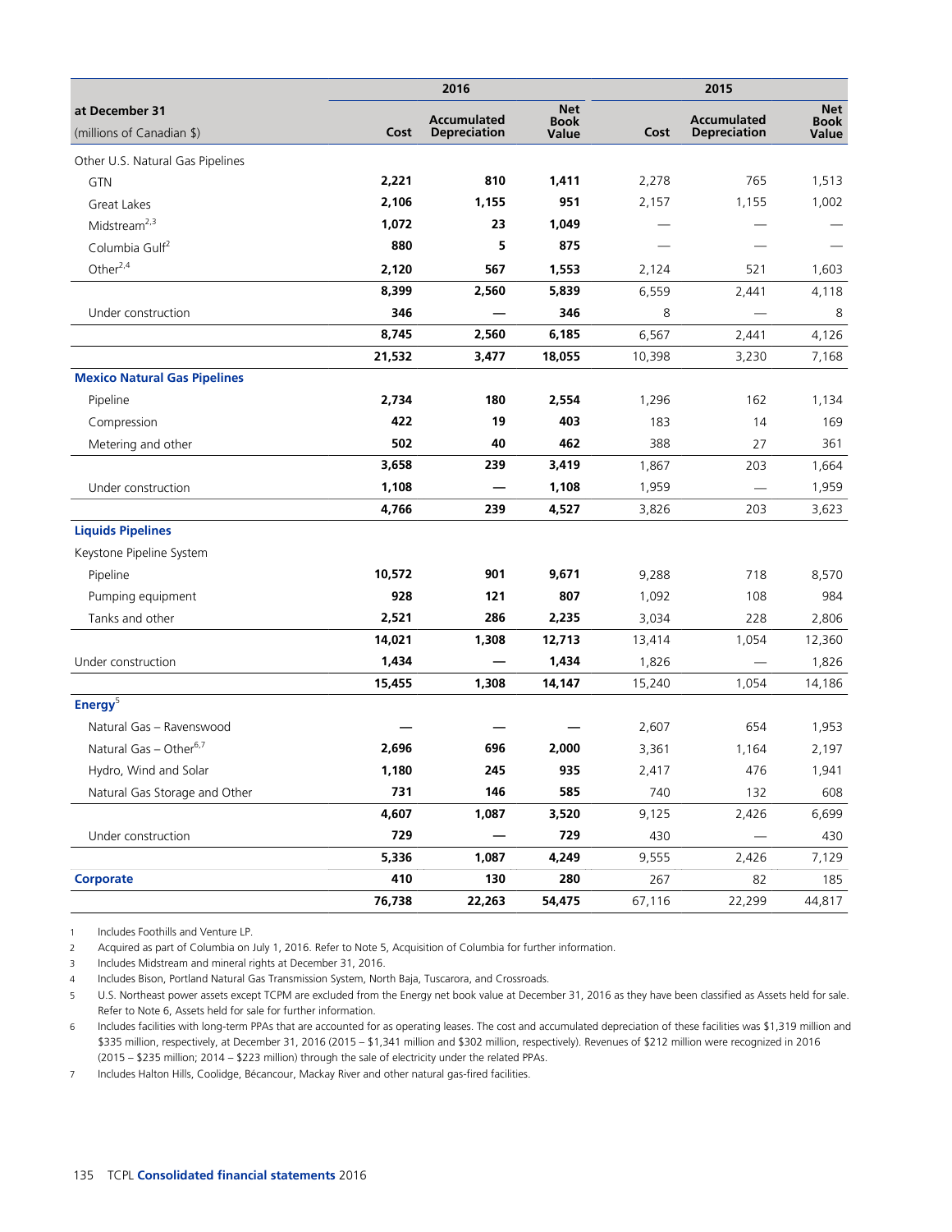| at December 31<br>(millions of Canadian $) | 2016<br>Cost | 2016<br>Accumulated Depreciation | 2016<br>Net Book Value | 2015<br>Cost | 2015<br>Accumulated Depreciation | 2015<br>Net Book Value |
|---|---|---|---|---|---|---|
| Other U.S. Natural Gas Pipelines | | | | | | |
| GTN | **2,221** | **810** | **1,411** | 2,278 | 765 | 1,513 |
| Great Lakes | **2,106** | **1,155** | **951** | 2,157 | 1,155 | 1,002 |
| Midstream[2,3] | **1,072** | **23** | **1,049** | — | — | — |
| Columbia Gulf[2] | **880** | **5** | **875** | — | — | — |
| Other[2,4] | **2,120** | **567** | **1,553** | 2,124 | 521 | 1,603 |
| | **8,399** | **2,560** | **5,839** | 6,559 | 2,441 | 4,118 |
| Under construction | **346** | **—** | **346** | 8 | — | 8 |
| | **8,745** | **2,560** | **6,185** | 6,567 | 2,441 | 4,126 |
| | **21,532** | **3,477** | **18,055** | 10,398 | 3,230 | 7,168 |
| **Mexico Natural Gas Pipelines** | | | | | | |
| Pipeline | **2,734** | **180** | **2,554** | 1,296 | 162 | 1,134 |
| Compression | **422** | **19** | **403** | 183 | 14 | 169 |
| Metering and other | **502** | **40** | **462** | 388 | 27 | 361 |
| | **3,658** | **239** | **3,419** | 1,867 | 203 | 1,664 |
| Under construction | **1,108** | **—** | **1,108** | 1,959 | — | 1,959 |
| | **4,766** | **239** | **4,527** | 3,826 | 203 | 3,623 |
| **Liquids Pipelines** | | | | | | |
| Keystone Pipeline System | | | | | | |
| Pipeline | **10,572** | **901** | **9,671** | 9,288 | 718 | 8,570 |
| Pumping equipment | **928** | **121** | **807** | 1,092 | 108 | 984 |
| Tanks and other | **2,521** | **286** | **2,235** | 3,034 | 228 | 2,806 |
| | **14,021** | **1,308** | **12,713** | 13,414 | 1,054 | 12,360 |
| Under construction | **1,434** | **—** | **1,434** | 1,826 | — | 1,826 |
| | **15,455** | **1,308** | **14,147** | 15,240 | 1,054 | 14,186 |
| **Energy**[5] | | | | | | |
| Natural Gas – Ravenswood | **—** | **—** | **—** | 2,607 | 654 | 1,953 |
| Natural Gas – Other[6,7] | **2,696** | **696** | **2,000** | 3,361 | 1,164 | 2,197 |
| Hydro, Wind and Solar | **1,180** | **245** | **935** | 2,417 | 476 | 1,941 |
| Natural Gas Storage and Other | **731** | **146** | **585** | 740 | 132 | 608 |
| | **4,607** | **1,087** | **3,520** | 9,125 | 2,426 | 6,699 |
| Under construction | **729** | **—** | **729** | 430 | — | 430 |
| | **5,336** | **1,087** | **4,249** | 9,555 | 2,426 | 7,129 |
| **Corporate** | **410** | **130** | **280** | 267 | 82 | 185 |
| | **76,738** | **22,263** | **54,475** | 67,116 | 22,299 | 44,817 |

1 Includes Foothills and Venture LP.

2 Acquired as part of Columbia on July 1, 2016. Refer to Note 5, Acquisition of Columbia for further information.

3 Includes Midstream and mineral rights at December 31, 2016.

4 Includes Bison, Portland Natural Gas Transmission System, North Baja, Tuscarora, and Crossroads.

5 U.S. Northeast power assets except TCPM are excluded from the Energy net book value at December 31, 2016 as they have been classified as Assets held for sale. Refer to Note 6, Assets held for sale for further information.

6 Includes facilities with long-term PPAs that are accounted for as operating leases. The cost and accumulated depreciation of these facilities was $1,319 million and $335 million, respectively, at December 31, 2016 (2015 – $1,341 million and $302 million, respectively). Revenues of $212 million were recognized in 2016 (2015 – $235 million; 2014 – $223 million) through the sale of electricity under the related PPAs.

7 Includes Halton Hills, Coolidge, Bécancour, Mackay River and other natural gas-fired facilities.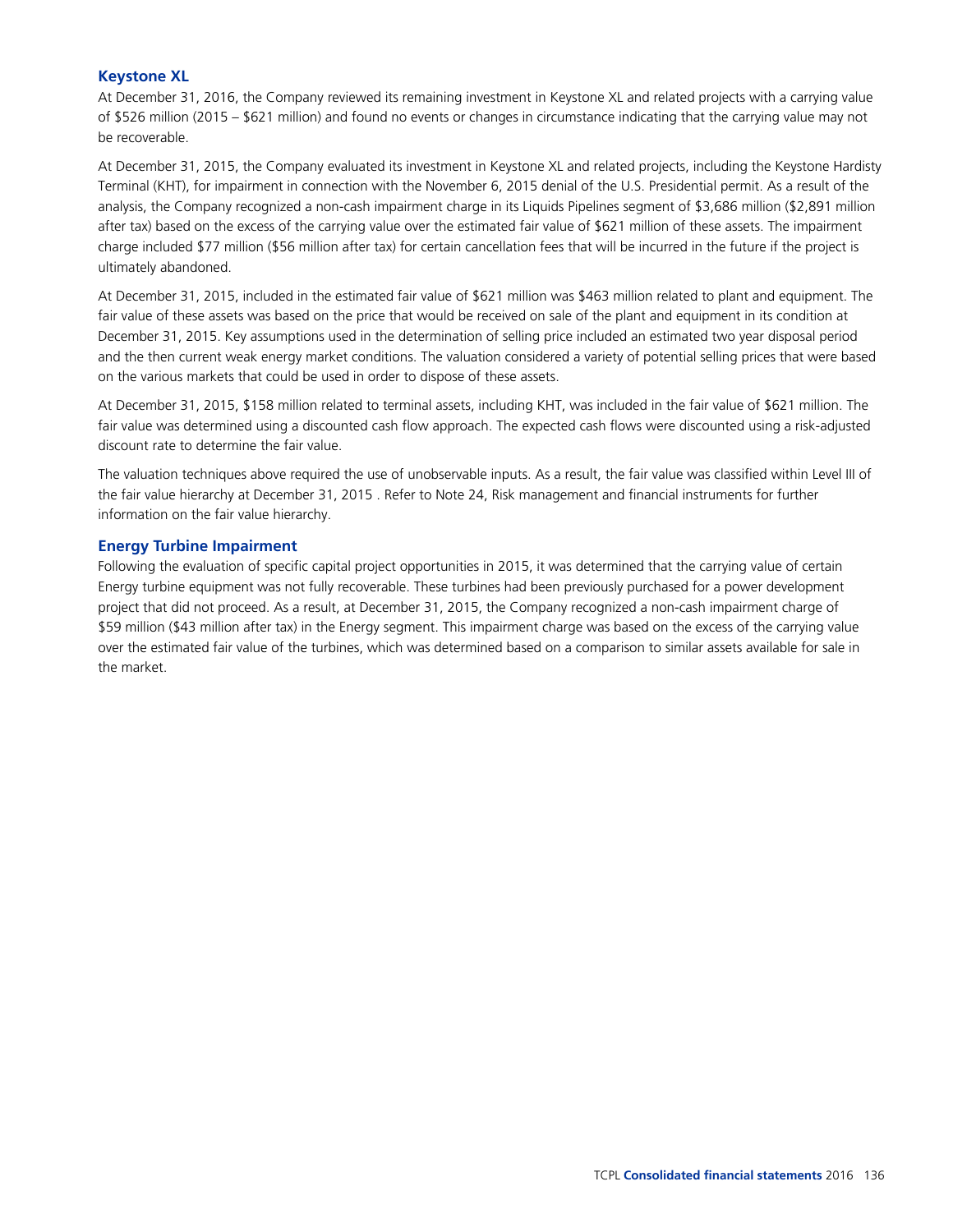### Keystone XL

At December 31, 2016, the Company reviewed its remaining investment in Keystone XL and related projects with a carrying value of $526 million (2015 – $621 million) and found no events or changes in circumstance indicating that the carrying value may not be recoverable.

At December 31, 2015, the Company evaluated its investment in Keystone XL and related projects, including the Keystone Hardisty Terminal (KHT), for impairment in connection with the November 6, 2015 denial of the U.S. Presidential permit. As a result of the analysis, the Company recognized a non-cash impairment charge in its Liquids Pipelines segment of $3,686 million ($2,891 million after tax) based on the excess of the carrying value over the estimated fair value of $621 million of these assets. The impairment charge included $77 million ($56 million after tax) for certain cancellation fees that will be incurred in the future if the project is ultimately abandoned.

At December 31, 2015, included in the estimated fair value of $621 million was $463 million related to plant and equipment. The fair value of these assets was based on the price that would be received on sale of the plant and equipment in its condition at December 31, 2015. Key assumptions used in the determination of selling price included an estimated two year disposal period and the then current weak energy market conditions. The valuation considered a variety of potential selling prices that were based on the various markets that could be used in order to dispose of these assets.

At December 31, 2015, $158 million related to terminal assets, including KHT, was included in the fair value of $621 million. The fair value was determined using a discounted cash flow approach. The expected cash flows were discounted using a risk-adjusted discount rate to determine the fair value.

The valuation techniques above required the use of unobservable inputs. As a result, the fair value was classified within Level III of the fair value hierarchy at December 31, 2015 . Refer to Note 24, Risk management and financial instruments for further information on the fair value hierarchy.

### Energy Turbine Impairment

Following the evaluation of specific capital project opportunities in 2015, it was determined that the carrying value of certain Energy turbine equipment was not fully recoverable. These turbines had been previously purchased for a power development project that did not proceed. As a result, at December 31, 2015, the Company recognized a non-cash impairment charge of $59 million ($43 million after tax) in the Energy segment. This impairment charge was based on the excess of the carrying value over the estimated fair value of the turbines, which was determined based on a comparison to similar assets available for sale in the market.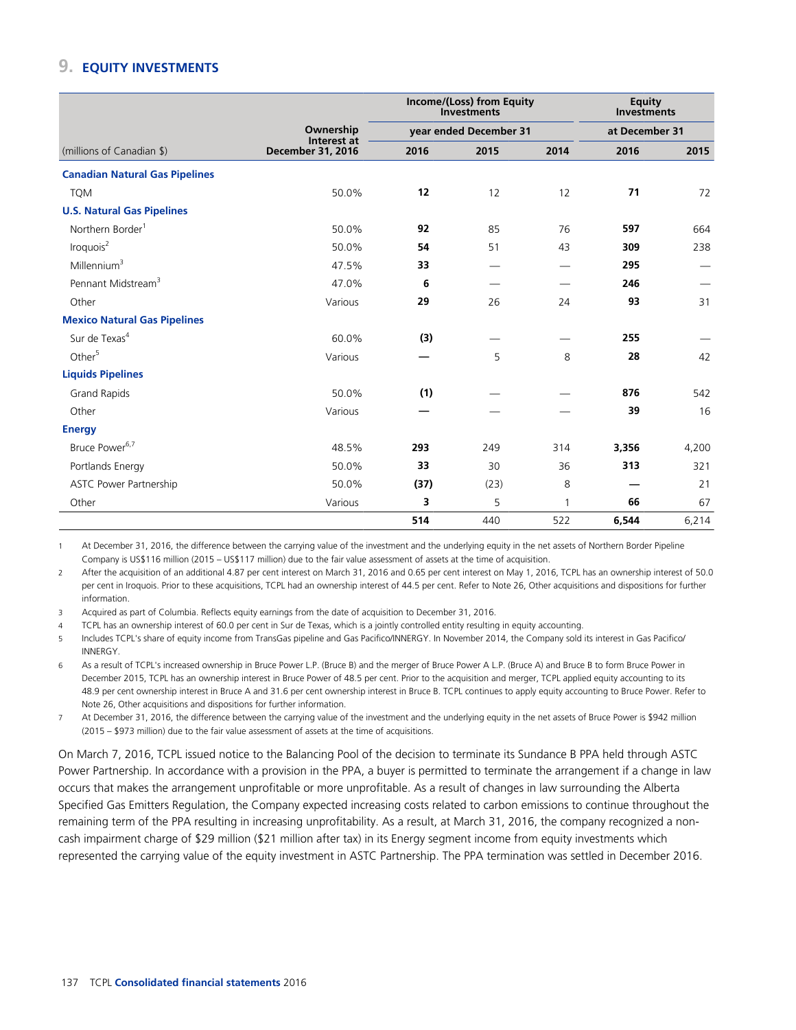## 9. EQUITY INVESTMENTS

| (millions of Canadian $) | Ownership Interest at December 31, 2016 | Income/(Loss) from Equity Investments | | | Equity Investments | |
|---|---|---|---|---|---|---|
| | | year ended December 31 | | | at December 31 | |
| | | 2016 | 2015 | 2014 | 2016 | 2015 |
| **Canadian Natural Gas Pipelines** | | | | | | |
| TQM | 50.0% | **12** | 12 | 12 | **71** | 72 |
| **U.S. Natural Gas Pipelines** | | | | | | |
| Northern Border[1] | 50.0% | **92** | 85 | 76 | **597** | 664 |
| Iroquois[2] | 50.0% | **54** | 51 | 43 | **309** | 238 |
| Millennium[3] | 47.5% | **33** | — | — | **295** | — |
| Pennant Midstream[3] | 47.0% | **6** | — | — | **246** | — |
| Other | Various | **29** | 26 | 24 | **93** | 31 |
| **Mexico Natural Gas Pipelines** | | | | | | |
| Sur de Texas[4] | 60.0% | **(3)** | — | — | **255** | — |
| Other[5] | Various | **—** | 5 | 8 | **28** | 42 |
| **Liquids Pipelines** | | | | | | |
| Grand Rapids | 50.0% | **(1)** | — | — | **876** | 542 |
| Other | Various | **—** | — | — | **39** | 16 |
| **Energy** | | | | | | |
| Bruce Power[6,7] | 48.5% | **293** | 249 | 314 | **3,356** | 4,200 |
| Portlands Energy | 50.0% | **33** | 30 | 36 | **313** | 321 |
| ASTC Power Partnership | 50.0% | **(37)** | (23) | 8 | **—** | 21 |
| Other | Various | **3** | 5 | 1 | **66** | 67 |
| | | **514** | 440 | 522 | **6,544** | 6,214 |

1 At December 31, 2016, the difference between the carrying value of the investment and the underlying equity in the net assets of Northern Border Pipeline Company is US$116 million (2015 – US$117 million) due to the fair value assessment of assets at the time of acquisition.

2 After the acquisition of an additional 4.87 per cent interest on March 31, 2016 and 0.65 per cent interest on May 1, 2016, TCPL has an ownership interest of 50.0 per cent in Iroquois. Prior to these acquisitions, TCPL had an ownership interest of 44.5 per cent. Refer to Note 26, Other acquisitions and dispositions for further information.

3 Acquired as part of Columbia. Reflects equity earnings from the date of acquisition to December 31, 2016.

4 TCPL has an ownership interest of 60.0 per cent in Sur de Texas, which is a jointly controlled entity resulting in equity accounting.

5 Includes TCPL's share of equity income from TransGas pipeline and Gas Pacifico/INNERGY. In November 2014, the Company sold its interest in Gas Pacifico/INNERGY.

6 As a result of TCPL's increased ownership in Bruce Power L.P. (Bruce B) and the merger of Bruce Power A L.P. (Bruce A) and Bruce B to form Bruce Power in December 2015, TCPL has an ownership interest of 48.5 per cent. Prior to the acquisition and merger, TCPL applied equity accounting to its 48.9 per cent ownership interest in Bruce A and 31.6 per cent ownership interest in Bruce B. TCPL continues to apply equity accounting to Bruce Power. Refer to Note 26, Other acquisitions and dispositions for further information.

7 At December 31, 2016, the difference between the carrying value of the investment and the underlying equity in the net assets of Bruce Power is $942 million (2015 – $973 million) due to the fair value assessment of assets at the time of acquisitions.

On March 7, 2016, TCPL issued notice to the Balancing Pool of the decision to terminate its Sundance B PPA held through ASTC Power Partnership. In accordance with a provision in the PPA, a buyer is permitted to terminate the arrangement if a change in law occurs that makes the arrangement unprofitable or more unprofitable. As a result of changes in law surrounding the Alberta Specified Gas Emitters Regulation, the Company expected increasing costs related to carbon emissions to continue throughout the remaining term of the PPA resulting in increasing unprofitability. As a result, at March 31, 2016, the company recognized a non-cash impairment charge of $29 million ($21 million after tax) in its Energy segment income from equity investments which represented the carrying value of the equity investment in ASTC Partnership. The PPA termination was settled in December 2016.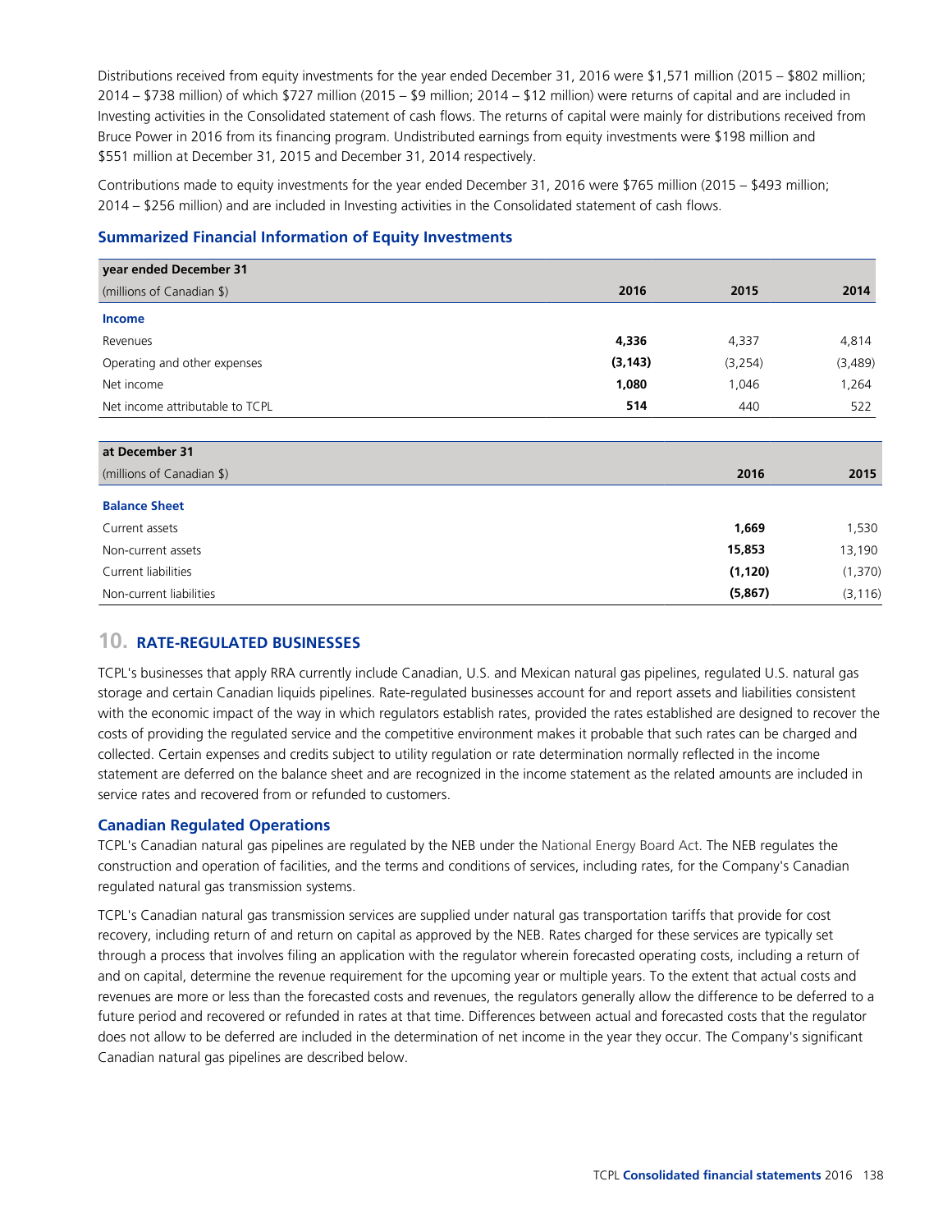Distributions received from equity investments for the year ended December 31, 2016 were $1,571 million (2015 – $802 million; 2014 – $738 million) of which $727 million (2015 – $9 million; 2014 – $12 million) were returns of capital and are included in Investing activities in the Consolidated statement of cash flows. The returns of capital were mainly for distributions received from Bruce Power in 2016 from its financing program. Undistributed earnings from equity investments were $198 million and $551 million at December 31, 2015 and December 31, 2014 respectively.

Contributions made to equity investments for the year ended December 31, 2016 were $765 million (2015 – $493 million; 2014 – $256 million) and are included in Investing activities in the Consolidated statement of cash flows.

### Summarized Financial Information of Equity Investments

| year ended December 31<br>(millions of Canadian $) | 2016 | 2015 | 2014 |
|---|---|---|---|
| **Income** | | | |
| Revenues | **4,336** | 4,337 | 4,814 |
| Operating and other expenses | **(3,143)** | (3,254) | (3,489) |
| Net income | **1,080** | 1,046 | 1,264 |
| Net income attributable to TCPL | **514** | 440 | 522 |

| at December 31<br>(millions of Canadian $) | 2016 | 2015 |
|---|---|---|
| **Balance Sheet** | | |
| Current assets | **1,669** | 1,530 |
| Non-current assets | **15,853** | 13,190 |
| Current liabilities | **(1,120)** | (1,370) |
| Non-current liabilities | **(5,867)** | (3,116) |

## 10. RATE-REGULATED BUSINESSES

TCPL's businesses that apply RRA currently include Canadian, U.S. and Mexican natural gas pipelines, regulated U.S. natural gas storage and certain Canadian liquids pipelines. Rate-regulated businesses account for and report assets and liabilities consistent with the economic impact of the way in which regulators establish rates, provided the rates established are designed to recover the costs of providing the regulated service and the competitive environment makes it probable that such rates can be charged and collected. Certain expenses and credits subject to utility regulation or rate determination normally reflected in the income statement are deferred on the balance sheet and are recognized in the income statement as the related amounts are included in service rates and recovered from or refunded to customers.

### Canadian Regulated Operations

TCPL's Canadian natural gas pipelines are regulated by the NEB under the *National Energy Board Act*. The NEB regulates the construction and operation of facilities, and the terms and conditions of services, including rates, for the Company's Canadian regulated natural gas transmission systems.

TCPL's Canadian natural gas transmission services are supplied under natural gas transportation tariffs that provide for cost recovery, including return of and return on capital as approved by the NEB. Rates charged for these services are typically set through a process that involves filing an application with the regulator wherein forecasted operating costs, including a return of and on capital, determine the revenue requirement for the upcoming year or multiple years. To the extent that actual costs and revenues are more or less than the forecasted costs and revenues, the regulators generally allow the difference to be deferred to a future period and recovered or refunded in rates at that time. Differences between actual and forecasted costs that the regulator does not allow to be deferred are included in the determination of net income in the year they occur. The Company's significant Canadian natural gas pipelines are described below.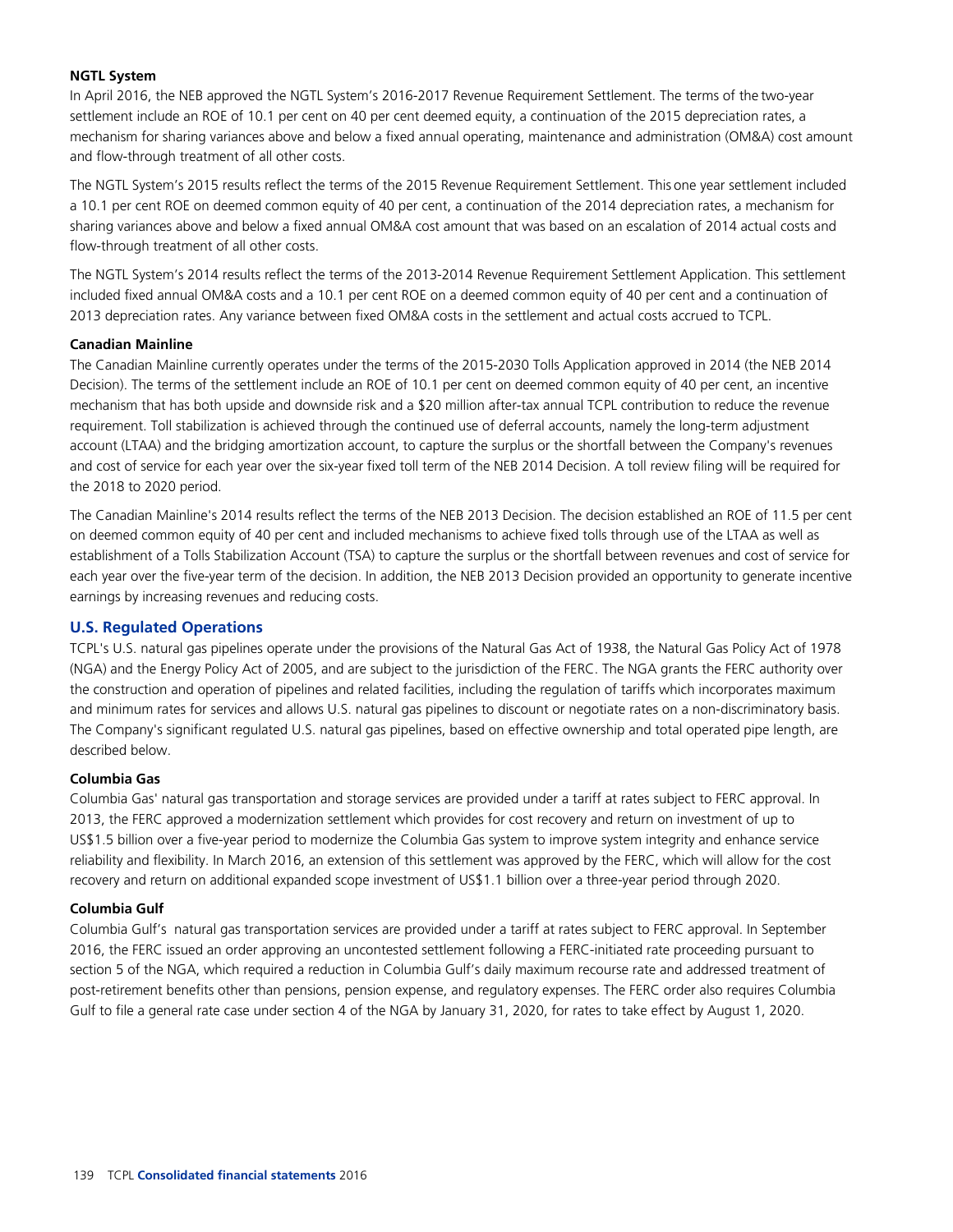#### NGTL System

In April 2016, the NEB approved the NGTL System's 2016-2017 Revenue Requirement Settlement. The terms of the two-year settlement include an ROE of 10.1 per cent on 40 per cent deemed equity, a continuation of the 2015 depreciation rates, a mechanism for sharing variances above and below a fixed annual operating, maintenance and administration (OM&A) cost amount and flow-through treatment of all other costs.

The NGTL System's 2015 results reflect the terms of the 2015 Revenue Requirement Settlement. This one year settlement included a 10.1 per cent ROE on deemed common equity of 40 per cent, a continuation of the 2014 depreciation rates, a mechanism for sharing variances above and below a fixed annual OM&A cost amount that was based on an escalation of 2014 actual costs and flow-through treatment of all other costs.

The NGTL System's 2014 results reflect the terms of the 2013-2014 Revenue Requirement Settlement Application. This settlement included fixed annual OM&A costs and a 10.1 per cent ROE on a deemed common equity of 40 per cent and a continuation of 2013 depreciation rates. Any variance between fixed OM&A costs in the settlement and actual costs accrued to TCPL.

#### Canadian Mainline

The Canadian Mainline currently operates under the terms of the 2015-2030 Tolls Application approved in 2014 (the NEB 2014 Decision). The terms of the settlement include an ROE of 10.1 per cent on deemed common equity of 40 per cent, an incentive mechanism that has both upside and downside risk and a $20 million after-tax annual TCPL contribution to reduce the revenue requirement. Toll stabilization is achieved through the continued use of deferral accounts, namely the long-term adjustment account (LTAA) and the bridging amortization account, to capture the surplus or the shortfall between the Company's revenues and cost of service for each year over the six-year fixed toll term of the NEB 2014 Decision. A toll review filing will be required for the 2018 to 2020 period.

The Canadian Mainline's 2014 results reflect the terms of the NEB 2013 Decision. The decision established an ROE of 11.5 per cent on deemed common equity of 40 per cent and included mechanisms to achieve fixed tolls through use of the LTAA as well as establishment of a Tolls Stabilization Account (TSA) to capture the surplus or the shortfall between revenues and cost of service for each year over the five-year term of the decision. In addition, the NEB 2013 Decision provided an opportunity to generate incentive earnings by increasing revenues and reducing costs.

### U.S. Regulated Operations

TCPL's U.S. natural gas pipelines operate under the provisions of the Natural Gas Act of 1938, the Natural Gas Policy Act of 1978 (NGA) and the Energy Policy Act of 2005, and are subject to the jurisdiction of the FERC. The NGA grants the FERC authority over the construction and operation of pipelines and related facilities, including the regulation of tariffs which incorporates maximum and minimum rates for services and allows U.S. natural gas pipelines to discount or negotiate rates on a non-discriminatory basis. The Company's significant regulated U.S. natural gas pipelines, based on effective ownership and total operated pipe length, are described below.

#### Columbia Gas

Columbia Gas' natural gas transportation and storage services are provided under a tariff at rates subject to FERC approval. In 2013, the FERC approved a modernization settlement which provides for cost recovery and return on investment of up to US$1.5 billion over a five-year period to modernize the Columbia Gas system to improve system integrity and enhance service reliability and flexibility. In March 2016, an extension of this settlement was approved by the FERC, which will allow for the cost recovery and return on additional expanded scope investment of US$1.1 billion over a three-year period through 2020.

#### Columbia Gulf

Columbia Gulf's natural gas transportation services are provided under a tariff at rates subject to FERC approval. In September 2016, the FERC issued an order approving an uncontested settlement following a FERC-initiated rate proceeding pursuant to section 5 of the NGA, which required a reduction in Columbia Gulf's daily maximum recourse rate and addressed treatment of post-retirement benefits other than pensions, pension expense, and regulatory expenses. The FERC order also requires Columbia Gulf to file a general rate case under section 4 of the NGA by January 31, 2020, for rates to take effect by August 1, 2020.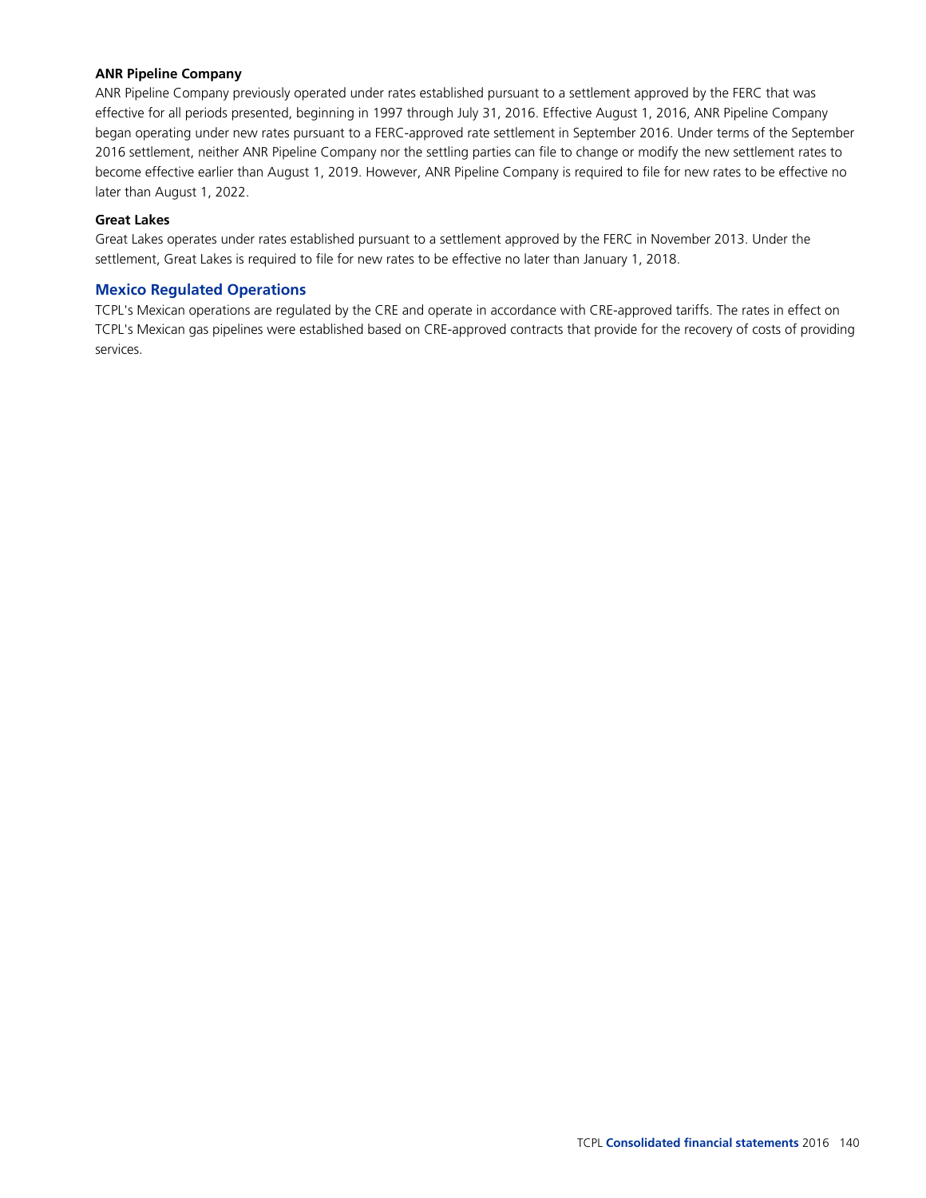**ANR Pipeline Company**

ANR Pipeline Company previously operated under rates established pursuant to a settlement approved by the FERC that was effective for all periods presented, beginning in 1997 through July 31, 2016. Effective August 1, 2016, ANR Pipeline Company began operating under new rates pursuant to a FERC-approved rate settlement in September 2016. Under terms of the September 2016 settlement, neither ANR Pipeline Company nor the settling parties can file to change or modify the new settlement rates to become effective earlier than August 1, 2019. However, ANR Pipeline Company is required to file for new rates to be effective no later than August 1, 2022.

**Great Lakes**

Great Lakes operates under rates established pursuant to a settlement approved by the FERC in November 2013. Under the settlement, Great Lakes is required to file for new rates to be effective no later than January 1, 2018.

## Mexico Regulated Operations

TCPL's Mexican operations are regulated by the CRE and operate in accordance with CRE-approved tariffs. The rates in effect on TCPL's Mexican gas pipelines were established based on CRE-approved contracts that provide for the recovery of costs of providing services.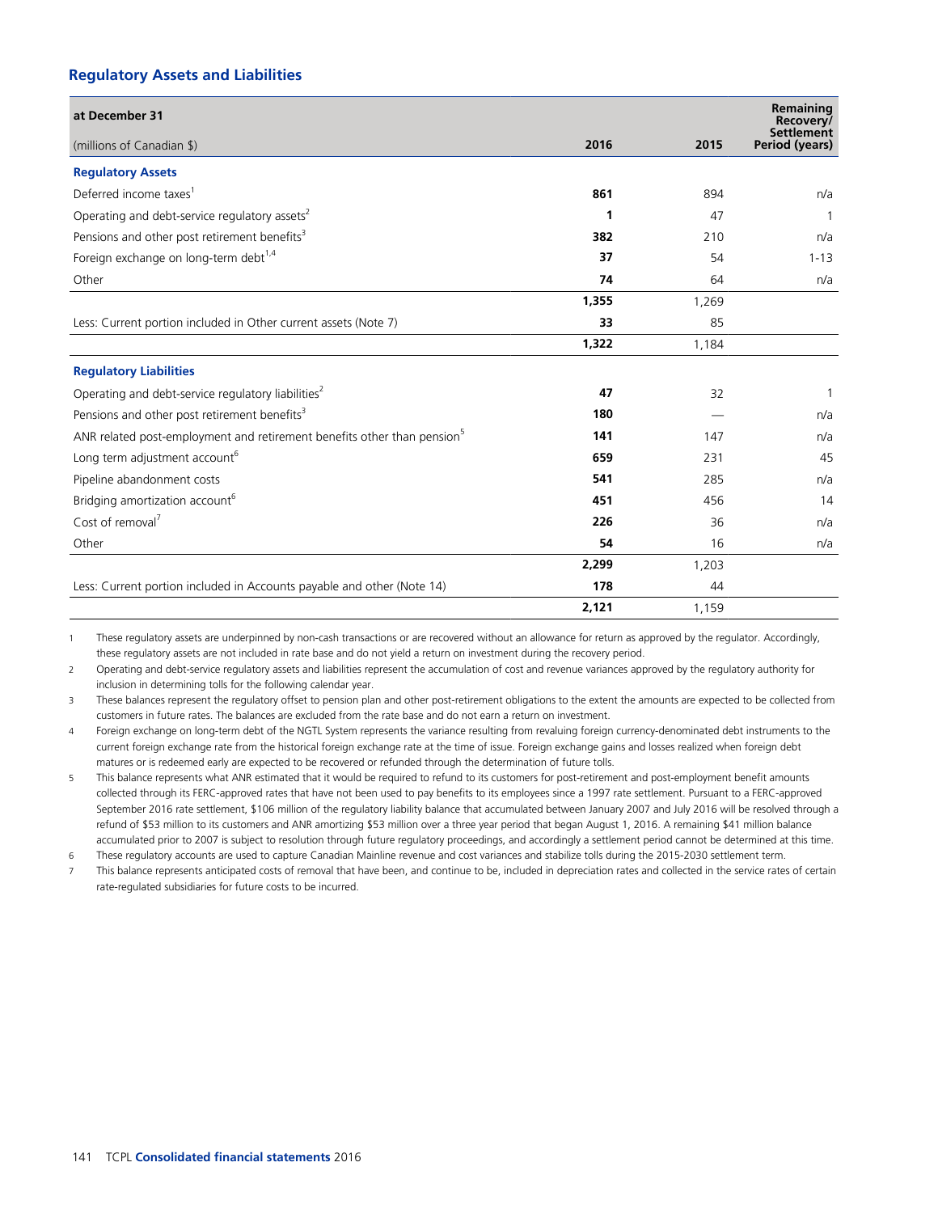## Regulatory Assets and Liabilities

| at December 31<br>(millions of Canadian $) | 2016 | 2015 | Remaining Recovery/ Settlement Period (years) |
|---|---|---|---|
| **Regulatory Assets** | | | |
| Deferred income taxes[1] | **861** | 894 | n/a |
| Operating and debt-service regulatory assets[2] | **1** | 47 | 1 |
| Pensions and other post retirement benefits[3] | **382** | 210 | n/a |
| Foreign exchange on long-term debt[1,4] | **37** | 54 | 1-13 |
| Other | **74** | 64 | n/a |
| | **1,355** | 1,269 | |
| Less: Current portion included in Other current assets (Note 7) | **33** | 85 | |
| | **1,322** | 1,184 | |
| **Regulatory Liabilities** | | | |
| Operating and debt-service regulatory liabilities[2] | **47** | 32 | 1 |
| Pensions and other post retirement benefits[3] | **180** | — | n/a |
| ANR related post-employment and retirement benefits other than pension[5] | **141** | 147 | n/a |
| Long term adjustment account[6] | **659** | 231 | 45 |
| Pipeline abandonment costs | **541** | 285 | n/a |
| Bridging amortization account[6] | **451** | 456 | 14 |
| Cost of removal[7] | **226** | 36 | n/a |
| Other | **54** | 16 | n/a |
| | **2,299** | 1,203 | |
| Less: Current portion included in Accounts payable and other (Note 14) | **178** | 44 | |
| | **2,121** | 1,159 | |

1 These regulatory assets are underpinned by non-cash transactions or are recovered without an allowance for return as approved by the regulator. Accordingly, these regulatory assets are not included in rate base and do not yield a return on investment during the recovery period.

2 Operating and debt-service regulatory assets and liabilities represent the accumulation of cost and revenue variances approved by the regulatory authority for inclusion in determining tolls for the following calendar year.

3 These balances represent the regulatory offset to pension plan and other post-retirement obligations to the extent the amounts are expected to be collected from customers in future rates. The balances are excluded from the rate base and do not earn a return on investment.

4 Foreign exchange on long-term debt of the NGTL System represents the variance resulting from revaluing foreign currency-denominated debt instruments to the current foreign exchange rate from the historical foreign exchange rate at the time of issue. Foreign exchange gains and losses realized when foreign debt matures or is redeemed early are expected to be recovered or refunded through the determination of future tolls.

5 This balance represents what ANR estimated that it would be required to refund to its customers for post-retirement and post-employment benefit amounts collected through its FERC-approved rates that have not been used to pay benefits to its employees since a 1997 rate settlement. Pursuant to a FERC-approved September 2016 rate settlement, $106 million of the regulatory liability balance that accumulated between January 2007 and July 2016 will be resolved through a refund of $53 million to its customers and ANR amortizing $53 million over a three year period that began August 1, 2016. A remaining $41 million balance accumulated prior to 2007 is subject to resolution through future regulatory proceedings, and accordingly a settlement period cannot be determined at this time.

6 These regulatory accounts are used to capture Canadian Mainline revenue and cost variances and stabilize tolls during the 2015-2030 settlement term.

7 This balance represents anticipated costs of removal that have been, and continue to be, included in depreciation rates and collected in the service rates of certain rate-regulated subsidiaries for future costs to be incurred.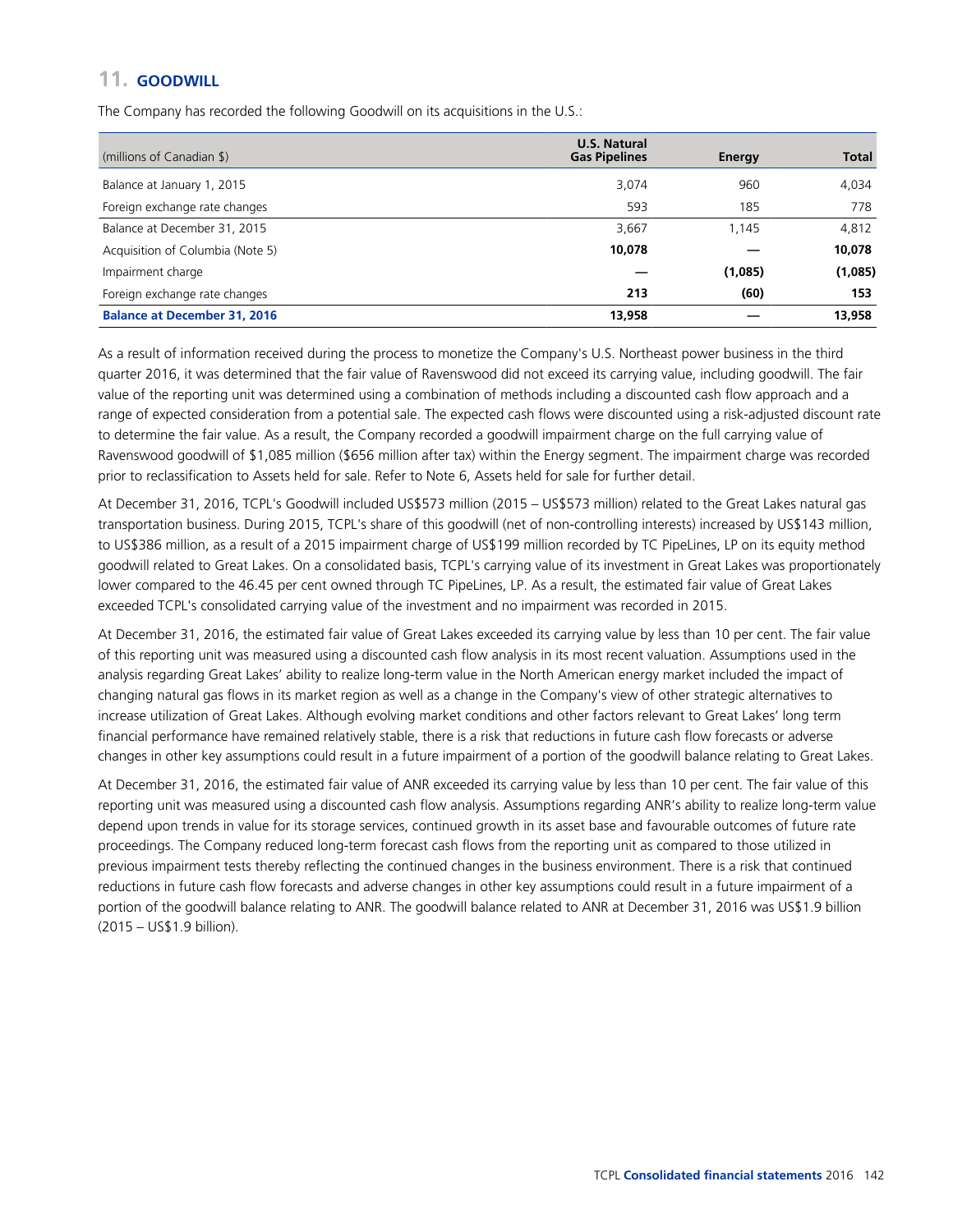## 11. GOODWILL

The Company has recorded the following Goodwill on its acquisitions in the U.S.:

| (millions of Canadian $) | U.S. Natural Gas Pipelines | Energy | Total |
|---|---|---|---|
| Balance at January 1, 2015 | 3,074 | 960 | 4,034 |
| Foreign exchange rate changes | 593 | 185 | 778 |
| Balance at December 31, 2015 | 3,667 | 1,145 | 4,812 |
| Acquisition of Columbia (Note 5) | **10,078** | **—** | **10,078** |
| Impairment charge | **—** | **(1,085)** | **(1,085)** |
| Foreign exchange rate changes | **213** | **(60)** | **153** |
| **Balance at December 31, 2016** | **13,958** | **—** | **13,958** |

As a result of information received during the process to monetize the Company's U.S. Northeast power business in the third quarter 2016, it was determined that the fair value of Ravenswood did not exceed its carrying value, including goodwill. The fair value of the reporting unit was determined using a combination of methods including a discounted cash flow approach and a range of expected consideration from a potential sale. The expected cash flows were discounted using a risk-adjusted discount rate to determine the fair value. As a result, the Company recorded a goodwill impairment charge on the full carrying value of Ravenswood goodwill of $1,085 million ($656 million after tax) within the Energy segment. The impairment charge was recorded prior to reclassification to Assets held for sale. Refer to Note 6, Assets held for sale for further detail.

At December 31, 2016, TCPL's Goodwill included US$573 million (2015 – US$573 million) related to the Great Lakes natural gas transportation business. During 2015, TCPL's share of this goodwill (net of non-controlling interests) increased by US$143 million, to US$386 million, as a result of a 2015 impairment charge of US$199 million recorded by TC PipeLines, LP on its equity method goodwill related to Great Lakes. On a consolidated basis, TCPL's carrying value of its investment in Great Lakes was proportionately lower compared to the 46.45 per cent owned through TC PipeLines, LP. As a result, the estimated fair value of Great Lakes exceeded TCPL's consolidated carrying value of the investment and no impairment was recorded in 2015.

At December 31, 2016, the estimated fair value of Great Lakes exceeded its carrying value by less than 10 per cent. The fair value of this reporting unit was measured using a discounted cash flow analysis in its most recent valuation. Assumptions used in the analysis regarding Great Lakes' ability to realize long-term value in the North American energy market included the impact of changing natural gas flows in its market region as well as a change in the Company's view of other strategic alternatives to increase utilization of Great Lakes. Although evolving market conditions and other factors relevant to Great Lakes' long term financial performance have remained relatively stable, there is a risk that reductions in future cash flow forecasts or adverse changes in other key assumptions could result in a future impairment of a portion of the goodwill balance relating to Great Lakes.

At December 31, 2016, the estimated fair value of ANR exceeded its carrying value by less than 10 per cent. The fair value of this reporting unit was measured using a discounted cash flow analysis. Assumptions regarding ANR's ability to realize long-term value depend upon trends in value for its storage services, continued growth in its asset base and favourable outcomes of future rate proceedings. The Company reduced long-term forecast cash flows from the reporting unit as compared to those utilized in previous impairment tests thereby reflecting the continued changes in the business environment. There is a risk that continued reductions in future cash flow forecasts and adverse changes in other key assumptions could result in a future impairment of a portion of the goodwill balance relating to ANR. The goodwill balance related to ANR at December 31, 2016 was US$1.9 billion (2015 – US$1.9 billion).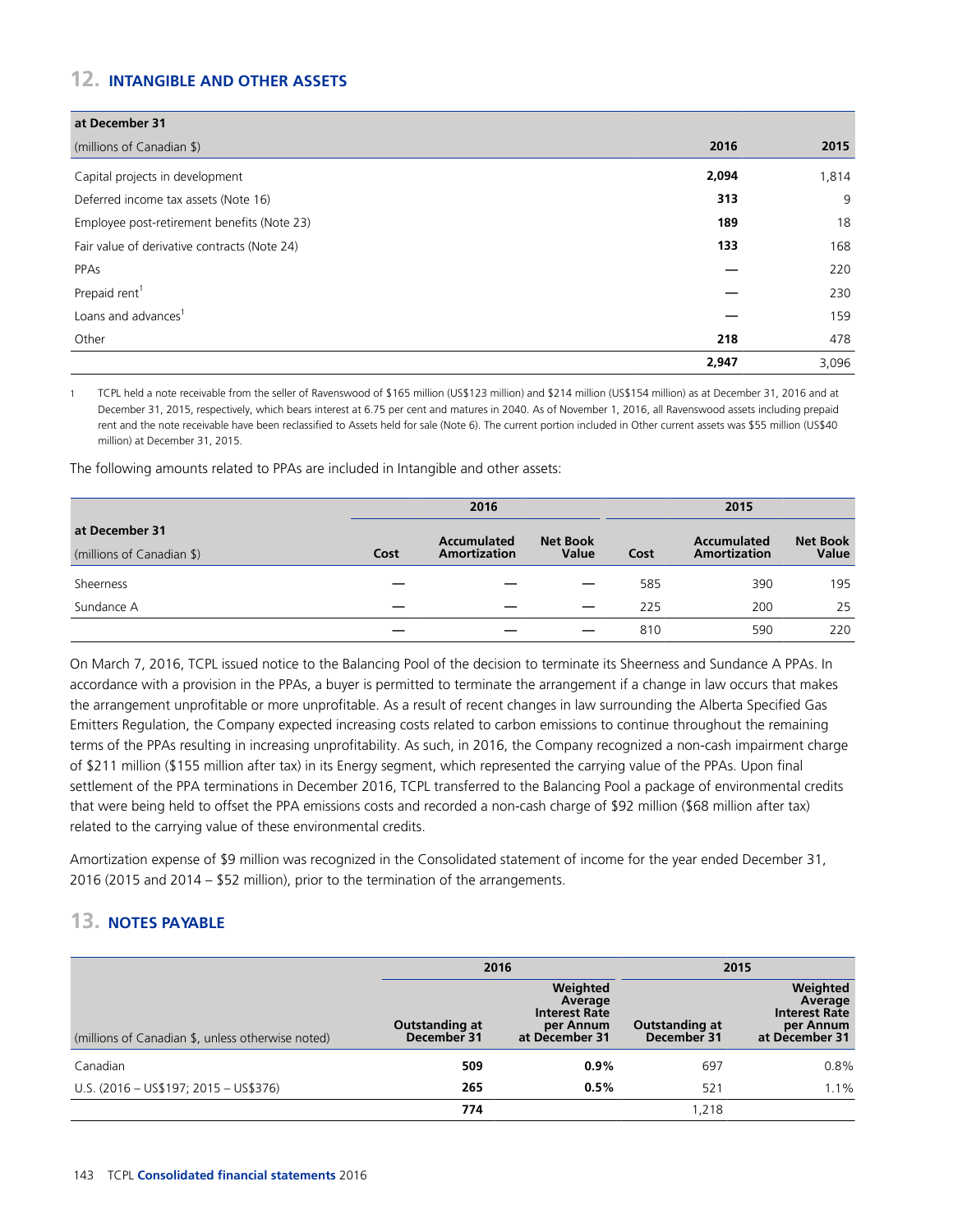## 12. INTANGIBLE AND OTHER ASSETS

| at December 31<br>(millions of Canadian $) | 2016 | 2015 |
|---|---|---|
| Capital projects in development | **2,094** | 1,814 |
| Deferred income tax assets (Note 16) | **313** | 9 |
| Employee post-retirement benefits (Note 23) | **189** | 18 |
| Fair value of derivative contracts (Note 24) | **133** | 168 |
| PPAs | **—** | 220 |
| Prepaid rent[1] | **—** | 230 |
| Loans and advances[1] | **—** | 159 |
| Other | **218** | 478 |
| | **2,947** | 3,096 |

1 TCPL held a note receivable from the seller of Ravenswood of $165 million (US$123 million) and $214 million (US$154 million) as at December 31, 2016 and at December 31, 2015, respectively, which bears interest at 6.75 per cent and matures in 2040. As of November 1, 2016, all Ravenswood assets including prepaid rent and the note receivable have been reclassified to Assets held for sale (Note 6). The current portion included in Other current assets was $55 million (US$40 million) at December 31, 2015.

The following amounts related to PPAs are included in Intangible and other assets:

| | 2016 | | | 2015 | | |
|---|---|---|---|---|---|---|
| at December 31<br>(millions of Canadian $) | Cost | Accumulated Amortization | Net Book Value | Cost | Accumulated Amortization | Net Book Value |
| Sheerness | — | — | — | 585 | 390 | 195 |
| Sundance A | — | — | — | 225 | 200 | 25 |
| | — | — | — | 810 | 590 | 220 |

On March 7, 2016, TCPL issued notice to the Balancing Pool of the decision to terminate its Sheerness and Sundance A PPAs. In accordance with a provision in the PPAs, a buyer is permitted to terminate the arrangement if a change in law occurs that makes the arrangement unprofitable or more unprofitable. As a result of recent changes in law surrounding the Alberta Specified Gas Emitters Regulation, the Company expected increasing costs related to carbon emissions to continue throughout the remaining terms of the PPAs resulting in increasing unprofitability. As such, in 2016, the Company recognized a non-cash impairment charge of $211 million ($155 million after tax) in its Energy segment, which represented the carrying value of the PPAs. Upon final settlement of the PPA terminations in December 2016, TCPL transferred to the Balancing Pool a package of environmental credits that were being held to offset the PPA emissions costs and recorded a non-cash charge of $92 million ($68 million after tax) related to the carrying value of these environmental credits.

Amortization expense of $9 million was recognized in the Consolidated statement of income for the year ended December 31, 2016 (2015 and 2014 – $52 million), prior to the termination of the arrangements.

## 13. NOTES PAYABLE

| | 2016 | | 2015 | |
|---|---|---|---|---|
| (millions of Canadian $, unless otherwise noted) | Outstanding at December 31 | Weighted Average Interest Rate per Annum at December 31 | Outstanding at December 31 | Weighted Average Interest Rate per Annum at December 31 |
| Canadian | **509** | **0.9%** | 697 | 0.8% |
| U.S. (2016 – US$197; 2015 – US$376) | **265** | **0.5%** | 521 | 1.1% |
| | **774** | | 1,218 | |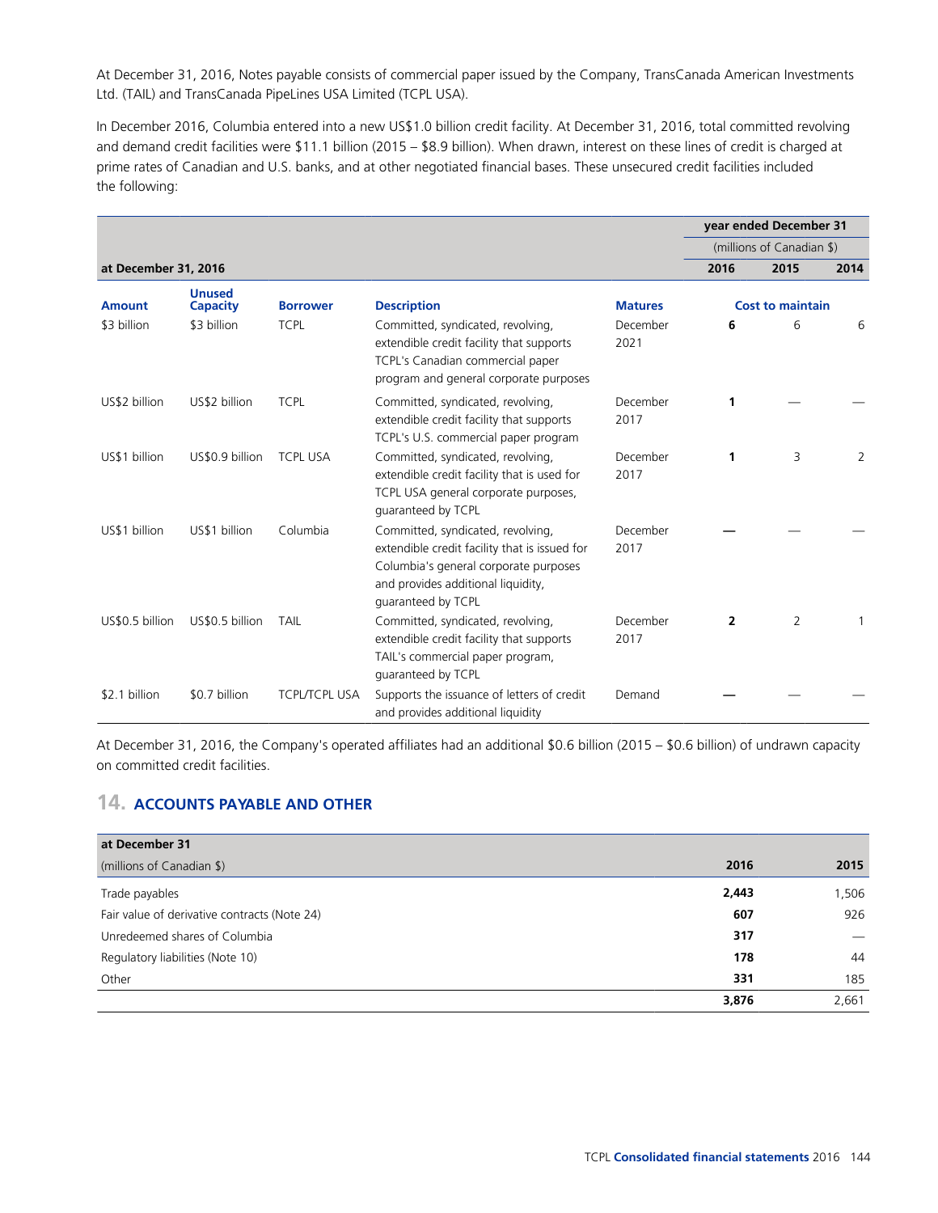At December 31, 2016, Notes payable consists of commercial paper issued by the Company, TransCanada American Investments Ltd. (TAIL) and TransCanada PipeLines USA Limited (TCPL USA).

In December 2016, Columbia entered into a new US$1.0 billion credit facility. At December 31, 2016, total committed revolving and demand credit facilities were $11.1 billion (2015 – $8.9 billion). When drawn, interest on these lines of credit is charged at prime rates of Canadian and U.S. banks, and at other negotiated financial bases. These unsecured credit facilities included the following:

| at December 31, 2016 | | | | | year ended December 31 (millions of Canadian $) | | |
|---|---|---|---|---|---|---|---|
| | | | | | **2016** | **2015** | **2014** |
| **Amount** | **Unused Capacity** | **Borrower** | **Description** | **Matures** | **Cost to maintain** | | |
| $3 billion | $3 billion | TCPL | Committed, syndicated, revolving, extendible credit facility that supports TCPL's Canadian commercial paper program and general corporate purposes | December 2021 | **6** | 6 | 6 |
| US$2 billion | US$2 billion | TCPL | Committed, syndicated, revolving, extendible credit facility that supports TCPL's U.S. commercial paper program | December 2017 | **1** | — | — |
| US$1 billion | US$0.9 billion | TCPL USA | Committed, syndicated, revolving, extendible credit facility that is used for TCPL USA general corporate purposes, guaranteed by TCPL | December 2017 | **1** | 3 | 2 |
| US$1 billion | US$1 billion | Columbia | Committed, syndicated, revolving, extendible credit facility that is issued for Columbia's general corporate purposes and provides additional liquidity, guaranteed by TCPL | December 2017 | **—** | — | — |
| US$0.5 billion | US$0.5 billion | TAIL | Committed, syndicated, revolving, extendible credit facility that supports TAIL's commercial paper program, guaranteed by TCPL | December 2017 | **2** | 2 | 1 |
| $2.1 billion | $0.7 billion | TCPL/TCPL USA | Supports the issuance of letters of credit and provides additional liquidity | Demand | **—** | — | — |

At December 31, 2016, the Company's operated affiliates had an additional $0.6 billion (2015 – $0.6 billion) of undrawn capacity on committed credit facilities.

## 14. ACCOUNTS PAYABLE AND OTHER

| at December 31 (millions of Canadian $) | **2016** | **2015** |
|---|---|---|
| Trade payables | **2,443** | 1,506 |
| Fair value of derivative contracts (Note 24) | **607** | 926 |
| Unredeemed shares of Columbia | **317** | — |
| Regulatory liabilities (Note 10) | **178** | 44 |
| Other | **331** | 185 |
| | **3,876** | 2,661 |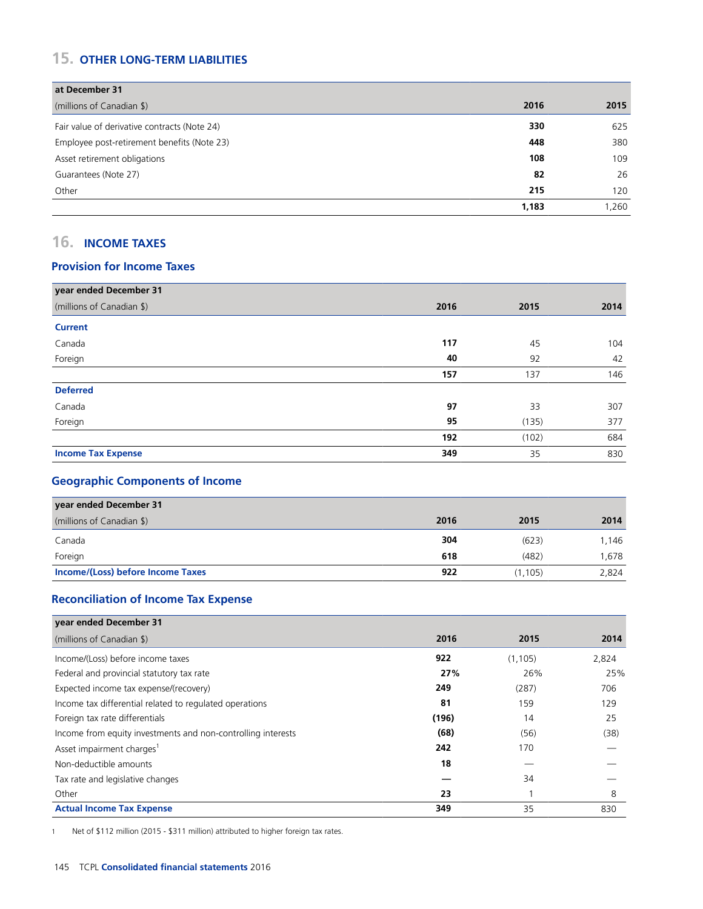## 15. OTHER LONG-TERM LIABILITIES

| at December 31<br>(millions of Canadian $) | 2016 | 2015 |
|---|---|---|
| Fair value of derivative contracts (Note 24) | **330** | 625 |
| Employee post-retirement benefits (Note 23) | **448** | 380 |
| Asset retirement obligations | **108** | 109 |
| Guarantees (Note 27) | **82** | 26 |
| Other | **215** | 120 |
| | **1,183** | 1,260 |

## 16. INCOME TAXES

### Provision for Income Taxes

| year ended December 31<br>(millions of Canadian $) | 2016 | 2015 | 2014 |
|---|---|---|---|
| **Current** | | | |
| Canada | **117** | 45 | 104 |
| Foreign | **40** | 92 | 42 |
| | **157** | 137 | 146 |
| **Deferred** | | | |
| Canada | **97** | 33 | 307 |
| Foreign | **95** | (135) | 377 |
| | **192** | (102) | 684 |
| **Income Tax Expense** | **349** | 35 | 830 |

### Geographic Components of Income

| year ended December 31<br>(millions of Canadian $) | 2016 | 2015 | 2014 |
|---|---|---|---|
| Canada | **304** | (623) | 1,146 |
| Foreign | **618** | (482) | 1,678 |
| **Income/(Loss) before Income Taxes** | **922** | (1,105) | 2,824 |

### Reconciliation of Income Tax Expense

| year ended December 31<br>(millions of Canadian $) | 2016 | 2015 | 2014 |
|---|---|---|---|
| Income/(Loss) before income taxes | **922** | (1,105) | 2,824 |
| Federal and provincial statutory tax rate | **27%** | 26% | 25% |
| Expected income tax expense/(recovery) | **249** | (287) | 706 |
| Income tax differential related to regulated operations | **81** | 159 | 129 |
| Foreign tax rate differentials | **(196)** | 14 | 25 |
| Income from equity investments and non-controlling interests | **(68)** | (56) | (38) |
| Asset impairment charges[1] | **242** | 170 | — |
| Non-deductible amounts | **18** | — | — |
| Tax rate and legislative changes | **—** | 34 | — |
| Other | **23** | 1 | 8 |
| **Actual Income Tax Expense** | **349** | 35 | 830 |

1 Net of $112 million (2015 - $311 million) attributed to higher foreign tax rates.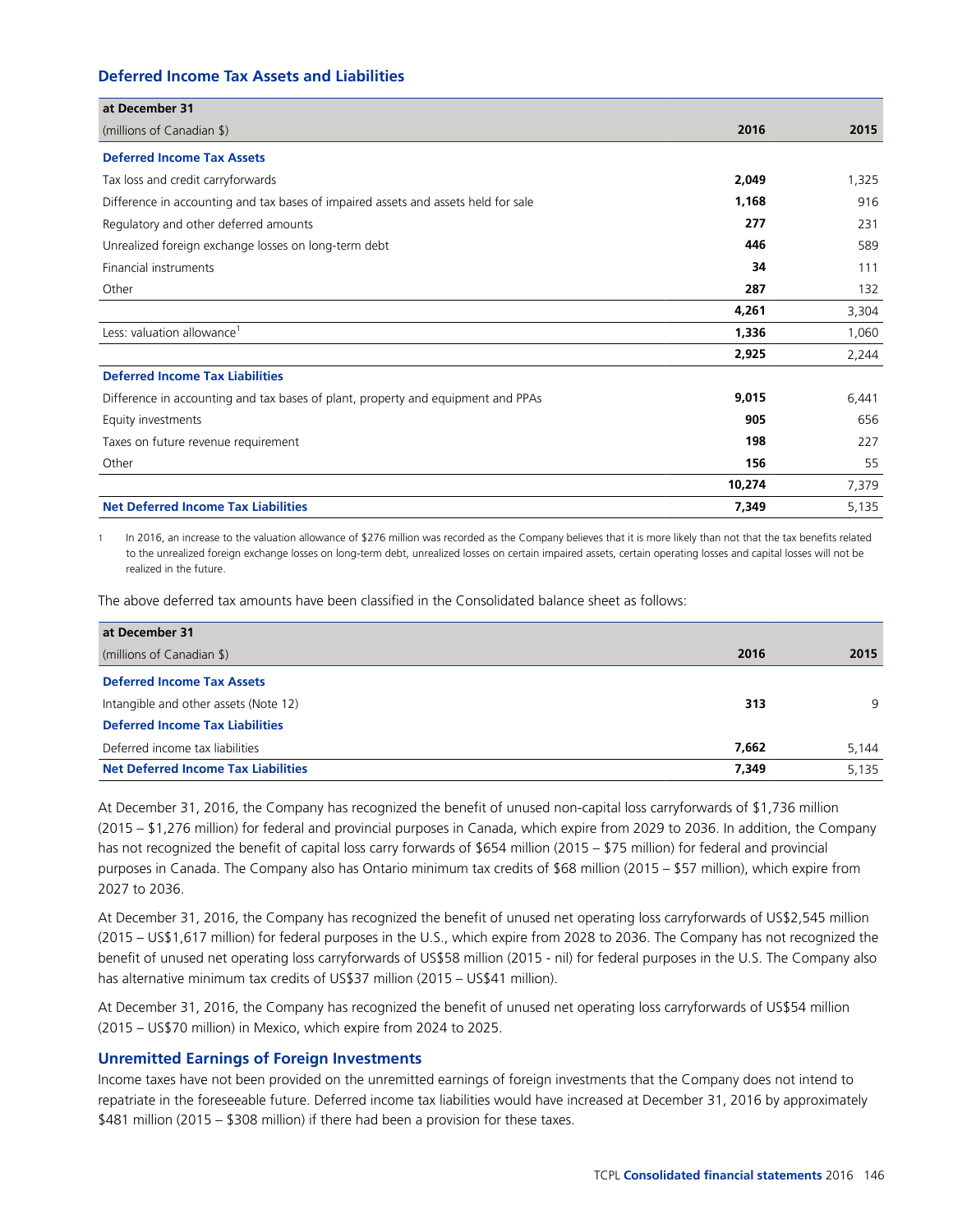### Deferred Income Tax Assets and Liabilities

| at December 31<br>(millions of Canadian $) | 2016 | 2015 |
|---|---|---|
| **Deferred Income Tax Assets** | | |
| Tax loss and credit carryforwards | **2,049** | 1,325 |
| Difference in accounting and tax bases of impaired assets and assets held for sale | **1,168** | 916 |
| Regulatory and other deferred amounts | **277** | 231 |
| Unrealized foreign exchange losses on long-term debt | **446** | 589 |
| Financial instruments | **34** | 111 |
| Other | **287** | 132 |
| | **4,261** | 3,304 |
| Less: valuation allowance[1] | **1,336** | 1,060 |
| | **2,925** | 2,244 |
| **Deferred Income Tax Liabilities** | | |
| Difference in accounting and tax bases of plant, property and equipment and PPAs | **9,015** | 6,441 |
| Equity investments | **905** | 656 |
| Taxes on future revenue requirement | **198** | 227 |
| Other | **156** | 55 |
| | **10,274** | 7,379 |
| **Net Deferred Income Tax Liabilities** | **7,349** | 5,135 |

1 In 2016, an increase to the valuation allowance of $276 million was recorded as the Company believes that it is more likely than not that the tax benefits related to the unrealized foreign exchange losses on long-term debt, unrealized losses on certain impaired assets, certain operating losses and capital losses will not be realized in the future.

The above deferred tax amounts have been classified in the Consolidated balance sheet as follows:

| at December 31<br>(millions of Canadian $) | 2016 | 2015 |
|---|---|---|
| **Deferred Income Tax Assets** | | |
| Intangible and other assets (Note 12) | **313** | 9 |
| **Deferred Income Tax Liabilities** | | |
| Deferred income tax liabilities | **7,662** | 5,144 |
| **Net Deferred Income Tax Liabilities** | **7,349** | 5,135 |

At December 31, 2016, the Company has recognized the benefit of unused non-capital loss carryforwards of $1,736 million (2015 – $1,276 million) for federal and provincial purposes in Canada, which expire from 2029 to 2036. In addition, the Company has not recognized the benefit of capital loss carry forwards of $654 million (2015 – $75 million) for federal and provincial purposes in Canada. The Company also has Ontario minimum tax credits of $68 million (2015 – $57 million), which expire from 2027 to 2036.

At December 31, 2016, the Company has recognized the benefit of unused net operating loss carryforwards of US$2,545 million (2015 – US$1,617 million) for federal purposes in the U.S., which expire from 2028 to 2036. The Company has not recognized the benefit of unused net operating loss carryforwards of US$58 million (2015 - nil) for federal purposes in the U.S. The Company also has alternative minimum tax credits of US$37 million (2015 – US$41 million).

At December 31, 2016, the Company has recognized the benefit of unused net operating loss carryforwards of US$54 million (2015 – US$70 million) in Mexico, which expire from 2024 to 2025.

### Unremitted Earnings of Foreign Investments

Income taxes have not been provided on the unremitted earnings of foreign investments that the Company does not intend to repatriate in the foreseeable future. Deferred income tax liabilities would have increased at December 31, 2016 by approximately $481 million (2015 – $308 million) if there had been a provision for these taxes.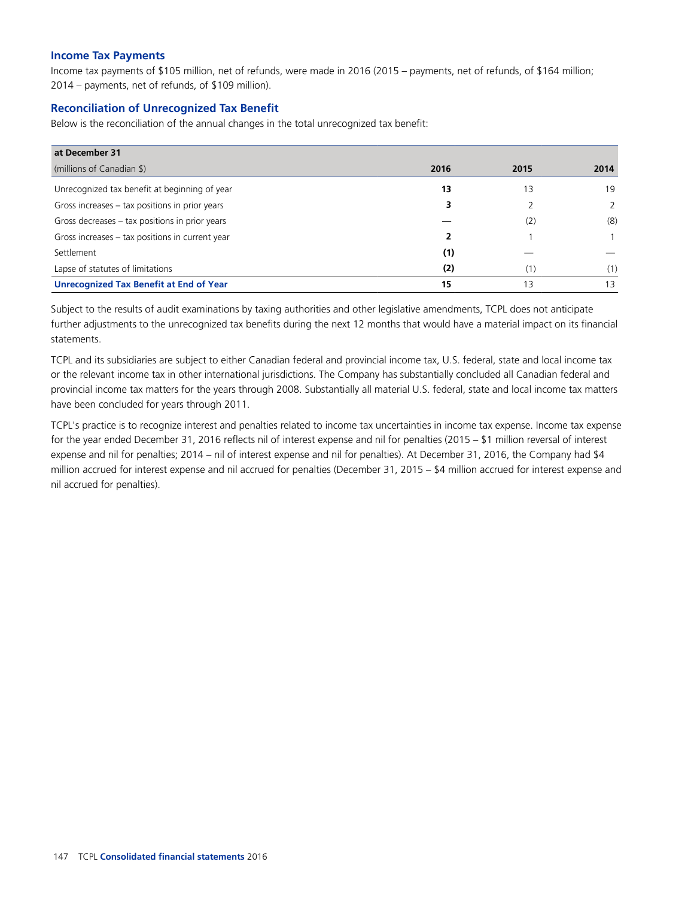### Income Tax Payments

Income tax payments of $105 million, net of refunds, were made in 2016 (2015 – payments, net of refunds, of $164 million; 2014 – payments, net of refunds, of $109 million).

### Reconciliation of Unrecognized Tax Benefit

Below is the reconciliation of the annual changes in the total unrecognized tax benefit:

| at December 31<br>(millions of Canadian $) | 2016 | 2015 | 2014 |
|---|---|---|---|
| Unrecognized tax benefit at beginning of year | **13** | 13 | 19 |
| Gross increases – tax positions in prior years | **3** | 2 | 2 |
| Gross decreases – tax positions in prior years | **—** | (2) | (8) |
| Gross increases – tax positions in current year | **2** | 1 | 1 |
| Settlement | **(1)** | — | — |
| Lapse of statutes of limitations | **(2)** | (1) | (1) |
| **Unrecognized Tax Benefit at End of Year** | **15** | 13 | 13 |

Subject to the results of audit examinations by taxing authorities and other legislative amendments, TCPL does not anticipate further adjustments to the unrecognized tax benefits during the next 12 months that would have a material impact on its financial statements.

TCPL and its subsidiaries are subject to either Canadian federal and provincial income tax, U.S. federal, state and local income tax or the relevant income tax in other international jurisdictions. The Company has substantially concluded all Canadian federal and provincial income tax matters for the years through 2008. Substantially all material U.S. federal, state and local income tax matters have been concluded for years through 2011.

TCPL's practice is to recognize interest and penalties related to income tax uncertainties in income tax expense. Income tax expense for the year ended December 31, 2016 reflects nil of interest expense and nil for penalties (2015 – $1 million reversal of interest expense and nil for penalties; 2014 – nil of interest expense and nil for penalties). At December 31, 2016, the Company had $4 million accrued for interest expense and nil accrued for penalties (December 31, 2015 – $4 million accrued for interest expense and nil accrued for penalties).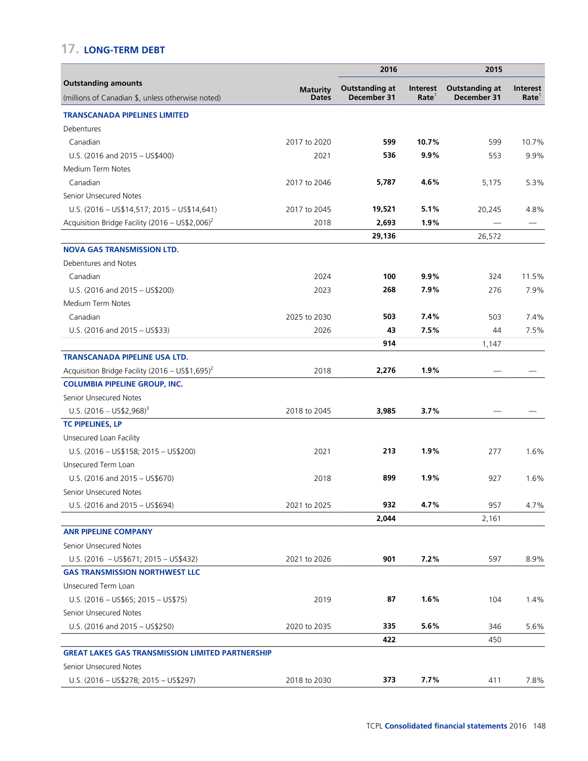## 17. LONG-TERM DEBT

| Outstanding amounts (millions of Canadian $, unless otherwise noted) | Maturity Dates | 2016 Outstanding at December 31 | 2016 Interest Rate[1] | 2015 Outstanding at December 31 | 2015 Interest Rate[1] |
|---|---|---|---|---|---|
| **TRANSCANADA PIPELINES LIMITED** | | | | | |
| Debentures | | | | | |
| Canadian | 2017 to 2020 | **599** | **10.7%** | 599 | 10.7% |
| U.S. (2016 and 2015 – US$400) | 2021 | **536** | **9.9%** | 553 | 9.9% |
| Medium Term Notes | | | | | |
| Canadian | 2017 to 2046 | **5,787** | **4.6%** | 5,175 | 5.3% |
| Senior Unsecured Notes | | | | | |
| U.S. (2016 – US$14,517; 2015 – US$14,641) | 2017 to 2045 | **19,521** | **5.1%** | 20,245 | 4.8% |
| Acquisition Bridge Facility (2016 – US$2,006)[2] | 2018 | **2,693** | **1.9%** | — | — |
| | | **29,136** | | 26,572 | |
| **NOVA GAS TRANSMISSION LTD.** | | | | | |
| Debentures and Notes | | | | | |
| Canadian | 2024 | **100** | **9.9%** | 324 | 11.5% |
| U.S. (2016 and 2015 – US$200) | 2023 | **268** | **7.9%** | 276 | 7.9% |
| Medium Term Notes | | | | | |
| Canadian | 2025 to 2030 | **503** | **7.4%** | 503 | 7.4% |
| U.S. (2016 and 2015 – US$33) | 2026 | **43** | **7.5%** | 44 | 7.5% |
| | | **914** | | 1,147 | |
| **TRANSCANADA PIPELINE USA LTD.** | | | | | |
| Acquisition Bridge Facility (2016 – US$1,695)[2] | 2018 | **2,276** | **1.9%** | — | — |
| **COLUMBIA PIPELINE GROUP, INC.** | | | | | |
| Senior Unsecured Notes | | | | | |
| U.S. (2016 – US$2,968)[3] | 2018 to 2045 | **3,985** | **3.7%** | — | — |
| **TC PIPELINES, LP** | | | | | |
| Unsecured Loan Facility | | | | | |
| U.S. (2016 – US$158; 2015 – US$200) | 2021 | **213** | **1.9%** | 277 | 1.6% |
| Unsecured Term Loan | | | | | |
| U.S. (2016 and 2015 – US$670) | 2018 | **899** | **1.9%** | 927 | 1.6% |
| Senior Unsecured Notes | | | | | |
| U.S. (2016 and 2015 – US$694) | 2021 to 2025 | **932** | **4.7%** | 957 | 4.7% |
| | | **2,044** | | 2,161 | |
| **ANR PIPELINE COMPANY** | | | | | |
| Senior Unsecured Notes | | | | | |
| U.S. (2016 – US$671; 2015 – US$432) | 2021 to 2026 | **901** | **7.2%** | 597 | 8.9% |
| **GAS TRANSMISSION NORTHWEST LLC** | | | | | |
| Unsecured Term Loan | | | | | |
| U.S. (2016 – US$65; 2015 – US$75) | 2019 | **87** | **1.6%** | 104 | 1.4% |
| Senior Unsecured Notes | | | | | |
| U.S. (2016 and 2015 – US$250) | 2020 to 2035 | **335** | **5.6%** | 346 | 5.6% |
| | | **422** | | 450 | |
| **GREAT LAKES GAS TRANSMISSION LIMITED PARTNERSHIP** | | | | | |
| Senior Unsecured Notes | | | | | |
| U.S. (2016 – US$278; 2015 – US$297) | 2018 to 2030 | **373** | **7.7%** | 411 | 7.8% |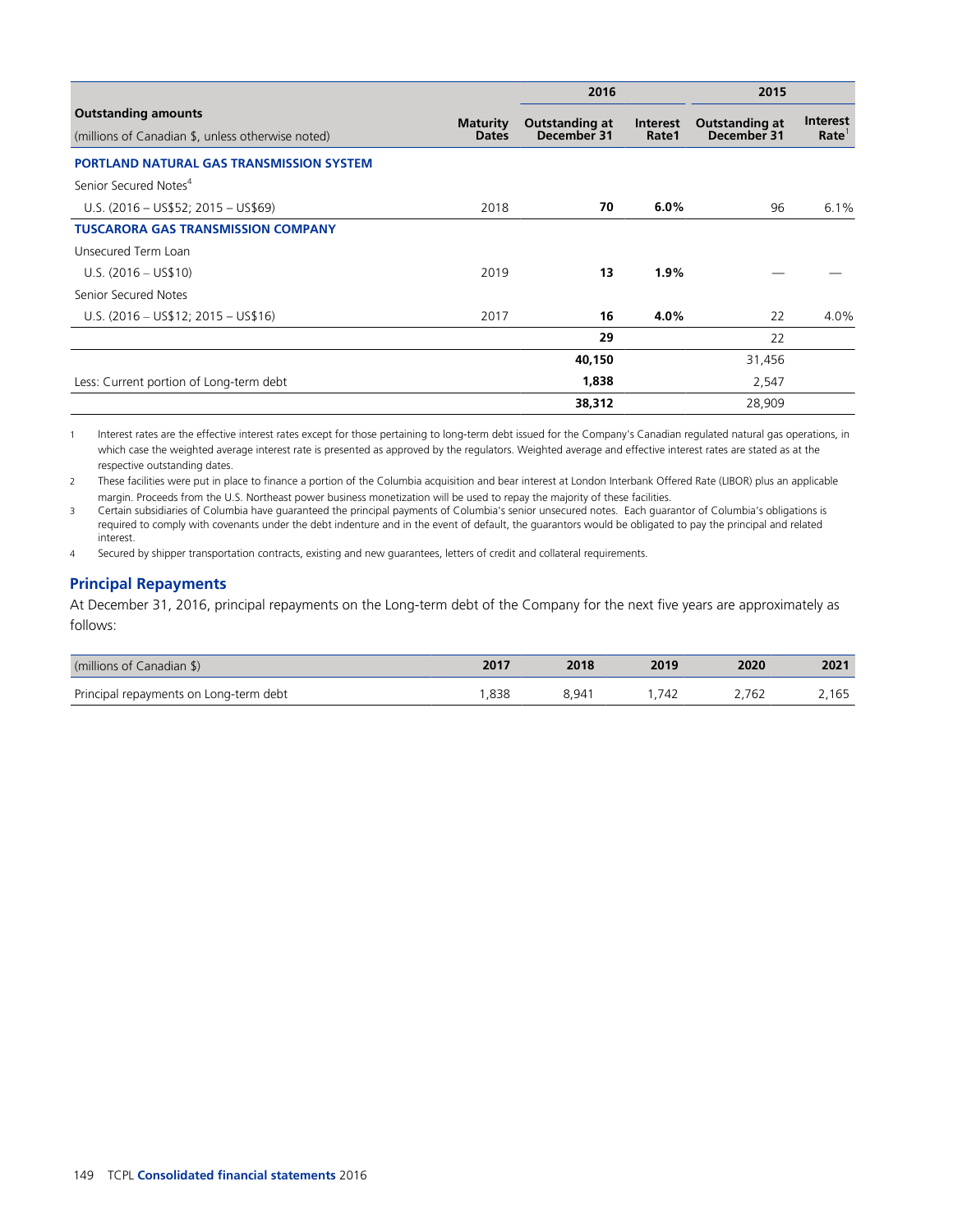| Outstanding amounts<br>(millions of Canadian $, unless otherwise noted) | Maturity Dates | 2016<br>Outstanding at December 31 | 2016<br>Interest Rate[1] | 2015<br>Outstanding at December 31 | 2015<br>Interest Rate[1] |
|---|---|---|---|---|---|
| **PORTLAND NATURAL GAS TRANSMISSION SYSTEM** | | | | | |
| Senior Secured Notes[4] | | | | | |
| U.S. (2016 – US$52; 2015 – US$69) | 2018 | **70** | **6.0%** | 96 | 6.1% |
| **TUSCARORA GAS TRANSMISSION COMPANY** | | | | | |
| Unsecured Term Loan | | | | | |
| U.S. (2016 – US$10) | 2019 | **13** | **1.9%** | — | — |
| Senior Secured Notes | | | | | |
| U.S. (2016 – US$12; 2015 – US$16) | 2017 | **16** | **4.0%** | 22 | 4.0% |
| | | **29** | | 22 | |
| | | **40,150** | | 31,456 | |
| Less: Current portion of Long-term debt | | **1,838** | | 2,547 | |
| | | **38,312** | | 28,909 | |

1 Interest rates are the effective interest rates except for those pertaining to long-term debt issued for the Company's Canadian regulated natural gas operations, in which case the weighted average interest rate is presented as approved by the regulators. Weighted average and effective interest rates are stated as at the respective outstanding dates.

2 These facilities were put in place to finance a portion of the Columbia acquisition and bear interest at London Interbank Offered Rate (LIBOR) plus an applicable margin. Proceeds from the U.S. Northeast power business monetization will be used to repay the majority of these facilities.

3 Certain subsidiaries of Columbia have guaranteed the principal payments of Columbia's senior unsecured notes. Each guarantor of Columbia's obligations is required to comply with covenants under the debt indenture and in the event of default, the guarantors would be obligated to pay the principal and related interest.

4 Secured by shipper transportation contracts, existing and new guarantees, letters of credit and collateral requirements.

## Principal Repayments

At December 31, 2016, principal repayments on the Long-term debt of the Company for the next five years are approximately as follows:

| (millions of Canadian $) | 2017 | 2018 | 2019 | 2020 | 2021 |
|---|---|---|---|---|---|
| Principal repayments on Long-term debt | 1,838 | 8,941 | 1,742 | 2,762 | 2,165 |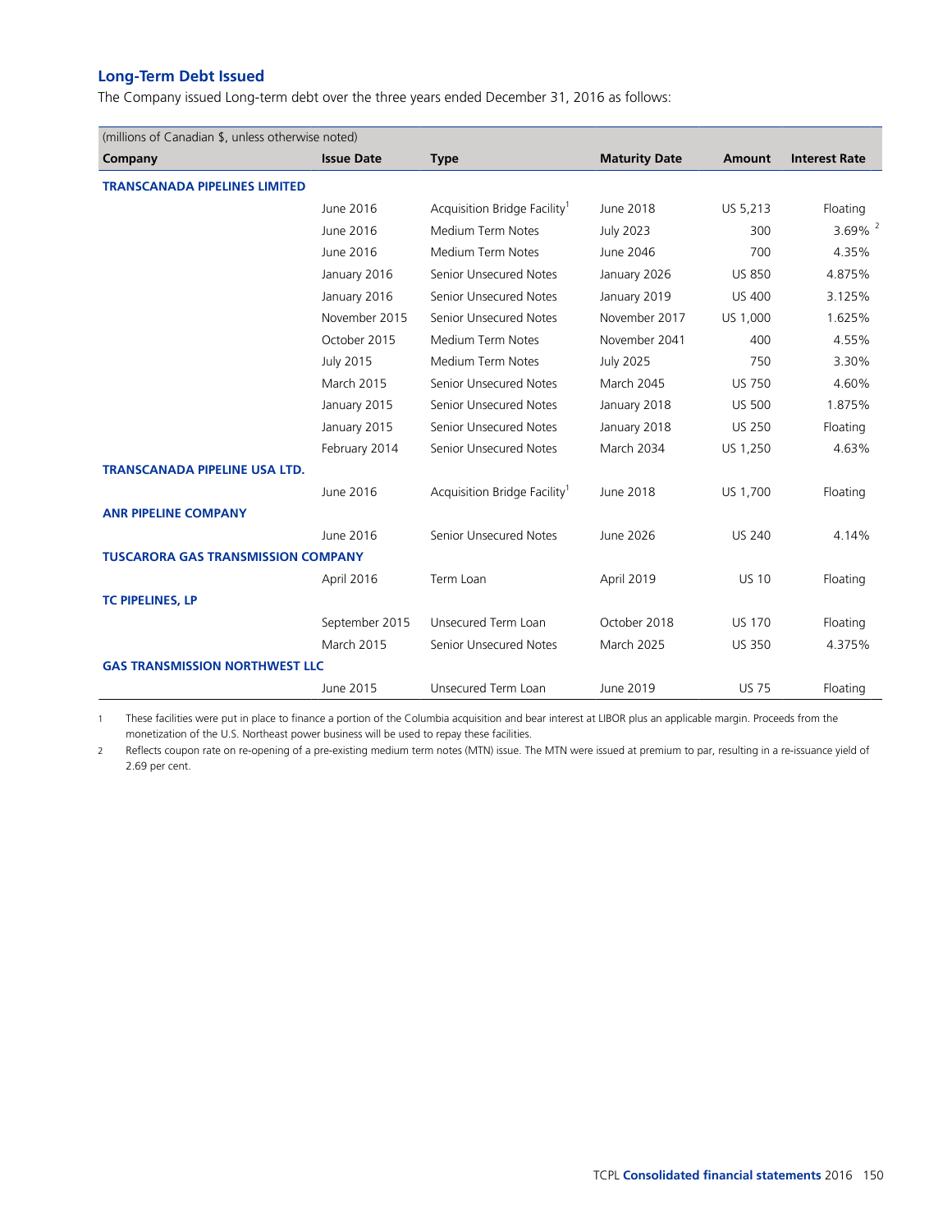## Long-Term Debt Issued

The Company issued Long-term debt over the three years ended December 31, 2016 as follows:

| (millions of Canadian $, unless otherwise noted) | | | | | |
|---|---|---|---|---|---|
| **Company** | **Issue Date** | **Type** | **Maturity Date** | **Amount** | **Interest Rate** |
| **TRANSCANADA PIPELINES LIMITED** | | | | | |
| | June 2016 | Acquisition Bridge Facility[1] | June 2018 | US 5,213 | Floating |
| | June 2016 | Medium Term Notes | July 2023 | 300 | 3.69% [2] |
| | June 2016 | Medium Term Notes | June 2046 | 700 | 4.35% |
| | January 2016 | Senior Unsecured Notes | January 2026 | US 850 | 4.875% |
| | January 2016 | Senior Unsecured Notes | January 2019 | US 400 | 3.125% |
| | November 2015 | Senior Unsecured Notes | November 2017 | US 1,000 | 1.625% |
| | October 2015 | Medium Term Notes | November 2041 | 400 | 4.55% |
| | July 2015 | Medium Term Notes | July 2025 | 750 | 3.30% |
| | March 2015 | Senior Unsecured Notes | March 2045 | US 750 | 4.60% |
| | January 2015 | Senior Unsecured Notes | January 2018 | US 500 | 1.875% |
| | January 2015 | Senior Unsecured Notes | January 2018 | US 250 | Floating |
| | February 2014 | Senior Unsecured Notes | March 2034 | US 1,250 | 4.63% |
| **TRANSCANADA PIPELINE USA LTD.** | | | | | |
| | June 2016 | Acquisition Bridge Facility[1] | June 2018 | US 1,700 | Floating |
| **ANR PIPELINE COMPANY** | | | | | |
| | June 2016 | Senior Unsecured Notes | June 2026 | US 240 | 4.14% |
| **TUSCARORA GAS TRANSMISSION COMPANY** | | | | | |
| | April 2016 | Term Loan | April 2019 | US 10 | Floating |
| **TC PIPELINES, LP** | | | | | |
| | September 2015 | Unsecured Term Loan | October 2018 | US 170 | Floating |
| | March 2015 | Senior Unsecured Notes | March 2025 | US 350 | 4.375% |
| **GAS TRANSMISSION NORTHWEST LLC** | | | | | |
| | June 2015 | Unsecured Term Loan | June 2019 | US 75 | Floating |

1 These facilities were put in place to finance a portion of the Columbia acquisition and bear interest at LIBOR plus an applicable margin. Proceeds from the monetization of the U.S. Northeast power business will be used to repay these facilities.

2 Reflects coupon rate on re-opening of a pre-existing medium term notes (MTN) issue. The MTN were issued at premium to par, resulting in a re-issuance yield of 2.69 per cent.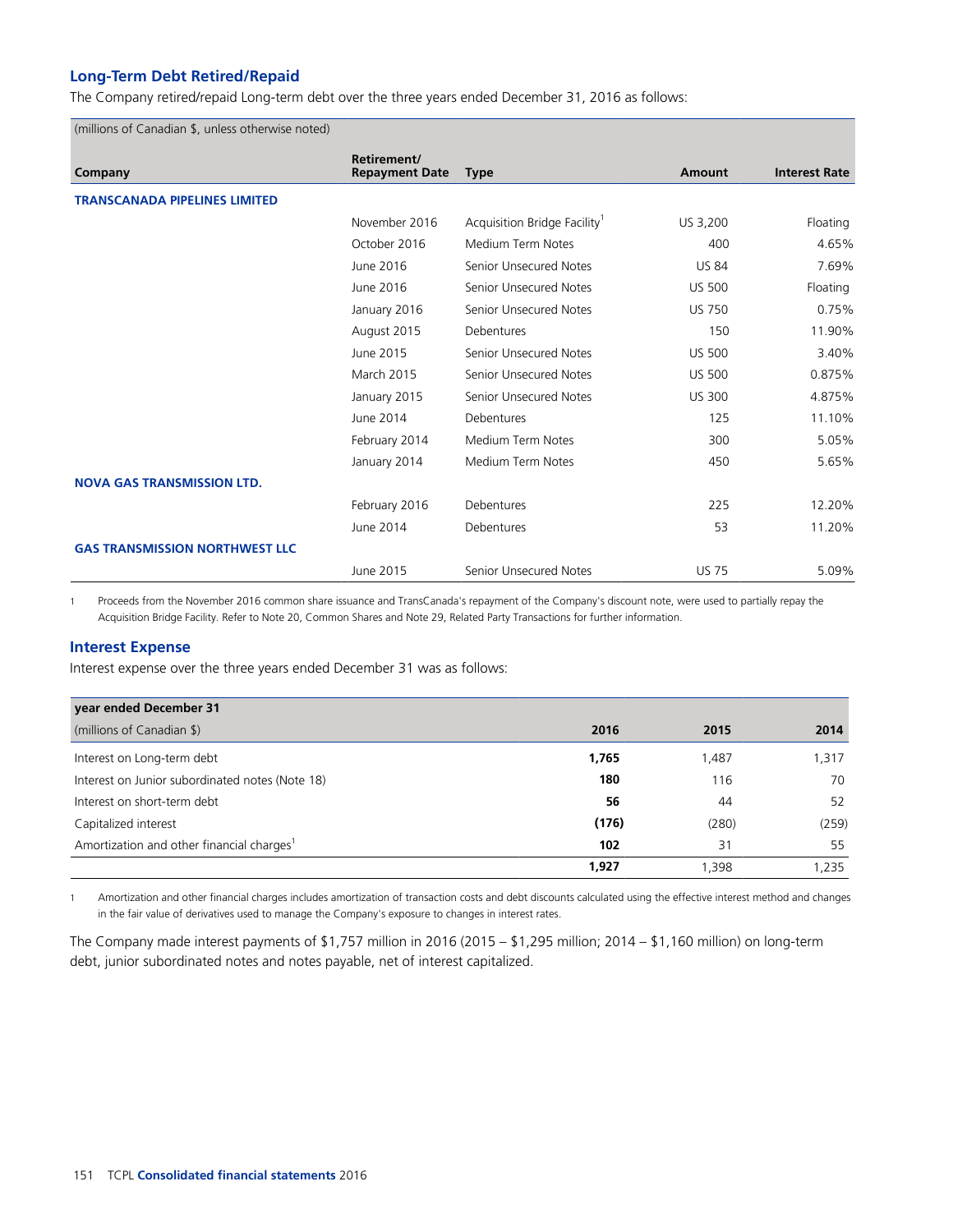## Long-Term Debt Retired/Repaid

The Company retired/repaid Long-term debt over the three years ended December 31, 2016 as follows:

| (millions of Canadian $, unless otherwise noted) | | | | |
|---|---|---|---|---|
| **Company** | **Retirement/ Repayment Date** | **Type** | **Amount** | **Interest Rate** |
| **TRANSCANADA PIPELINES LIMITED** | | | | |
| | November 2016 | Acquisition Bridge Facility[1] | US 3,200 | Floating |
| | October 2016 | Medium Term Notes | 400 | 4.65% |
| | June 2016 | Senior Unsecured Notes | US 84 | 7.69% |
| | June 2016 | Senior Unsecured Notes | US 500 | Floating |
| | January 2016 | Senior Unsecured Notes | US 750 | 0.75% |
| | August 2015 | Debentures | 150 | 11.90% |
| | June 2015 | Senior Unsecured Notes | US 500 | 3.40% |
| | March 2015 | Senior Unsecured Notes | US 500 | 0.875% |
| | January 2015 | Senior Unsecured Notes | US 300 | 4.875% |
| | June 2014 | Debentures | 125 | 11.10% |
| | February 2014 | Medium Term Notes | 300 | 5.05% |
| | January 2014 | Medium Term Notes | 450 | 5.65% |
| **NOVA GAS TRANSMISSION LTD.** | | | | |
| | February 2016 | Debentures | 225 | 12.20% |
| | June 2014 | Debentures | 53 | 11.20% |
| **GAS TRANSMISSION NORTHWEST LLC** | | | | |
| | June 2015 | Senior Unsecured Notes | US 75 | 5.09% |

1 Proceeds from the November 2016 common share issuance and TransCanada's repayment of the Company's discount note, were used to partially repay the Acquisition Bridge Facility. Refer to Note 20, Common Shares and Note 29, Related Party Transactions for further information.

## Interest Expense

Interest expense over the three years ended December 31 was as follows:

| year ended December 31 (millions of Canadian $) | 2016 | 2015 | 2014 |
|---|---|---|---|
| Interest on Long-term debt | **1,765** | 1,487 | 1,317 |
| Interest on Junior subordinated notes (Note 18) | **180** | 116 | 70 |
| Interest on short-term debt | **56** | 44 | 52 |
| Capitalized interest | **(176)** | (280) | (259) |
| Amortization and other financial charges[1] | **102** | 31 | 55 |
| | **1,927** | 1,398 | 1,235 |

1 Amortization and other financial charges includes amortization of transaction costs and debt discounts calculated using the effective interest method and changes in the fair value of derivatives used to manage the Company's exposure to changes in interest rates.

The Company made interest payments of $1,757 million in 2016 (2015 – $1,295 million; 2014 – $1,160 million) on long-term debt, junior subordinated notes and notes payable, net of interest capitalized.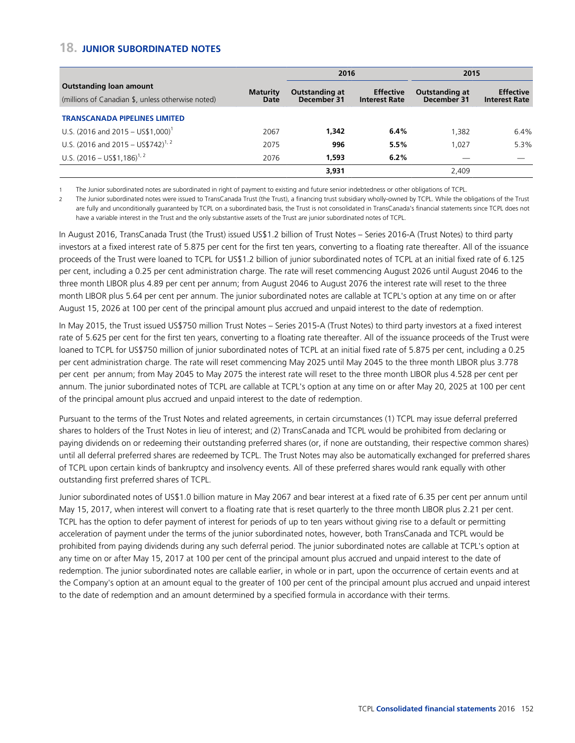## 18. JUNIOR SUBORDINATED NOTES

| Outstanding loan amount<br>(millions of Canadian $, unless otherwise noted) | Maturity Date | 2016 | | 2015 | |
|---|---|---|---|---|---|
| | | Outstanding at December 31 | Effective Interest Rate | Outstanding at December 31 | Effective Interest Rate |
| **TRANSCANADA PIPELINES LIMITED** | | | | | |
| U.S. (2016 and 2015 – US$1,000)[1] | 2067 | **1,342** | **6.4%** | 1,382 | 6.4% |
| U.S. (2016 and 2015 – US$742)[1, 2] | 2075 | **996** | **5.5%** | 1,027 | 5.3% |
| U.S. (2016 – US$1,186)[1, 2] | 2076 | **1,593** | **6.2%** | — | — |
| | | **3,931** | | 2,409 | |

1 The Junior subordinated notes are subordinated in right of payment to existing and future senior indebtedness or other obligations of TCPL.

2 The Junior subordinated notes were issued to TransCanada Trust (the Trust), a financing trust subsidiary wholly-owned by TCPL. While the obligations of the Trust are fully and unconditionally guaranteed by TCPL on a subordinated basis, the Trust is not consolidated in TransCanada's financial statements since TCPL does not have a variable interest in the Trust and the only substantive assets of the Trust are junior subordinated notes of TCPL.

In August 2016, TransCanada Trust (the Trust) issued US$1.2 billion of Trust Notes – Series 2016-A (Trust Notes) to third party investors at a fixed interest rate of 5.875 per cent for the first ten years, converting to a floating rate thereafter. All of the issuance proceeds of the Trust were loaned to TCPL for US$1.2 billion of junior subordinated notes of TCPL at an initial fixed rate of 6.125 per cent, including a 0.25 per cent administration charge. The rate will reset commencing August 2026 until August 2046 to the three month LIBOR plus 4.89 per cent per annum; from August 2046 to August 2076 the interest rate will reset to the three month LIBOR plus 5.64 per cent per annum. The junior subordinated notes are callable at TCPL's option at any time on or after August 15, 2026 at 100 per cent of the principal amount plus accrued and unpaid interest to the date of redemption.

In May 2015, the Trust issued US$750 million Trust Notes – Series 2015-A (Trust Notes) to third party investors at a fixed interest rate of 5.625 per cent for the first ten years, converting to a floating rate thereafter. All of the issuance proceeds of the Trust were loaned to TCPL for US$750 million of junior subordinated notes of TCPL at an initial fixed rate of 5.875 per cent, including a 0.25 per cent administration charge. The rate will reset commencing May 2025 until May 2045 to the three month LIBOR plus 3.778 per cent per annum; from May 2045 to May 2075 the interest rate will reset to the three month LIBOR plus 4.528 per cent per annum. The junior subordinated notes of TCPL are callable at TCPL's option at any time on or after May 20, 2025 at 100 per cent of the principal amount plus accrued and unpaid interest to the date of redemption.

Pursuant to the terms of the Trust Notes and related agreements, in certain circumstances (1) TCPL may issue deferral preferred shares to holders of the Trust Notes in lieu of interest; and (2) TransCanada and TCPL would be prohibited from declaring or paying dividends on or redeeming their outstanding preferred shares (or, if none are outstanding, their respective common shares) until all deferral preferred shares are redeemed by TCPL. The Trust Notes may also be automatically exchanged for preferred shares of TCPL upon certain kinds of bankruptcy and insolvency events. All of these preferred shares would rank equally with other outstanding first preferred shares of TCPL.

Junior subordinated notes of US$1.0 billion mature in May 2067 and bear interest at a fixed rate of 6.35 per cent per annum until May 15, 2017, when interest will convert to a floating rate that is reset quarterly to the three month LIBOR plus 2.21 per cent. TCPL has the option to defer payment of interest for periods of up to ten years without giving rise to a default or permitting acceleration of payment under the terms of the junior subordinated notes, however, both TransCanada and TCPL would be prohibited from paying dividends during any such deferral period. The junior subordinated notes are callable at TCPL's option at any time on or after May 15, 2017 at 100 per cent of the principal amount plus accrued and unpaid interest to the date of redemption. The junior subordinated notes are callable earlier, in whole or in part, upon the occurrence of certain events and at the Company's option at an amount equal to the greater of 100 per cent of the principal amount plus accrued and unpaid interest to the date of redemption and an amount determined by a specified formula in accordance with their terms.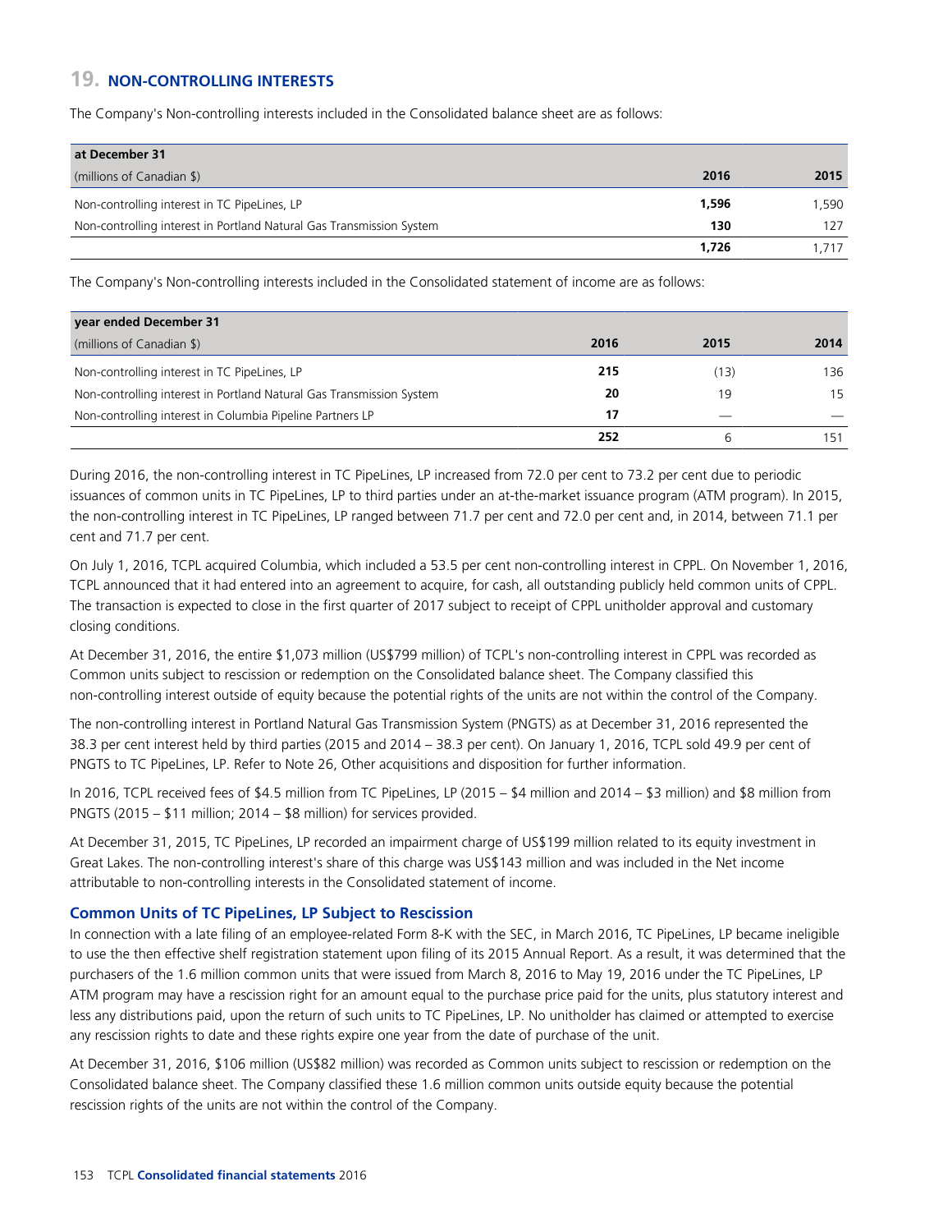## 19. NON-CONTROLLING INTERESTS

The Company's Non-controlling interests included in the Consolidated balance sheet are as follows:

| at December 31<br>(millions of Canadian $) | 2016 | 2015 |
|---|---|---|
| Non-controlling interest in TC PipeLines, LP | **1,596** | 1,590 |
| Non-controlling interest in Portland Natural Gas Transmission System | **130** | 127 |
| | **1,726** | 1,717 |

The Company's Non-controlling interests included in the Consolidated statement of income are as follows:

| year ended December 31<br>(millions of Canadian $) | 2016 | 2015 | 2014 |
|---|---|---|---|
| Non-controlling interest in TC PipeLines, LP | **215** | (13) | 136 |
| Non-controlling interest in Portland Natural Gas Transmission System | **20** | 19 | 15 |
| Non-controlling interest in Columbia Pipeline Partners LP | **17** | — | — |
| | **252** | 6 | 151 |

During 2016, the non-controlling interest in TC PipeLines, LP increased from 72.0 per cent to 73.2 per cent due to periodic issuances of common units in TC PipeLines, LP to third parties under an at-the-market issuance program (ATM program). In 2015, the non-controlling interest in TC PipeLines, LP ranged between 71.7 per cent and 72.0 per cent and, in 2014, between 71.1 per cent and 71.7 per cent.

On July 1, 2016, TCPL acquired Columbia, which included a 53.5 per cent non-controlling interest in CPPL. On November 1, 2016, TCPL announced that it had entered into an agreement to acquire, for cash, all outstanding publicly held common units of CPPL. The transaction is expected to close in the first quarter of 2017 subject to receipt of CPPL unitholder approval and customary closing conditions.

At December 31, 2016, the entire $1,073 million (US$799 million) of TCPL's non-controlling interest in CPPL was recorded as Common units subject to rescission or redemption on the Consolidated balance sheet. The Company classified this non-controlling interest outside of equity because the potential rights of the units are not within the control of the Company.

The non-controlling interest in Portland Natural Gas Transmission System (PNGTS) as at December 31, 2016 represented the 38.3 per cent interest held by third parties (2015 and 2014 – 38.3 per cent). On January 1, 2016, TCPL sold 49.9 per cent of PNGTS to TC PipeLines, LP. Refer to Note 26, Other acquisitions and disposition for further information.

In 2016, TCPL received fees of $4.5 million from TC PipeLines, LP (2015 – $4 million and 2014 – $3 million) and $8 million from PNGTS (2015 – $11 million; 2014 – $8 million) for services provided.

At December 31, 2015, TC PipeLines, LP recorded an impairment charge of US$199 million related to its equity investment in Great Lakes. The non-controlling interest's share of this charge was US$143 million and was included in the Net income attributable to non-controlling interests in the Consolidated statement of income.

### Common Units of TC PipeLines, LP Subject to Rescission

In connection with a late filing of an employee-related Form 8-K with the SEC, in March 2016, TC PipeLines, LP became ineligible to use the then effective shelf registration statement upon filing of its 2015 Annual Report. As a result, it was determined that the purchasers of the 1.6 million common units that were issued from March 8, 2016 to May 19, 2016 under the TC PipeLines, LP ATM program may have a rescission right for an amount equal to the purchase price paid for the units, plus statutory interest and less any distributions paid, upon the return of such units to TC PipeLines, LP. No unitholder has claimed or attempted to exercise any rescission rights to date and these rights expire one year from the date of purchase of the unit.

At December 31, 2016, $106 million (US$82 million) was recorded as Common units subject to rescission or redemption on the Consolidated balance sheet. The Company classified these 1.6 million common units outside equity because the potential rescission rights of the units are not within the control of the Company.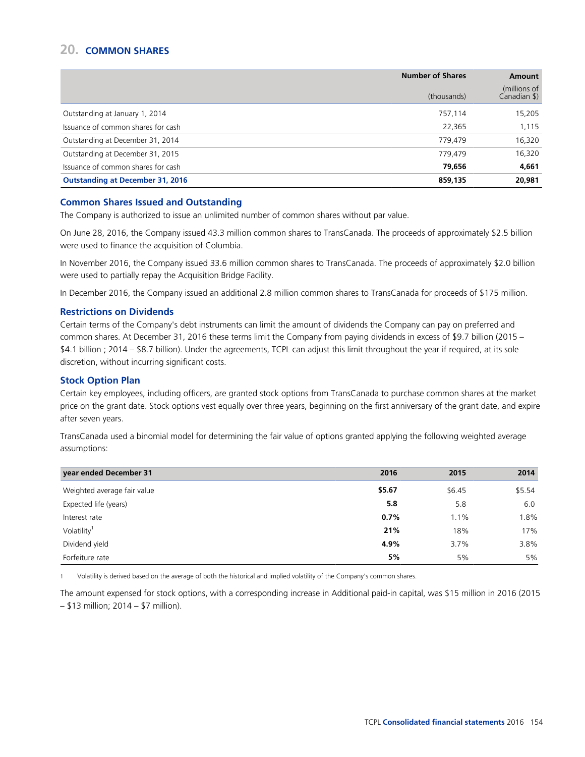## 20. COMMON SHARES

| | Number of Shares | Amount |
|---|---|---|
| | (thousands) | (millions of Canadian $) |
| Outstanding at January 1, 2014 | 757,114 | 15,205 |
| Issuance of common shares for cash | 22,365 | 1,115 |
| Outstanding at December 31, 2014 | 779,479 | 16,320 |
| Outstanding at December 31, 2015 | 779,479 | 16,320 |
| Issuance of common shares for cash | **79,656** | **4,661** |
| **Outstanding at December 31, 2016** | **859,135** | **20,981** |

### Common Shares Issued and Outstanding

The Company is authorized to issue an unlimited number of common shares without par value.

On June 28, 2016, the Company issued 43.3 million common shares to TransCanada. The proceeds of approximately $2.5 billion were used to finance the acquisition of Columbia.

In November 2016, the Company issued 33.6 million common shares to TransCanada. The proceeds of approximately $2.0 billion were used to partially repay the Acquisition Bridge Facility.

In December 2016, the Company issued an additional 2.8 million common shares to TransCanada for proceeds of $175 million.

### Restrictions on Dividends

Certain terms of the Company's debt instruments can limit the amount of dividends the Company can pay on preferred and common shares. At December 31, 2016 these terms limit the Company from paying dividends in excess of $9.7 billion (2015 – $4.1 billion ; 2014 – $8.7 billion). Under the agreements, TCPL can adjust this limit throughout the year if required, at its sole discretion, without incurring significant costs.

### Stock Option Plan

Certain key employees, including officers, are granted stock options from TransCanada to purchase common shares at the market price on the grant date. Stock options vest equally over three years, beginning on the first anniversary of the grant date, and expire after seven years.

TransCanada used a binomial model for determining the fair value of options granted applying the following weighted average assumptions:

| year ended December 31 | 2016 | 2015 | 2014 |
|---|---|---|---|
| Weighted average fair value | **$5.67** | $6.45 | $5.54 |
| Expected life (years) | **5.8** | 5.8 | 6.0 |
| Interest rate | **0.7%** | 1.1% | 1.8% |
| Volatility[1] | **21%** | 18% | 17% |
| Dividend yield | **4.9%** | 3.7% | 3.8% |
| Forfeiture rate | **5%** | 5% | 5% |

1 Volatility is derived based on the average of both the historical and implied volatility of the Company's common shares.

The amount expensed for stock options, with a corresponding increase in Additional paid-in capital, was $15 million in 2016 (2015 – $13 million; 2014 – $7 million).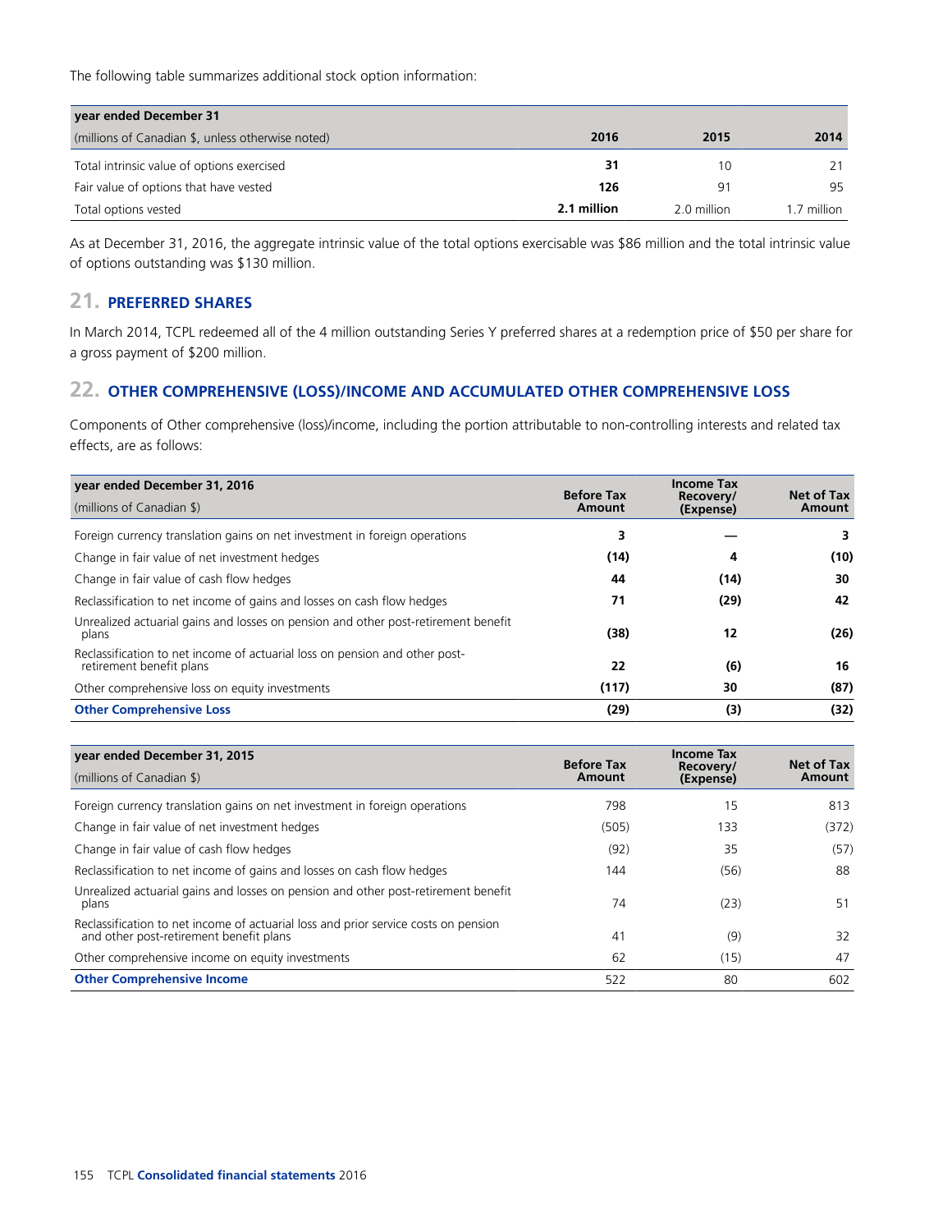The following table summarizes additional stock option information:

| year ended December 31<br>(millions of Canadian $, unless otherwise noted) | 2016 | 2015 | 2014 |
|---|---|---|---|
| Total intrinsic value of options exercised | **31** | 10 | 21 |
| Fair value of options that have vested | **126** | 91 | 95 |
| Total options vested | **2.1 million** | 2.0 million | 1.7 million |

As at December 31, 2016, the aggregate intrinsic value of the total options exercisable was $86 million and the total intrinsic value of options outstanding was $130 million.

## 21. PREFERRED SHARES

In March 2014, TCPL redeemed all of the 4 million outstanding Series Y preferred shares at a redemption price of $50 per share for a gross payment of $200 million.

## 22. OTHER COMPREHENSIVE (LOSS)/INCOME AND ACCUMULATED OTHER COMPREHENSIVE LOSS

Components of Other comprehensive (loss)/income, including the portion attributable to non-controlling interests and related tax effects, are as follows:

| year ended December 31, 2016<br>(millions of Canadian $) | Before Tax Amount | Income Tax Recovery/ (Expense) | Net of Tax Amount |
|---|---|---|---|
| Foreign currency translation gains on net investment in foreign operations | **3** | **—** | **3** |
| Change in fair value of net investment hedges | **(14)** | **4** | **(10)** |
| Change in fair value of cash flow hedges | **44** | **(14)** | **30** |
| Reclassification to net income of gains and losses on cash flow hedges | **71** | **(29)** | **42** |
| Unrealized actuarial gains and losses on pension and other post-retirement benefit plans | **(38)** | **12** | **(26)** |
| Reclassification to net income of actuarial loss on pension and other post-retirement benefit plans | **22** | **(6)** | **16** |
| Other comprehensive loss on equity investments | **(117)** | **30** | **(87)** |
| **Other Comprehensive Loss** | **(29)** | **(3)** | **(32)** |

| year ended December 31, 2015<br>(millions of Canadian $) | Before Tax Amount | Income Tax Recovery/ (Expense) | Net of Tax Amount |
|---|---|---|---|
| Foreign currency translation gains on net investment in foreign operations | 798 | 15 | 813 |
| Change in fair value of net investment hedges | (505) | 133 | (372) |
| Change in fair value of cash flow hedges | (92) | 35 | (57) |
| Reclassification to net income of gains and losses on cash flow hedges | 144 | (56) | 88 |
| Unrealized actuarial gains and losses on pension and other post-retirement benefit plans | 74 | (23) | 51 |
| Reclassification to net income of actuarial loss and prior service costs on pension and other post-retirement benefit plans | 41 | (9) | 32 |
| Other comprehensive income on equity investments | 62 | (15) | 47 |
| **Other Comprehensive Income** | 522 | 80 | 602 |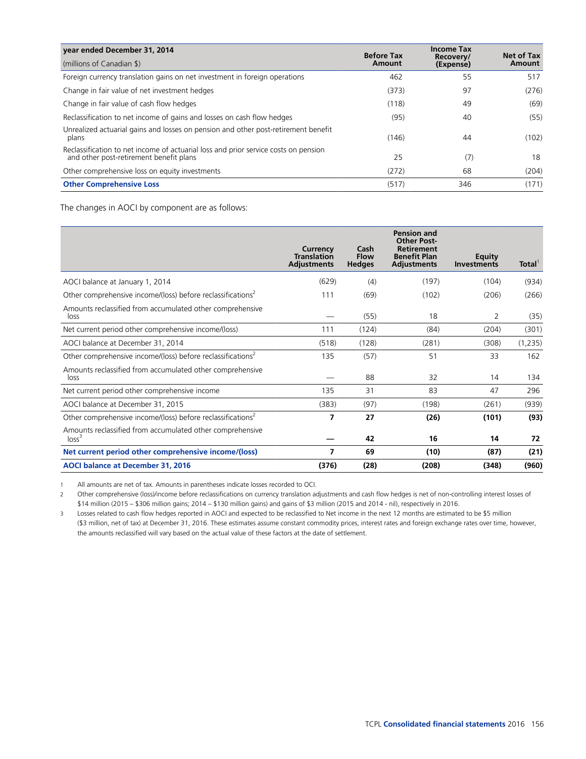| year ended December 31, 2014<br>(millions of Canadian $) | Before Tax Amount | Income Tax Recovery/ (Expense) | Net of Tax Amount |
|---|---|---|---|
| Foreign currency translation gains on net investment in foreign operations | 462 | 55 | 517 |
| Change in fair value of net investment hedges | (373) | 97 | (276) |
| Change in fair value of cash flow hedges | (118) | 49 | (69) |
| Reclassification to net income of gains and losses on cash flow hedges | (95) | 40 | (55) |
| Unrealized actuarial gains and losses on pension and other post-retirement benefit plans | (146) | 44 | (102) |
| Reclassification to net income of actuarial loss and prior service costs on pension and other post-retirement benefit plans | 25 | (7) | 18 |
| Other comprehensive loss on equity investments | (272) | 68 | (204) |
| **Other Comprehensive Loss** | (517) | 346 | (171) |

The changes in AOCI by component are as follows:

| | Currency Translation Adjustments | Cash Flow Hedges | Pension and Other Post-Retirement Benefit Plan Adjustments | Equity Investments | Total[1] |
|---|---|---|---|---|---|
| AOCI balance at January 1, 2014 | (629) | (4) | (197) | (104) | (934) |
| Other comprehensive income/(loss) before reclassifications[2] | 111 | (69) | (102) | (206) | (266) |
| Amounts reclassified from accumulated other comprehensive loss | — | (55) | 18 | 2 | (35) |
| Net current period other comprehensive income/(loss) | 111 | (124) | (84) | (204) | (301) |
| AOCI balance at December 31, 2014 | (518) | (128) | (281) | (308) | (1,235) |
| Other comprehensive income/(loss) before reclassifications[2] | 135 | (57) | 51 | 33 | 162 |
| Amounts reclassified from accumulated other comprehensive loss | — | 88 | 32 | 14 | 134 |
| Net current period other comprehensive income | 135 | 31 | 83 | 47 | 296 |
| AOCI balance at December 31, 2015 | (383) | (97) | (198) | (261) | (939) |
| Other comprehensive income/(loss) before reclassifications[2] | **7** | **27** | **(26)** | **(101)** | **(93)** |
| Amounts reclassified from accumulated other comprehensive loss[3] | **—** | **42** | **16** | **14** | **72** |
| **Net current period other comprehensive income/(loss)** | **7** | **69** | **(10)** | **(87)** | **(21)** |
| **AOCI balance at December 31, 2016** | **(376)** | **(28)** | **(208)** | **(348)** | **(960)** |

1 All amounts are net of tax. Amounts in parentheses indicate losses recorded to OCI.

2 Other comprehensive (loss)/income before reclassifications on currency translation adjustments and cash flow hedges is net of non-controlling interest losses of $14 million (2015 – $306 million gains; 2014 – $130 million gains) and gains of $3 million (2015 and 2014 - nil), respectively in 2016.

3 Losses related to cash flow hedges reported in AOCI and expected to be reclassified to Net income in the next 12 months are estimated to be $5 million ($3 million, net of tax) at December 31, 2016. These estimates assume constant commodity prices, interest rates and foreign exchange rates over time, however, the amounts reclassified will vary based on the actual value of these factors at the date of settlement.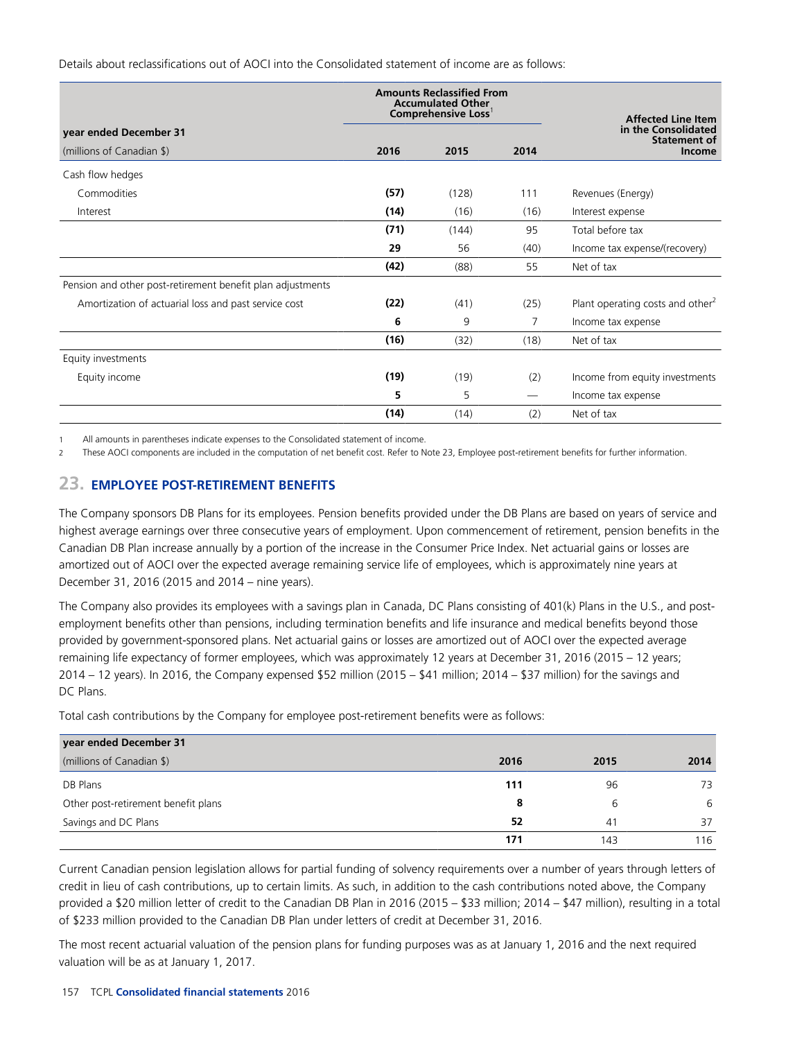Details about reclassifications out of AOCI into the Consolidated statement of income are as follows:

| year ended December 31 | Amounts Reclassified From Accumulated Other Comprehensive Loss[1] | | | Affected Line Item in the Consolidated Statement of Income |
|---|---|---|---|---|
| (millions of Canadian $) | **2016** | 2015 | 2014 | |
| Cash flow hedges | | | | |
| Commodities | **(57)** | (128) | 111 | Revenues (Energy) |
| Interest | **(14)** | (16) | (16) | Interest expense |
| | **(71)** | (144) | 95 | Total before tax |
| | **29** | 56 | (40) | Income tax expense/(recovery) |
| | **(42)** | (88) | 55 | Net of tax |
| Pension and other post-retirement benefit plan adjustments | | | | |
| Amortization of actuarial loss and past service cost | **(22)** | (41) | (25) | Plant operating costs and other[2] |
| | **6** | 9 | 7 | Income tax expense |
| | **(16)** | (32) | (18) | Net of tax |
| Equity investments | | | | |
| Equity income | **(19)** | (19) | (2) | Income from equity investments |
| | **5** | 5 | — | Income tax expense |
| | **(14)** | (14) | (2) | Net of tax |

1 All amounts in parentheses indicate expenses to the Consolidated statement of income.

2 These AOCI components are included in the computation of net benefit cost. Refer to Note 23, Employee post-retirement benefits for further information.

## 23. EMPLOYEE POST-RETIREMENT BENEFITS

The Company sponsors DB Plans for its employees. Pension benefits provided under the DB Plans are based on years of service and highest average earnings over three consecutive years of employment. Upon commencement of retirement, pension benefits in the Canadian DB Plan increase annually by a portion of the increase in the Consumer Price Index. Net actuarial gains or losses are amortized out of AOCI over the expected average remaining service life of employees, which is approximately nine years at December 31, 2016 (2015 and 2014 – nine years).

The Company also provides its employees with a savings plan in Canada, DC Plans consisting of 401(k) Plans in the U.S., and post-employment benefits other than pensions, including termination benefits and life insurance and medical benefits beyond those provided by government-sponsored plans. Net actuarial gains or losses are amortized out of AOCI over the expected average remaining life expectancy of former employees, which was approximately 12 years at December 31, 2016 (2015 – 12 years; 2014 – 12 years). In 2016, the Company expensed $52 million (2015 – $41 million; 2014 – $37 million) for the savings and DC Plans.

Total cash contributions by the Company for employee post-retirement benefits were as follows:

| year ended December 31<br>(millions of Canadian $) | **2016** | 2015 | 2014 |
|---|---|---|---|
| DB Plans | **111** | 96 | 73 |
| Other post-retirement benefit plans | **8** | 6 | 6 |
| Savings and DC Plans | **52** | 41 | 37 |
| | **171** | 143 | 116 |

Current Canadian pension legislation allows for partial funding of solvency requirements over a number of years through letters of credit in lieu of cash contributions, up to certain limits. As such, in addition to the cash contributions noted above, the Company provided a $20 million letter of credit to the Canadian DB Plan in 2016 (2015 – $33 million; 2014 – $47 million), resulting in a total of $233 million provided to the Canadian DB Plan under letters of credit at December 31, 2016.

The most recent actuarial valuation of the pension plans for funding purposes was as at January 1, 2016 and the next required valuation will be as at January 1, 2017.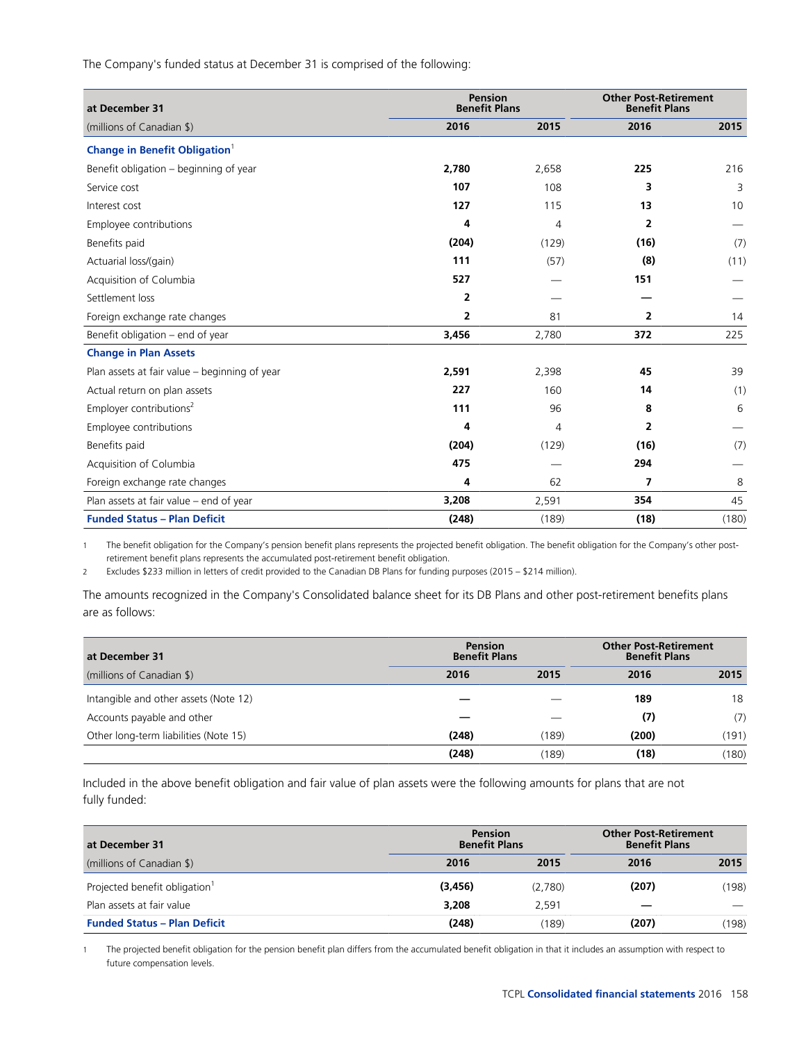The Company's funded status at December 31 is comprised of the following:

| at December 31 | Pension Benefit Plans | | Other Post-Retirement Benefit Plans | |
|---|---|---|---|---|
| (millions of Canadian $) | 2016 | 2015 | 2016 | 2015 |
| **Change in Benefit Obligation**[1] | | | | |
| Benefit obligation – beginning of year | **2,780** | 2,658 | **225** | 216 |
| Service cost | **107** | 108 | **3** | 3 |
| Interest cost | **127** | 115 | **13** | 10 |
| Employee contributions | **4** | 4 | **2** | — |
| Benefits paid | **(204)** | (129) | **(16)** | (7) |
| Actuarial loss/(gain) | **111** | (57) | **(8)** | (11) |
| Acquisition of Columbia | **527** | — | **151** | — |
| Settlement loss | **2** | — | **—** | — |
| Foreign exchange rate changes | **2** | 81 | **2** | 14 |
| Benefit obligation – end of year | **3,456** | 2,780 | **372** | 225 |
| **Change in Plan Assets** | | | | |
| Plan assets at fair value – beginning of year | **2,591** | 2,398 | **45** | 39 |
| Actual return on plan assets | **227** | 160 | **14** | (1) |
| Employer contributions[2] | **111** | 96 | **8** | 6 |
| Employee contributions | **4** | 4 | **2** | — |
| Benefits paid | **(204)** | (129) | **(16)** | (7) |
| Acquisition of Columbia | **475** | — | **294** | — |
| Foreign exchange rate changes | **4** | 62 | **7** | 8 |
| Plan assets at fair value – end of year | **3,208** | 2,591 | **354** | 45 |
| **Funded Status – Plan Deficit** | **(248)** | (189) | **(18)** | (180) |

1 The benefit obligation for the Company's pension benefit plans represents the projected benefit obligation. The benefit obligation for the Company's other post-retirement benefit plans represents the accumulated post-retirement benefit obligation.

2 Excludes $233 million in letters of credit provided to the Canadian DB Plans for funding purposes (2015 – $214 million).

The amounts recognized in the Company's Consolidated balance sheet for its DB Plans and other post-retirement benefits plans are as follows:

| at December 31 | Pension Benefit Plans | | Other Post-Retirement Benefit Plans | |
|---|---|---|---|---|
| (millions of Canadian $) | 2016 | 2015 | 2016 | 2015 |
| Intangible and other assets (Note 12) | **—** | — | **189** | 18 |
| Accounts payable and other | **—** | — | **(7)** | (7) |
| Other long-term liabilities (Note 15) | **(248)** | (189) | **(200)** | (191) |
| | **(248)** | (189) | **(18)** | (180) |

Included in the above benefit obligation and fair value of plan assets were the following amounts for plans that are not fully funded:

| at December 31 | Pension Benefit Plans | | Other Post-Retirement Benefit Plans | |
|---|---|---|---|---|
| (millions of Canadian $) | 2016 | 2015 | 2016 | 2015 |
| Projected benefit obligation[1] | **(3,456)** | (2,780) | **(207)** | (198) |
| Plan assets at fair value | **3,208** | 2,591 | **—** | — |
| **Funded Status – Plan Deficit** | **(248)** | (189) | **(207)** | (198) |

1 The projected benefit obligation for the pension benefit plan differs from the accumulated benefit obligation in that it includes an assumption with respect to future compensation levels.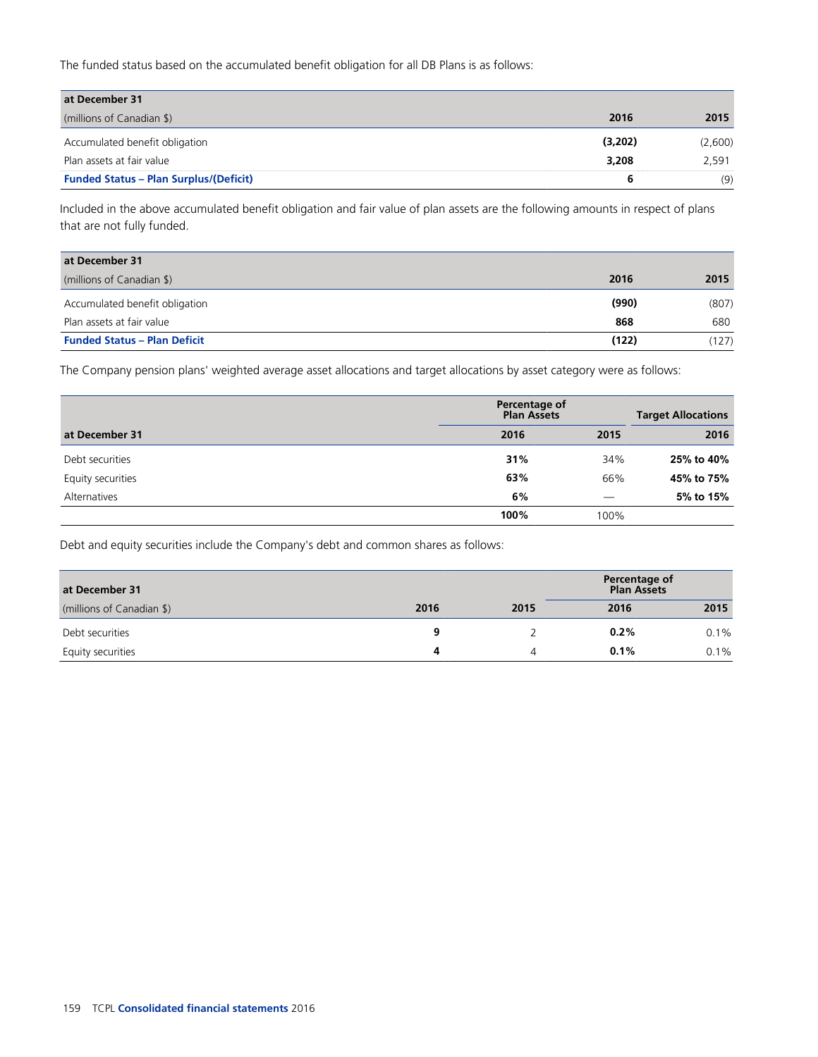The funded status based on the accumulated benefit obligation for all DB Plans is as follows:

| at December 31<br>(millions of Canadian $) | 2016 | 2015 |
|---|---|---|
| Accumulated benefit obligation | **(3,202)** | (2,600) |
| Plan assets at fair value | **3,208** | 2,591 |
| **Funded Status – Plan Surplus/(Deficit)** | **6** | (9) |

Included in the above accumulated benefit obligation and fair value of plan assets are the following amounts in respect of plans that are not fully funded.

| at December 31<br>(millions of Canadian $) | 2016 | 2015 |
|---|---|---|
| Accumulated benefit obligation | **(990)** | (807) |
| Plan assets at fair value | **868** | 680 |
| **Funded Status – Plan Deficit** | **(122)** | (127) |

The Company pension plans' weighted average asset allocations and target allocations by asset category were as follows:

| | Percentage of Plan Assets | | Target Allocations |
|---|---|---|---|
| at December 31 | 2016 | 2015 | 2016 |
| Debt securities | **31%** | 34% | **25% to 40%** |
| Equity securities | **63%** | 66% | **45% to 75%** |
| Alternatives | **6%** | — | **5% to 15%** |
| | **100%** | 100% | |

Debt and equity securities include the Company's debt and common shares as follows:

| at December 31 | | | Percentage of Plan Assets | |
|---|---|---|---|---|
| (millions of Canadian $) | 2016 | 2015 | 2016 | 2015 |
| Debt securities | **9** | 2 | **0.2%** | 0.1% |
| Equity securities | **4** | 4 | **0.1%** | 0.1% |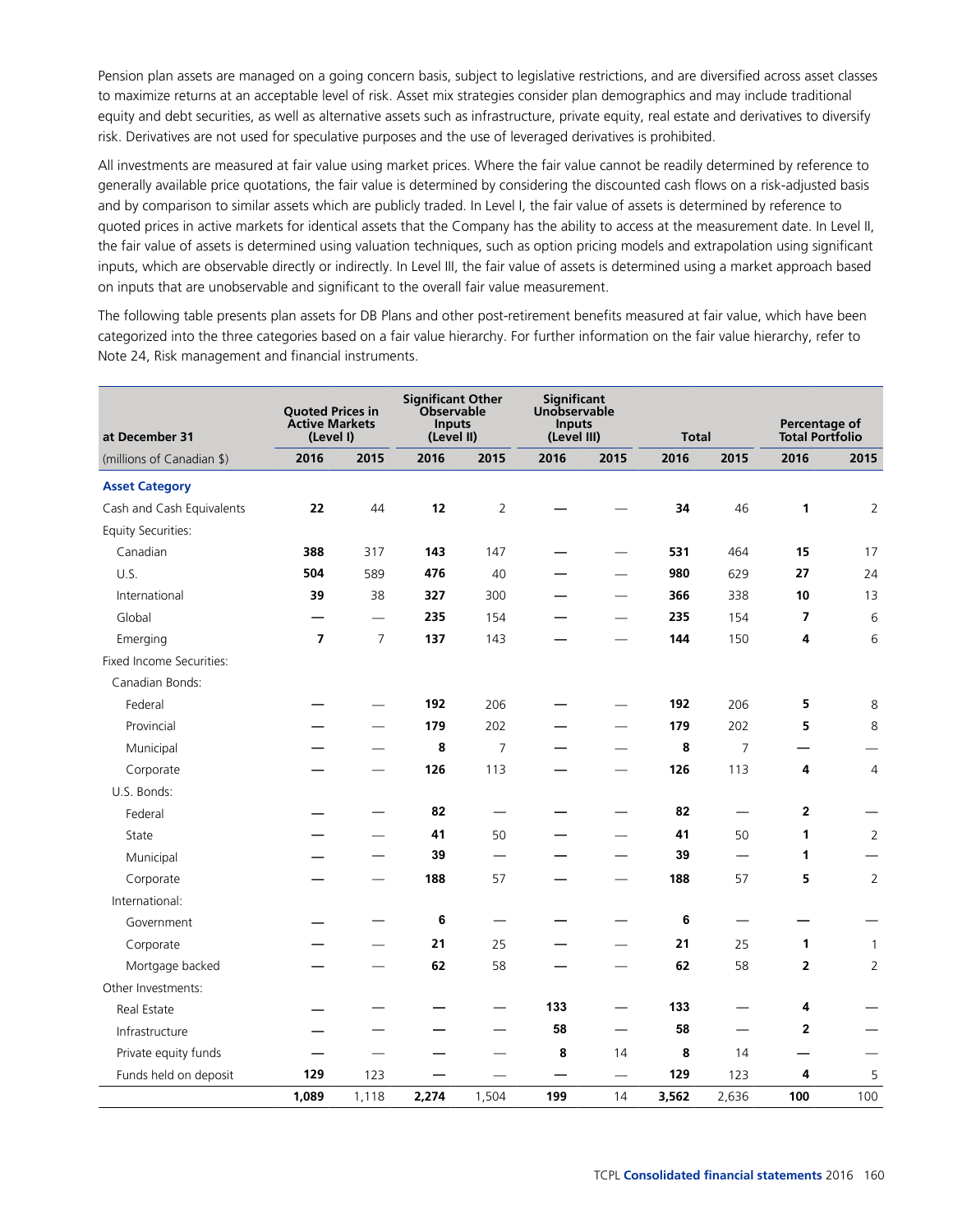Pension plan assets are managed on a going concern basis, subject to legislative restrictions, and are diversified across asset classes to maximize returns at an acceptable level of risk. Asset mix strategies consider plan demographics and may include traditional equity and debt securities, as well as alternative assets such as infrastructure, private equity, real estate and derivatives to diversify risk. Derivatives are not used for speculative purposes and the use of leveraged derivatives is prohibited.

All investments are measured at fair value using market prices. Where the fair value cannot be readily determined by reference to generally available price quotations, the fair value is determined by considering the discounted cash flows on a risk-adjusted basis and by comparison to similar assets which are publicly traded. In Level I, the fair value of assets is determined by reference to quoted prices in active markets for identical assets that the Company has the ability to access at the measurement date. In Level II, the fair value of assets is determined using valuation techniques, such as option pricing models and extrapolation using significant inputs, which are observable directly or indirectly. In Level III, the fair value of assets is determined using a market approach based on inputs that are unobservable and significant to the overall fair value measurement.

The following table presents plan assets for DB Plans and other post-retirement benefits measured at fair value, which have been categorized into the three categories based on a fair value hierarchy. For further information on the fair value hierarchy, refer to Note 24, Risk management and financial instruments.

| at December 31 | Quoted Prices in Active Markets (Level I) | | Significant Other Observable Inputs (Level II) | | Significant Unobservable Inputs (Level III) | | Total | | Percentage of Total Portfolio | |
|---|---|---|---|---|---|---|---|---|---|---|
| (millions of Canadian $) | 2016 | 2015 | 2016 | 2015 | 2016 | 2015 | 2016 | 2015 | 2016 | 2015 |
| **Asset Category** | | | | | | | | | | |
| Cash and Cash Equivalents | **22** | 44 | **12** | 2 | **—** | — | **34** | 46 | **1** | 2 |
| Equity Securities: | | | | | | | | | | |
| Canadian | **388** | 317 | **143** | 147 | **—** | — | **531** | 464 | **15** | 17 |
| U.S. | **504** | 589 | **476** | 40 | **—** | — | **980** | 629 | **27** | 24 |
| International | **39** | 38 | **327** | 300 | **—** | — | **366** | 338 | **10** | 13 |
| Global | **—** | — | **235** | 154 | **—** | — | **235** | 154 | **7** | 6 |
| Emerging | **7** | 7 | **137** | 143 | **—** | — | **144** | 150 | **4** | 6 |
| Fixed Income Securities: | | | | | | | | | | |
| Canadian Bonds: | | | | | | | | | | |
| Federal | **—** | — | **192** | 206 | **—** | — | **192** | 206 | **5** | 8 |
| Provincial | **—** | — | **179** | 202 | **—** | — | **179** | 202 | **5** | 8 |
| Municipal | **—** | — | **8** | 7 | **—** | — | **8** | 7 | **—** | — |
| Corporate | **—** | — | **126** | 113 | **—** | — | **126** | 113 | **4** | 4 |
| U.S. Bonds: | | | | | | | | | | |
| Federal | **—** | — | **82** | — | **—** | — | **82** | — | **2** | — |
| State | **—** | — | **41** | 50 | **—** | — | **41** | 50 | **1** | 2 |
| Municipal | **—** | — | **39** | — | **—** | — | **39** | — | **1** | — |
| Corporate | **—** | — | **188** | 57 | **—** | — | **188** | 57 | **5** | 2 |
| International: | | | | | | | | | | |
| Government | **—** | — | **6** | — | **—** | — | **6** | — | **—** | — |
| Corporate | **—** | — | **21** | 25 | **—** | — | **21** | 25 | **1** | 1 |
| Mortgage backed | **—** | — | **62** | 58 | **—** | — | **62** | 58 | **2** | 2 |
| Other Investments: | | | | | | | | | | |
| Real Estate | **—** | — | **—** | — | **133** | — | **133** | — | **4** | — |
| Infrastructure | **—** | — | **—** | — | **58** | — | **58** | — | **2** | — |
| Private equity funds | **—** | — | **—** | — | **8** | 14 | **8** | 14 | **—** | — |
| Funds held on deposit | **129** | 123 | **—** | — | **—** | — | **129** | 123 | **4** | 5 |
| | **1,089** | 1,118 | **2,274** | 1,504 | **199** | 14 | **3,562** | 2,636 | **100** | 100 |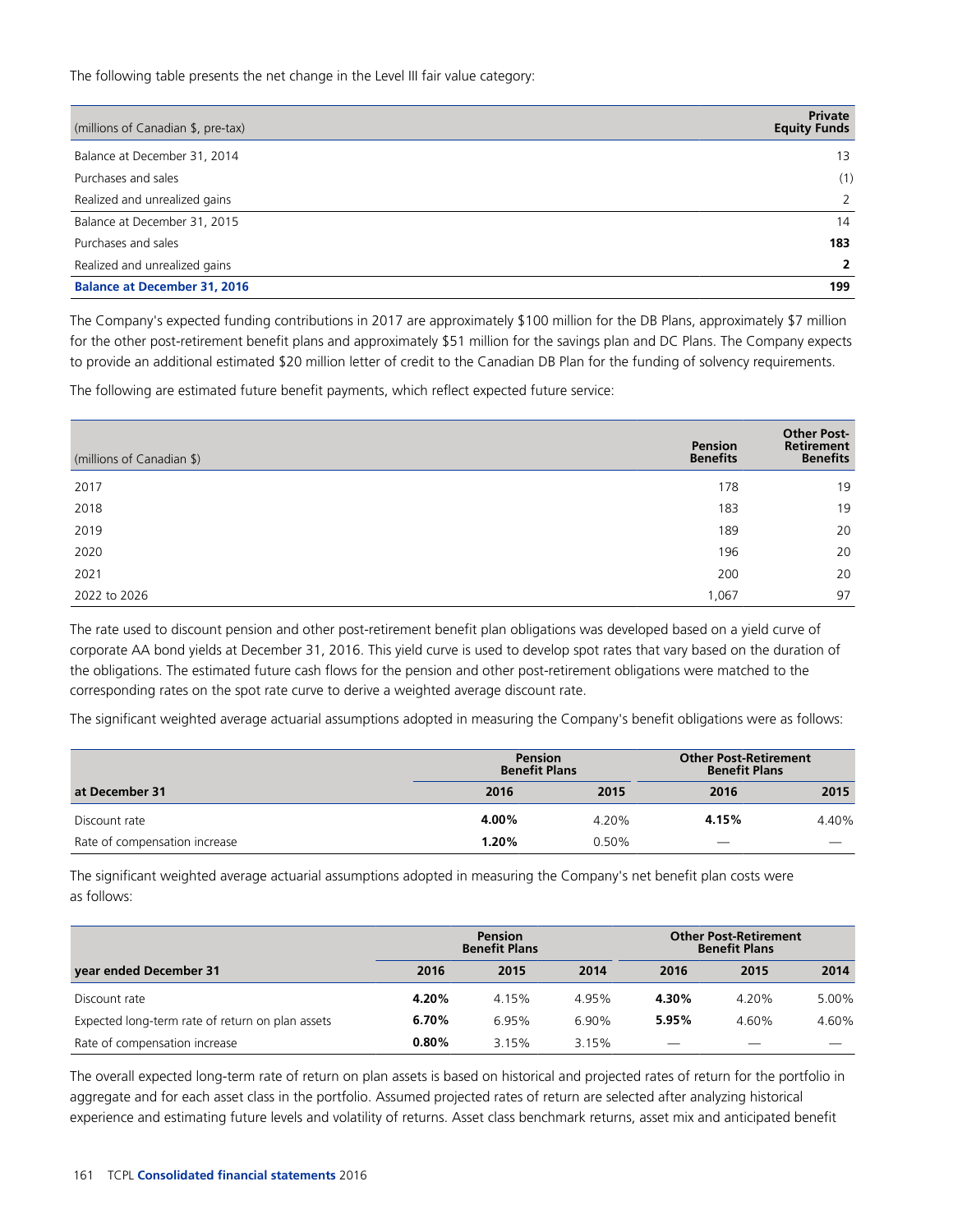The following table presents the net change in the Level III fair value category:

| (millions of Canadian $, pre-tax) | Private Equity Funds |
|---|---|
| Balance at December 31, 2014 | 13 |
| Purchases and sales | (1) |
| Realized and unrealized gains | 2 |
| Balance at December 31, 2015 | 14 |
| Purchases and sales | **183** |
| Realized and unrealized gains | **2** |
| **Balance at December 31, 2016** | **199** |

The Company's expected funding contributions in 2017 are approximately $100 million for the DB Plans, approximately $7 million for the other post-retirement benefit plans and approximately $51 million for the savings plan and DC Plans. The Company expects to provide an additional estimated $20 million letter of credit to the Canadian DB Plan for the funding of solvency requirements.

The following are estimated future benefit payments, which reflect expected future service:

| (millions of Canadian $) | Pension Benefits | Other Post-Retirement Benefits |
|---|---|---|
| 2017 | 178 | 19 |
| 2018 | 183 | 19 |
| 2019 | 189 | 20 |
| 2020 | 196 | 20 |
| 2021 | 200 | 20 |
| 2022 to 2026 | 1,067 | 97 |

The rate used to discount pension and other post-retirement benefit plan obligations was developed based on a yield curve of corporate AA bond yields at December 31, 2016. This yield curve is used to develop spot rates that vary based on the duration of the obligations. The estimated future cash flows for the pension and other post-retirement obligations were matched to the corresponding rates on the spot rate curve to derive a weighted average discount rate.

The significant weighted average actuarial assumptions adopted in measuring the Company's benefit obligations were as follows:

| | Pension Benefit Plans | | Other Post-Retirement Benefit Plans | |
|---|---|---|---|---|
| **at December 31** | **2016** | **2015** | **2016** | **2015** |
| Discount rate | **4.00%** | 4.20% | **4.15%** | 4.40% |
| Rate of compensation increase | **1.20%** | 0.50% | — | — |

The significant weighted average actuarial assumptions adopted in measuring the Company's net benefit plan costs were as follows:

| | Pension Benefit Plans | | | Other Post-Retirement Benefit Plans | | |
|---|---|---|---|---|---|---|
| **year ended December 31** | **2016** | **2015** | **2014** | **2016** | **2015** | **2014** |
| Discount rate | **4.20%** | 4.15% | 4.95% | **4.30%** | 4.20% | 5.00% |
| Expected long-term rate of return on plan assets | **6.70%** | 6.95% | 6.90% | **5.95%** | 4.60% | 4.60% |
| Rate of compensation increase | **0.80%** | 3.15% | 3.15% | — | — | — |

The overall expected long-term rate of return on plan assets is based on historical and projected rates of return for the portfolio in aggregate and for each asset class in the portfolio. Assumed projected rates of return are selected after analyzing historical experience and estimating future levels and volatility of returns. Asset class benchmark returns, asset mix and anticipated benefit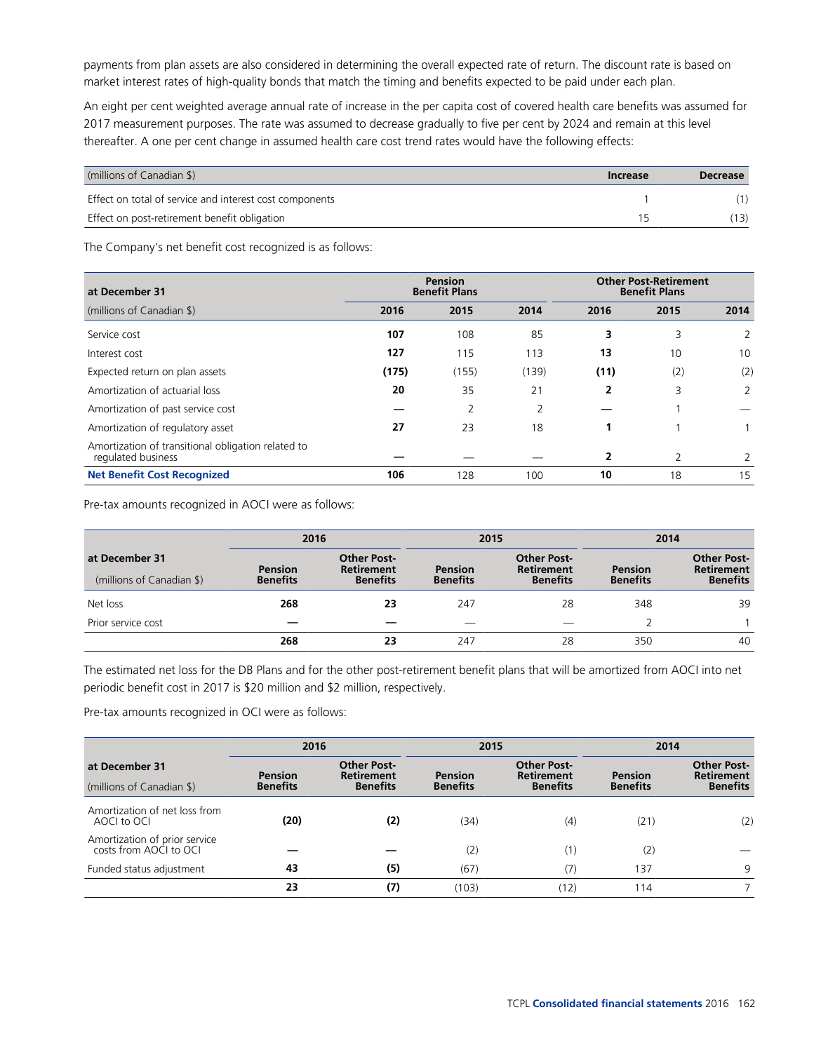payments from plan assets are also considered in determining the overall expected rate of return. The discount rate is based on market interest rates of high-quality bonds that match the timing and benefits expected to be paid under each plan.

An eight per cent weighted average annual rate of increase in the per capita cost of covered health care benefits was assumed for 2017 measurement purposes. The rate was assumed to decrease gradually to five per cent by 2024 and remain at this level thereafter. A one per cent change in assumed health care cost trend rates would have the following effects:

| (millions of Canadian $) | Increase | Decrease |
|---|---|---|
| Effect on total of service and interest cost components | 1 | (1) |
| Effect on post-retirement benefit obligation | 15 | (13) |

The Company's net benefit cost recognized is as follows:

| at December 31 | Pension Benefit Plans | | | Other Post-Retirement Benefit Plans | | |
|---|---|---|---|---|---|---|
| (millions of Canadian $) | **2016** | 2015 | 2014 | **2016** | 2015 | 2014 |
| Service cost | **107** | 108 | 85 | **3** | 3 | 2 |
| Interest cost | **127** | 115 | 113 | **13** | 10 | 10 |
| Expected return on plan assets | **(175)** | (155) | (139) | **(11)** | (2) | (2) |
| Amortization of actuarial loss | **20** | 35 | 21 | **2** | 3 | 2 |
| Amortization of past service cost | **—** | 2 | 2 | **—** | 1 | — |
| Amortization of regulatory asset | **27** | 23 | 18 | **1** | 1 | 1 |
| Amortization of transitional obligation related to regulated business | **—** | — | — | **2** | 2 | 2 |
| **Net Benefit Cost Recognized** | **106** | 128 | 100 | **10** | 18 | 15 |

Pre-tax amounts recognized in AOCI were as follows:

| at December 31 | 2016 | | 2015 | | 2014 | |
|---|---|---|---|---|---|---|
| (millions of Canadian $) | Pension Benefits | Other Post-Retirement Benefits | Pension Benefits | Other Post-Retirement Benefits | Pension Benefits | Other Post-Retirement Benefits |
| Net loss | **268** | **23** | 247 | 28 | 348 | 39 |
| Prior service cost | **—** | **—** | — | — | 2 | 1 |
| | **268** | **23** | 247 | 28 | 350 | 40 |

The estimated net loss for the DB Plans and for the other post-retirement benefit plans that will be amortized from AOCI into net periodic benefit cost in 2017 is $20 million and $2 million, respectively.

Pre-tax amounts recognized in OCI were as follows:

| at December 31 | 2016 | | 2015 | | 2014 | |
|---|---|---|---|---|---|---|
| (millions of Canadian $) | Pension Benefits | Other Post-Retirement Benefits | Pension Benefits | Other Post-Retirement Benefits | Pension Benefits | Other Post-Retirement Benefits |
| Amortization of net loss from AOCI to OCI | **(20)** | **(2)** | (34) | (4) | (21) | (2) |
| Amortization of prior service costs from AOCI to OCI | **—** | **—** | (2) | (1) | (2) | — |
| Funded status adjustment | **43** | **(5)** | (67) | (7) | 137 | 9 |
| | **23** | **(7)** | (103) | (12) | 114 | 7 |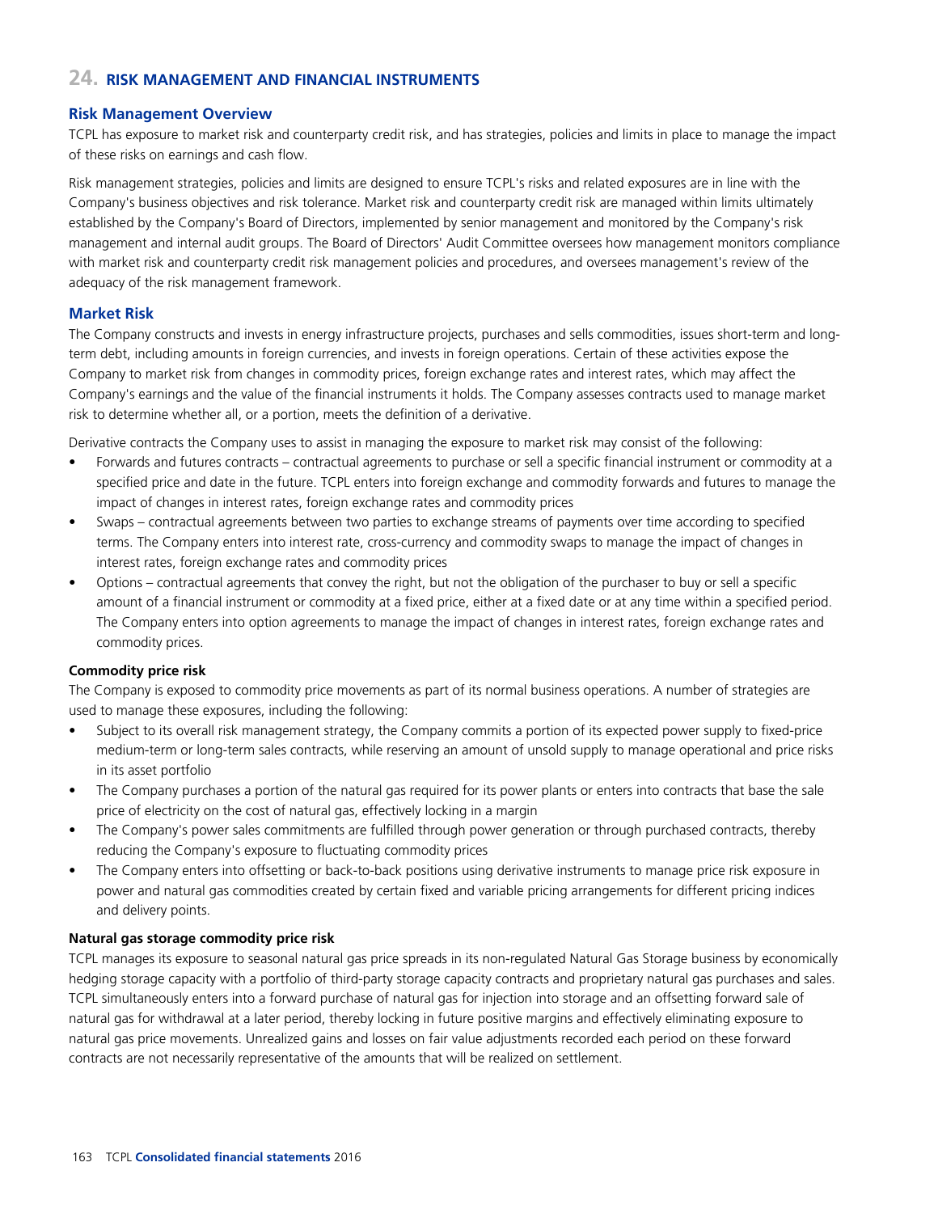## 24. RISK MANAGEMENT AND FINANCIAL INSTRUMENTS

### Risk Management Overview

TCPL has exposure to market risk and counterparty credit risk, and has strategies, policies and limits in place to manage the impact of these risks on earnings and cash flow.

Risk management strategies, policies and limits are designed to ensure TCPL's risks and related exposures are in line with the Company's business objectives and risk tolerance. Market risk and counterparty credit risk are managed within limits ultimately established by the Company's Board of Directors, implemented by senior management and monitored by the Company's risk management and internal audit groups. The Board of Directors' Audit Committee oversees how management monitors compliance with market risk and counterparty credit risk management policies and procedures, and oversees management's review of the adequacy of the risk management framework.

### Market Risk

The Company constructs and invests in energy infrastructure projects, purchases and sells commodities, issues short-term and long-term debt, including amounts in foreign currencies, and invests in foreign operations. Certain of these activities expose the Company to market risk from changes in commodity prices, foreign exchange rates and interest rates, which may affect the Company's earnings and the value of the financial instruments it holds. The Company assesses contracts used to manage market risk to determine whether all, or a portion, meets the definition of a derivative.

Derivative contracts the Company uses to assist in managing the exposure to market risk may consist of the following:

- Forwards and futures contracts – contractual agreements to purchase or sell a specific financial instrument or commodity at a specified price and date in the future. TCPL enters into foreign exchange and commodity forwards and futures to manage the impact of changes in interest rates, foreign exchange rates and commodity prices
- Swaps – contractual agreements between two parties to exchange streams of payments over time according to specified terms. The Company enters into interest rate, cross-currency and commodity swaps to manage the impact of changes in interest rates, foreign exchange rates and commodity prices
- Options – contractual agreements that convey the right, but not the obligation of the purchaser to buy or sell a specific amount of a financial instrument or commodity at a fixed price, either at a fixed date or at any time within a specified period. The Company enters into option agreements to manage the impact of changes in interest rates, foreign exchange rates and commodity prices.

**Commodity price risk**

The Company is exposed to commodity price movements as part of its normal business operations. A number of strategies are used to manage these exposures, including the following:

- Subject to its overall risk management strategy, the Company commits a portion of its expected power supply to fixed-price medium-term or long-term sales contracts, while reserving an amount of unsold supply to manage operational and price risks in its asset portfolio
- The Company purchases a portion of the natural gas required for its power plants or enters into contracts that base the sale price of electricity on the cost of natural gas, effectively locking in a margin
- The Company's power sales commitments are fulfilled through power generation or through purchased contracts, thereby reducing the Company's exposure to fluctuating commodity prices
- The Company enters into offsetting or back-to-back positions using derivative instruments to manage price risk exposure in power and natural gas commodities created by certain fixed and variable pricing arrangements for different pricing indices and delivery points.

**Natural gas storage commodity price risk**

TCPL manages its exposure to seasonal natural gas price spreads in its non-regulated Natural Gas Storage business by economically hedging storage capacity with a portfolio of third-party storage capacity contracts and proprietary natural gas purchases and sales. TCPL simultaneously enters into a forward purchase of natural gas for injection into storage and an offsetting forward sale of natural gas for withdrawal at a later period, thereby locking in future positive margins and effectively eliminating exposure to natural gas price movements. Unrealized gains and losses on fair value adjustments recorded each period on these forward contracts are not necessarily representative of the amounts that will be realized on settlement.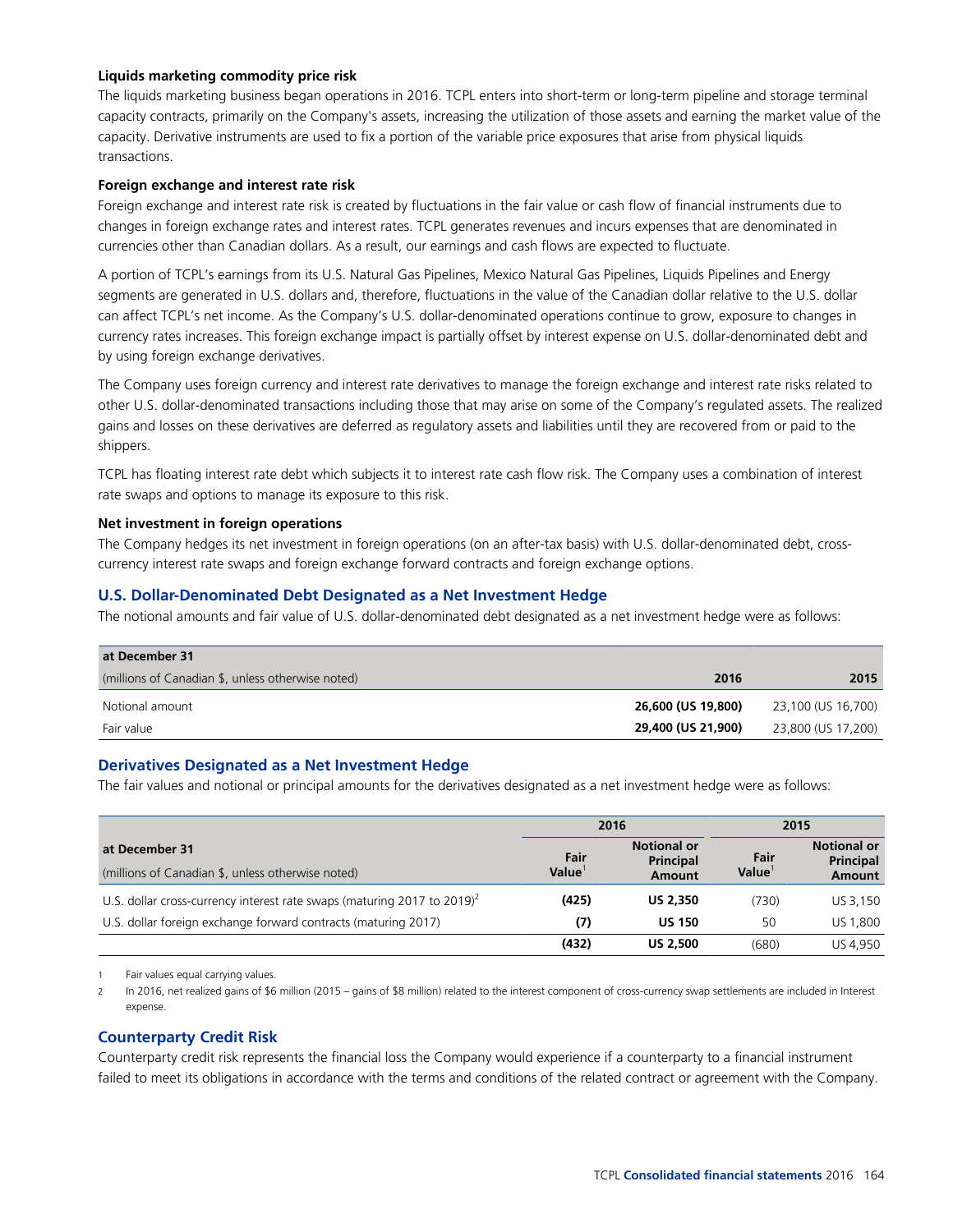**Liquids marketing commodity price risk**

The liquids marketing business began operations in 2016. TCPL enters into short-term or long-term pipeline and storage terminal capacity contracts, primarily on the Company's assets, increasing the utilization of those assets and earning the market value of the capacity. Derivative instruments are used to fix a portion of the variable price exposures that arise from physical liquids transactions.

**Foreign exchange and interest rate risk**

Foreign exchange and interest rate risk is created by fluctuations in the fair value or cash flow of financial instruments due to changes in foreign exchange rates and interest rates. TCPL generates revenues and incurs expenses that are denominated in currencies other than Canadian dollars. As a result, our earnings and cash flows are expected to fluctuate.

A portion of TCPL's earnings from its U.S. Natural Gas Pipelines, Mexico Natural Gas Pipelines, Liquids Pipelines and Energy segments are generated in U.S. dollars and, therefore, fluctuations in the value of the Canadian dollar relative to the U.S. dollar can affect TCPL's net income. As the Company's U.S. dollar-denominated operations continue to grow, exposure to changes in currency rates increases. This foreign exchange impact is partially offset by interest expense on U.S. dollar-denominated debt and by using foreign exchange derivatives.

The Company uses foreign currency and interest rate derivatives to manage the foreign exchange and interest rate risks related to other U.S. dollar-denominated transactions including those that may arise on some of the Company's regulated assets. The realized gains and losses on these derivatives are deferred as regulatory assets and liabilities until they are recovered from or paid to the shippers.

TCPL has floating interest rate debt which subjects it to interest rate cash flow risk. The Company uses a combination of interest rate swaps and options to manage its exposure to this risk.

**Net investment in foreign operations**

The Company hedges its net investment in foreign operations (on an after-tax basis) with U.S. dollar-denominated debt, cross-currency interest rate swaps and foreign exchange forward contracts and foreign exchange options.

## U.S. Dollar-Denominated Debt Designated as a Net Investment Hedge

The notional amounts and fair value of U.S. dollar-denominated debt designated as a net investment hedge were as follows:

| at December 31<br>(millions of Canadian $, unless otherwise noted) | 2016 | 2015 |
|---|---|---|
| Notional amount | **26,600 (US 19,800)** | 23,100 (US 16,700) |
| Fair value | **29,400 (US 21,900)** | 23,800 (US 17,200) |

## Derivatives Designated as a Net Investment Hedge

The fair values and notional or principal amounts for the derivatives designated as a net investment hedge were as follows:

| at December 31<br>(millions of Canadian $, unless otherwise noted) | 2016 | | 2015 | |
|---|---|---|---|---|
| | Fair Value[1] | Notional or Principal Amount | Fair Value[1] | Notional or Principal Amount |
| U.S. dollar cross-currency interest rate swaps (maturing 2017 to 2019)[2] | **(425)** | **US 2,350** | (730) | US 3,150 |
| U.S. dollar foreign exchange forward contracts (maturing 2017) | **(7)** | **US 150** | 50 | US 1,800 |
| | **(432)** | **US 2,500** | (680) | US 4,950 |

1 Fair values equal carrying values.

2 In 2016, net realized gains of $6 million (2015 – gains of $8 million) related to the interest component of cross-currency swap settlements are included in Interest expense.

## Counterparty Credit Risk

Counterparty credit risk represents the financial loss the Company would experience if a counterparty to a financial instrument failed to meet its obligations in accordance with the terms and conditions of the related contract or agreement with the Company.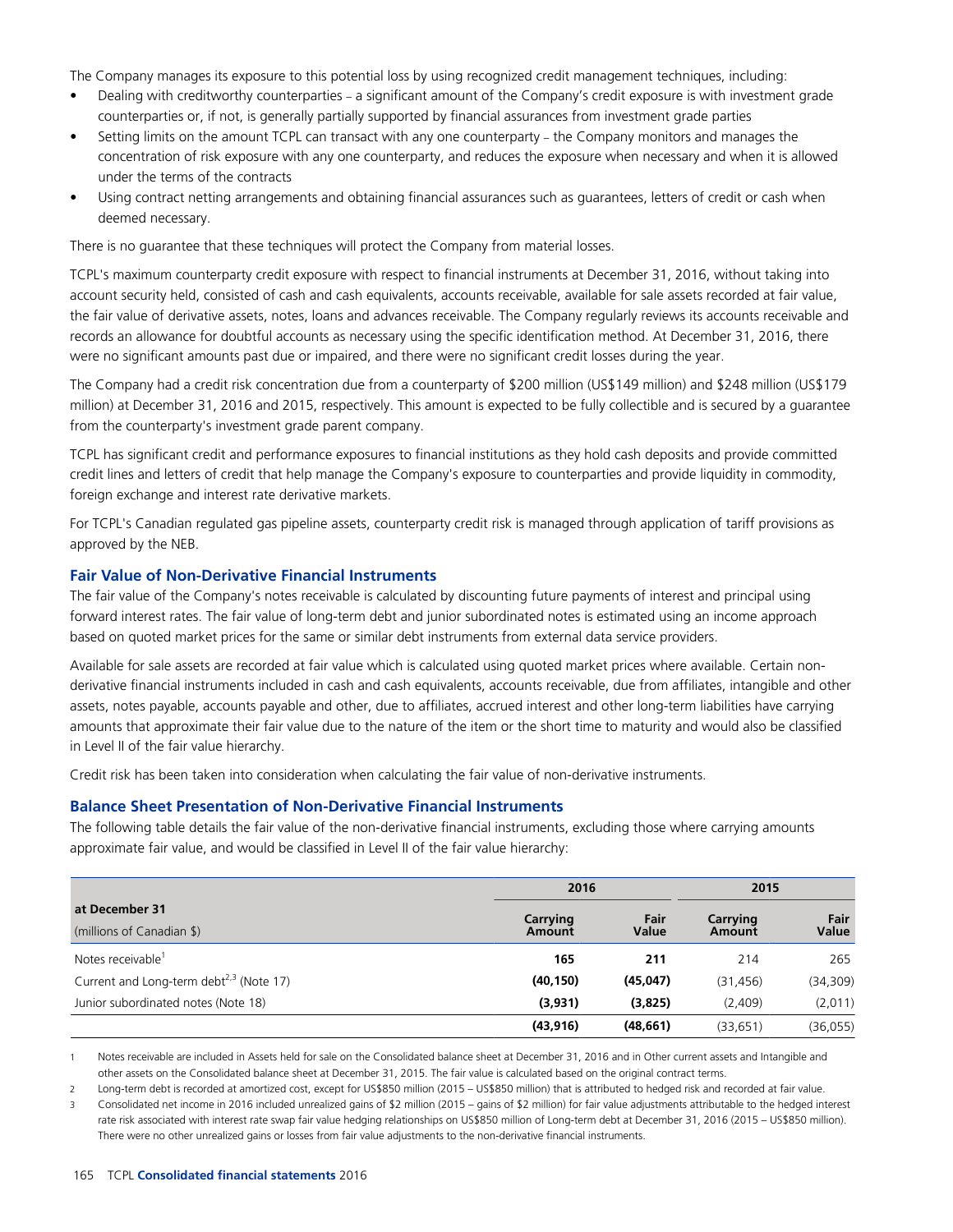The Company manages its exposure to this potential loss by using recognized credit management techniques, including:

- Dealing with creditworthy counterparties – a significant amount of the Company's credit exposure is with investment grade counterparties or, if not, is generally partially supported by financial assurances from investment grade parties
- Setting limits on the amount TCPL can transact with any one counterparty – the Company monitors and manages the concentration of risk exposure with any one counterparty, and reduces the exposure when necessary and when it is allowed under the terms of the contracts
- Using contract netting arrangements and obtaining financial assurances such as guarantees, letters of credit or cash when deemed necessary.

There is no guarantee that these techniques will protect the Company from material losses.

TCPL's maximum counterparty credit exposure with respect to financial instruments at December 31, 2016, without taking into account security held, consisted of cash and cash equivalents, accounts receivable, available for sale assets recorded at fair value, the fair value of derivative assets, notes, loans and advances receivable. The Company regularly reviews its accounts receivable and records an allowance for doubtful accounts as necessary using the specific identification method. At December 31, 2016, there were no significant amounts past due or impaired, and there were no significant credit losses during the year.

The Company had a credit risk concentration due from a counterparty of $200 million (US$149 million) and $248 million (US$179 million) at December 31, 2016 and 2015, respectively. This amount is expected to be fully collectible and is secured by a guarantee from the counterparty's investment grade parent company.

TCPL has significant credit and performance exposures to financial institutions as they hold cash deposits and provide committed credit lines and letters of credit that help manage the Company's exposure to counterparties and provide liquidity in commodity, foreign exchange and interest rate derivative markets.

For TCPL's Canadian regulated gas pipeline assets, counterparty credit risk is managed through application of tariff provisions as approved by the NEB.

### Fair Value of Non-Derivative Financial Instruments

The fair value of the Company's notes receivable is calculated by discounting future payments of interest and principal using forward interest rates. The fair value of long-term debt and junior subordinated notes is estimated using an income approach based on quoted market prices for the same or similar debt instruments from external data service providers.

Available for sale assets are recorded at fair value which is calculated using quoted market prices where available. Certain non-derivative financial instruments included in cash and cash equivalents, accounts receivable, due from affiliates, intangible and other assets, notes payable, accounts payable and other, due to affiliates, accrued interest and other long-term liabilities have carrying amounts that approximate their fair value due to the nature of the item or the short time to maturity and would also be classified in Level II of the fair value hierarchy.

Credit risk has been taken into consideration when calculating the fair value of non-derivative instruments.

### Balance Sheet Presentation of Non-Derivative Financial Instruments

The following table details the fair value of the non-derivative financial instruments, excluding those where carrying amounts approximate fair value, and would be classified in Level II of the fair value hierarchy:

| at December 31 (millions of Canadian $) | 2016 | | 2015 | |
|---|---|---|---|---|
| | Carrying Amount | Fair Value | Carrying Amount | Fair Value |
| Notes receivable[1] | **165** | **211** | 214 | 265 |
| Current and Long-term debt[2,3] (Note 17) | **(40,150)** | **(45,047)** | (31,456) | (34,309) |
| Junior subordinated notes (Note 18) | **(3,931)** | **(3,825)** | (2,409) | (2,011) |
| | **(43,916)** | **(48,661)** | (33,651) | (36,055) |

1 Notes receivable are included in Assets held for sale on the Consolidated balance sheet at December 31, 2016 and in Other current assets and Intangible and other assets on the Consolidated balance sheet at December 31, 2015. The fair value is calculated based on the original contract terms.

2 Long-term debt is recorded at amortized cost, except for US$850 million (2015 – US$850 million) that is attributed to hedged risk and recorded at fair value.

3 Consolidated net income in 2016 included unrealized gains of $2 million (2015 – gains of $2 million) for fair value adjustments attributable to the hedged interest rate risk associated with interest rate swap fair value hedging relationships on US$850 million of Long-term debt at December 31, 2016 (2015 – US$850 million). There were no other unrealized gains or losses from fair value adjustments to the non-derivative financial instruments.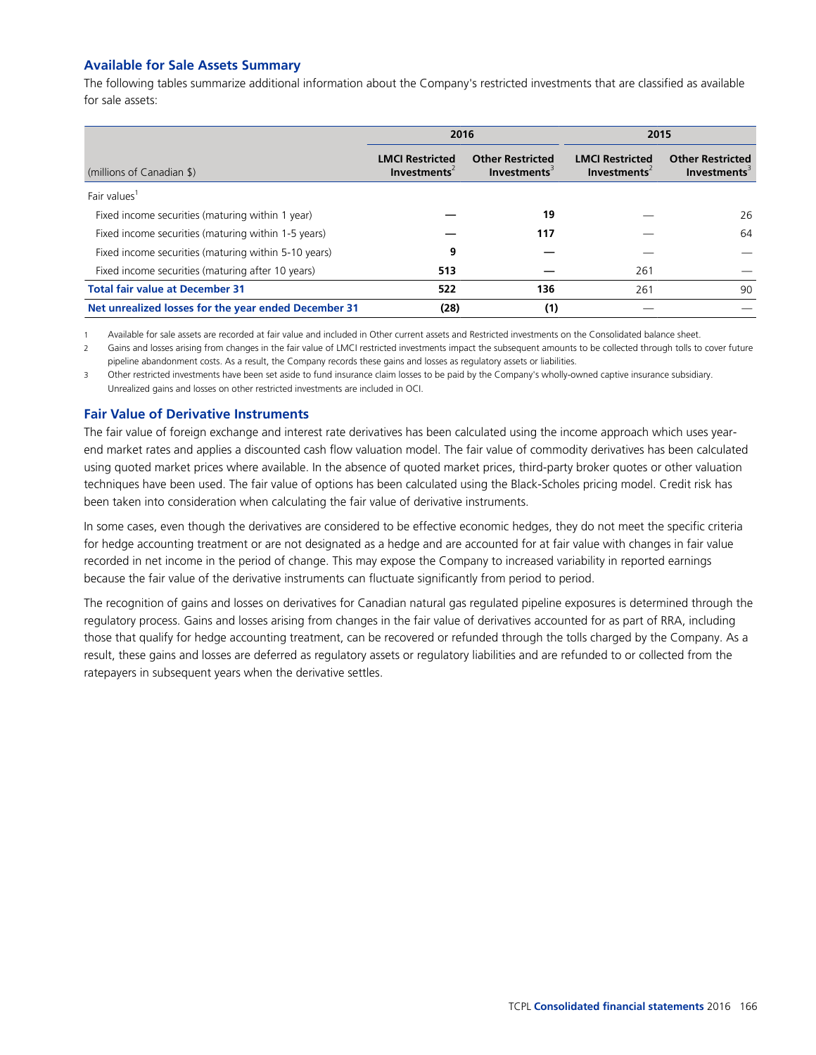## Available for Sale Assets Summary

The following tables summarize additional information about the Company's restricted investments that are classified as available for sale assets:

| (millions of Canadian $) | 2016 | | 2015 | |
|---|---|---|---|---|
| | **LMCI Restricted Investments**[2] | **Other Restricted Investments**[3] | **LMCI Restricted Investments**[2] | **Other Restricted Investments**[3] |
| Fair values[1] | | | | |
| Fixed income securities (maturing within 1 year) | **—** | **19** | — | 26 |
| Fixed income securities (maturing within 1-5 years) | **—** | **117** | — | 64 |
| Fixed income securities (maturing within 5-10 years) | **9** | **—** | — | — |
| Fixed income securities (maturing after 10 years) | **513** | **—** | 261 | — |
| **Total fair value at December 31** | **522** | **136** | 261 | 90 |
| **Net unrealized losses for the year ended December 31** | **(28)** | **(1)** | — | — |

1. Available for sale assets are recorded at fair value and included in Other current assets and Restricted investments on the Consolidated balance sheet.
2. Gains and losses arising from changes in the fair value of LMCI restricted investments impact the subsequent amounts to be collected through tolls to cover future pipeline abandonment costs. As a result, the Company records these gains and losses as regulatory assets or liabilities.
3. Other restricted investments have been set aside to fund insurance claim losses to be paid by the Company's wholly-owned captive insurance subsidiary. Unrealized gains and losses on other restricted investments are included in OCI.

## Fair Value of Derivative Instruments

The fair value of foreign exchange and interest rate derivatives has been calculated using the income approach which uses year-end market rates and applies a discounted cash flow valuation model. The fair value of commodity derivatives has been calculated using quoted market prices where available. In the absence of quoted market prices, third-party broker quotes or other valuation techniques have been used. The fair value of options has been calculated using the Black-Scholes pricing model. Credit risk has been taken into consideration when calculating the fair value of derivative instruments.

In some cases, even though the derivatives are considered to be effective economic hedges, they do not meet the specific criteria for hedge accounting treatment or are not designated as a hedge and are accounted for at fair value with changes in fair value recorded in net income in the period of change. This may expose the Company to increased variability in reported earnings because the fair value of the derivative instruments can fluctuate significantly from period to period.

The recognition of gains and losses on derivatives for Canadian natural gas regulated pipeline exposures is determined through the regulatory process. Gains and losses arising from changes in the fair value of derivatives accounted for as part of RRA, including those that qualify for hedge accounting treatment, can be recovered or refunded through the tolls charged by the Company. As a result, these gains and losses are deferred as regulatory assets or regulatory liabilities and are refunded to or collected from the ratepayers in subsequent years when the derivative settles.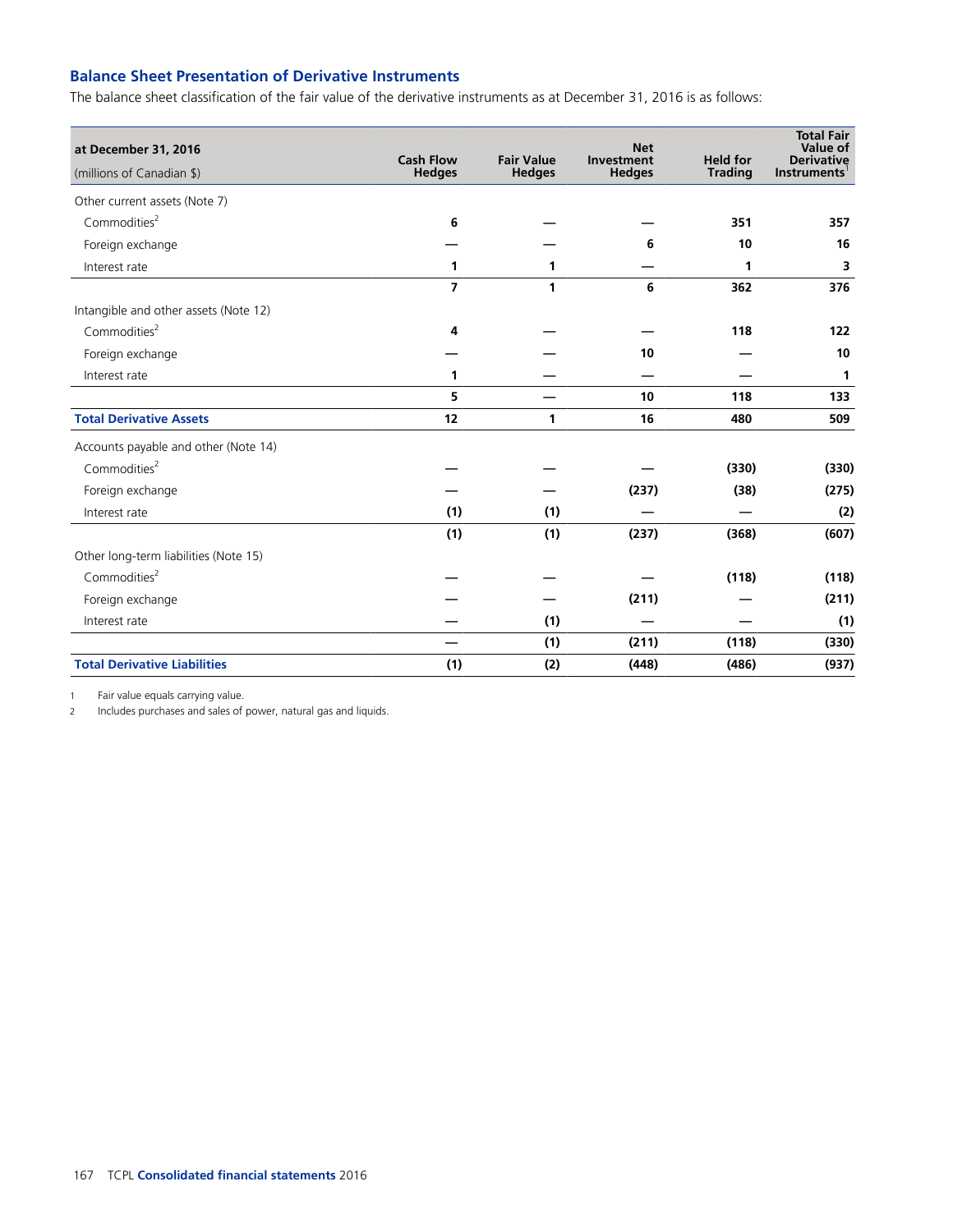## Balance Sheet Presentation of Derivative Instruments

The balance sheet classification of the fair value of the derivative instruments as at December 31, 2016 is as follows:

| at December 31, 2016 (millions of Canadian $) | Cash Flow Hedges | Fair Value Hedges | Net Investment Hedges | Held for Trading | Total Fair Value of Derivative Instruments[1] |
|---|---|---|---|---|---|
| Other current assets (Note 7) | | | | | |
| Commodities[2] | **6** | **—** | **—** | **351** | **357** |
| Foreign exchange | **—** | **—** | **6** | **10** | **16** |
| Interest rate | **1** | **1** | **—** | **1** | **3** |
| | **7** | **1** | **6** | **362** | **376** |
| Intangible and other assets (Note 12) | | | | | |
| Commodities[2] | **4** | **—** | **—** | **118** | **122** |
| Foreign exchange | **—** | **—** | **10** | **—** | **10** |
| Interest rate | **1** | **—** | **—** | **—** | **1** |
| | **5** | **—** | **10** | **118** | **133** |
| **Total Derivative Assets** | **12** | **1** | **16** | **480** | **509** |
| Accounts payable and other (Note 14) | | | | | |
| Commodities[2] | **—** | **—** | **—** | **(330)** | **(330)** |
| Foreign exchange | **—** | **—** | **(237)** | **(38)** | **(275)** |
| Interest rate | **(1)** | **(1)** | **—** | **—** | **(2)** |
| | **(1)** | **(1)** | **(237)** | **(368)** | **(607)** |
| Other long-term liabilities (Note 15) | | | | | |
| Commodities[2] | **—** | **—** | **—** | **(118)** | **(118)** |
| Foreign exchange | **—** | **—** | **(211)** | **—** | **(211)** |
| Interest rate | **—** | **(1)** | **—** | **—** | **(1)** |
| | **—** | **(1)** | **(211)** | **(118)** | **(330)** |
| **Total Derivative Liabilities** | **(1)** | **(2)** | **(448)** | **(486)** | **(937)** |

1 Fair value equals carrying value.

2 Includes purchases and sales of power, natural gas and liquids.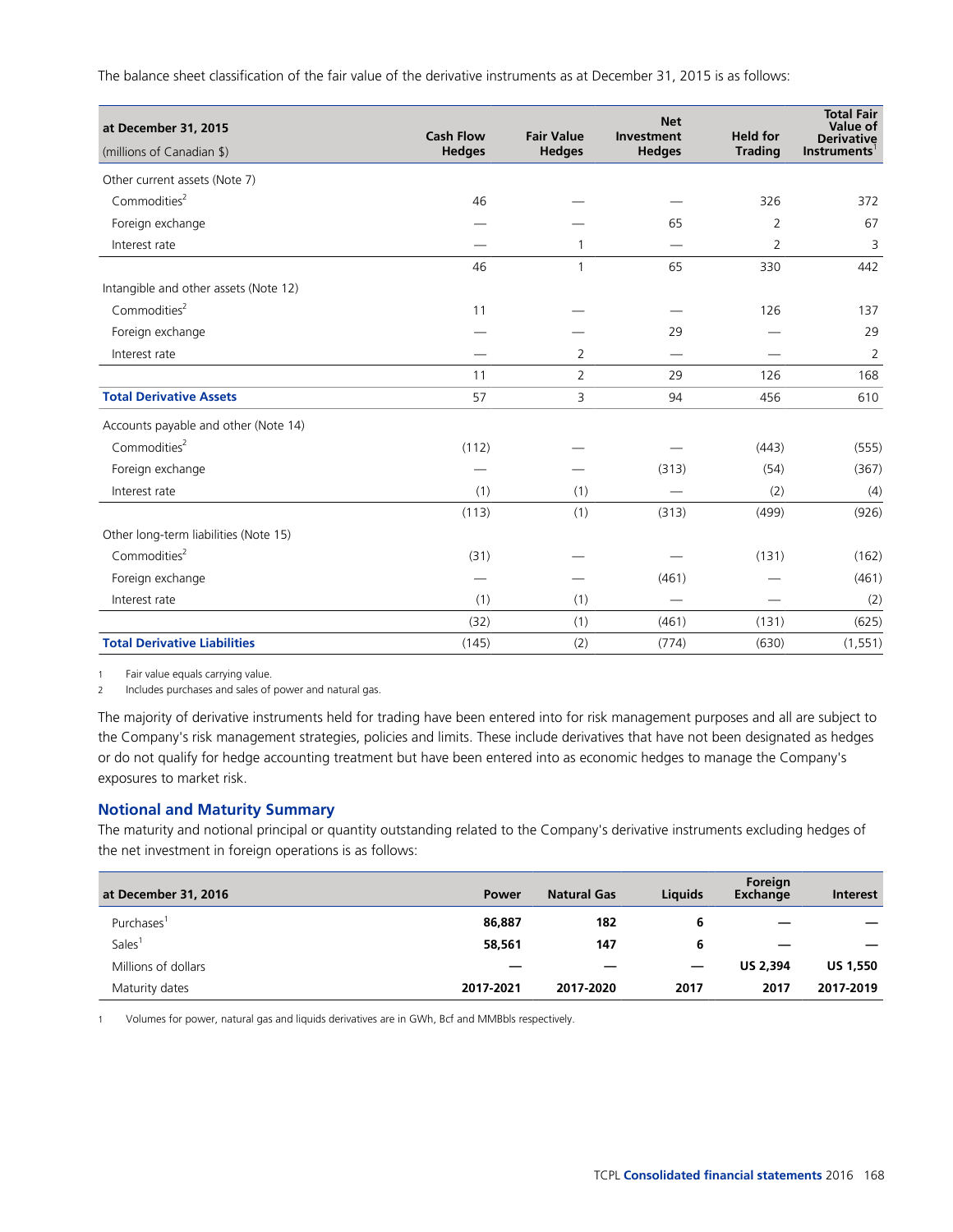The balance sheet classification of the fair value of the derivative instruments as at December 31, 2015 is as follows:

| at December 31, 2015<br>(millions of Canadian $) | Cash Flow Hedges | Fair Value Hedges | Net Investment Hedges | Held for Trading | Total Fair Value of Derivative Instruments[1] |
|---|---|---|---|---|---|
| Other current assets (Note 7) | | | | | |
| Commodities[2] | 46 | — | — | 326 | 372 |
| Foreign exchange | — | — | 65 | 2 | 67 |
| Interest rate | — | 1 | — | 2 | 3 |
| | 46 | 1 | 65 | 330 | 442 |
| Intangible and other assets (Note 12) | | | | | |
| Commodities[2] | 11 | — | — | 126 | 137 |
| Foreign exchange | — | — | 29 | — | 29 |
| Interest rate | — | 2 | — | — | 2 |
| | 11 | 2 | 29 | 126 | 168 |
| **Total Derivative Assets** | 57 | 3 | 94 | 456 | 610 |
| Accounts payable and other (Note 14) | | | | | |
| Commodities[2] | (112) | — | — | (443) | (555) |
| Foreign exchange | — | — | (313) | (54) | (367) |
| Interest rate | (1) | (1) | — | (2) | (4) |
| | (113) | (1) | (313) | (499) | (926) |
| Other long-term liabilities (Note 15) | | | | | |
| Commodities[2] | (31) | — | — | (131) | (162) |
| Foreign exchange | — | — | (461) | — | (461) |
| Interest rate | (1) | (1) | — | — | (2) |
| | (32) | (1) | (461) | (131) | (625) |
| **Total Derivative Liabilities** | (145) | (2) | (774) | (630) | (1,551) |

1 Fair value equals carrying value.
2 Includes purchases and sales of power and natural gas.

The majority of derivative instruments held for trading have been entered into for risk management purposes and all are subject to the Company's risk management strategies, policies and limits. These include derivatives that have not been designated as hedges or do not qualify for hedge accounting treatment but have been entered into as economic hedges to manage the Company's exposures to market risk.

## Notional and Maturity Summary

The maturity and notional principal or quantity outstanding related to the Company's derivative instruments excluding hedges of the net investment in foreign operations is as follows:

| at December 31, 2016 | Power | Natural Gas | Liquids | Foreign Exchange | Interest |
|---|---|---|---|---|---|
| Purchases[1] | **86,887** | **182** | **6** | **—** | **—** |
| Sales[1] | **58,561** | **147** | **6** | **—** | **—** |
| Millions of dollars | **—** | **—** | **—** | **US 2,394** | **US 1,550** |
| Maturity dates | **2017-2021** | **2017-2020** | **2017** | **2017** | **2017-2019** |

1 Volumes for power, natural gas and liquids derivatives are in GWh, Bcf and MMBbls respectively.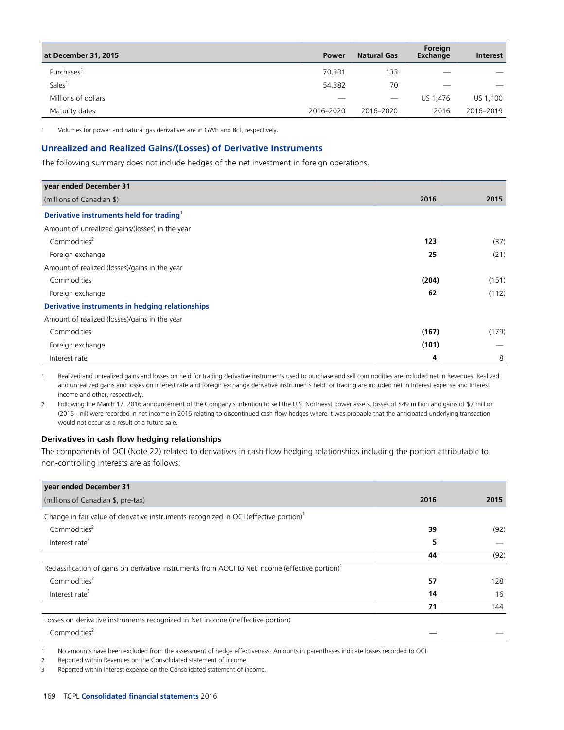| at December 31, 2015 | Power | Natural Gas | Foreign Exchange | Interest |
|---|---|---|---|---|
| Purchases[1] | 70,331 | 133 | — | — |
| Sales[1] | 54,382 | 70 | — | — |
| Millions of dollars | — | — | US 1,476 | US 1,100 |
| Maturity dates | 2016–2020 | 2016–2020 | 2016 | 2016–2019 |

1 Volumes for power and natural gas derivatives are in GWh and Bcf, respectively.

## Unrealized and Realized Gains/(Losses) of Derivative Instruments

The following summary does not include hedges of the net investment in foreign operations.

| year ended December 31 (millions of Canadian $) | 2016 | 2015 |
|---|---|---|
| **Derivative instruments held for trading**[1] | | |
| Amount of unrealized gains/(losses) in the year | | |
| Commodities[2] | **123** | (37) |
| Foreign exchange | **25** | (21) |
| Amount of realized (losses)/gains in the year | | |
| Commodities | **(204)** | (151) |
| Foreign exchange | **62** | (112) |
| **Derivative instruments in hedging relationships** | | |
| Amount of realized (losses)/gains in the year | | |
| Commodities | **(167)** | (179) |
| Foreign exchange | **(101)** | — |
| Interest rate | **4** | 8 |

1 Realized and unrealized gains and losses on held for trading derivative instruments used to purchase and sell commodities are included net in Revenues. Realized and unrealized gains and losses on interest rate and foreign exchange derivative instruments held for trading are included net in Interest expense and Interest income and other, respectively.

2 Following the March 17, 2016 announcement of the Company's intention to sell the U.S. Northeast power assets, losses of $49 million and gains of $7 million (2015 - nil) were recorded in net income in 2016 relating to discontinued cash flow hedges where it was probable that the anticipated underlying transaction would not occur as a result of a future sale.

### Derivatives in cash flow hedging relationships

The components of OCI (Note 22) related to derivatives in cash flow hedging relationships including the portion attributable to non-controlling interests are as follows:

| year ended December 31 (millions of Canadian $, pre-tax) | 2016 | 2015 |
|---|---|---|
| Change in fair value of derivative instruments recognized in OCI (effective portion)[1] | | |
| Commodities[2] | **39** | (92) |
| Interest rate[3] | **5** | — |
| | **44** | (92) |
| Reclassification of gains on derivative instruments from AOCI to Net income (effective portion)[1] | | |
| Commodities[2] | **57** | 128 |
| Interest rate[3] | **14** | 16 |
| | **71** | 144 |
| Losses on derivative instruments recognized in Net income (ineffective portion) | | |
| Commodities[2] | **—** | — |

1 No amounts have been excluded from the assessment of hedge effectiveness. Amounts in parentheses indicate losses recorded to OCI.

2 Reported within Revenues on the Consolidated statement of income.

3 Reported within Interest expense on the Consolidated statement of income.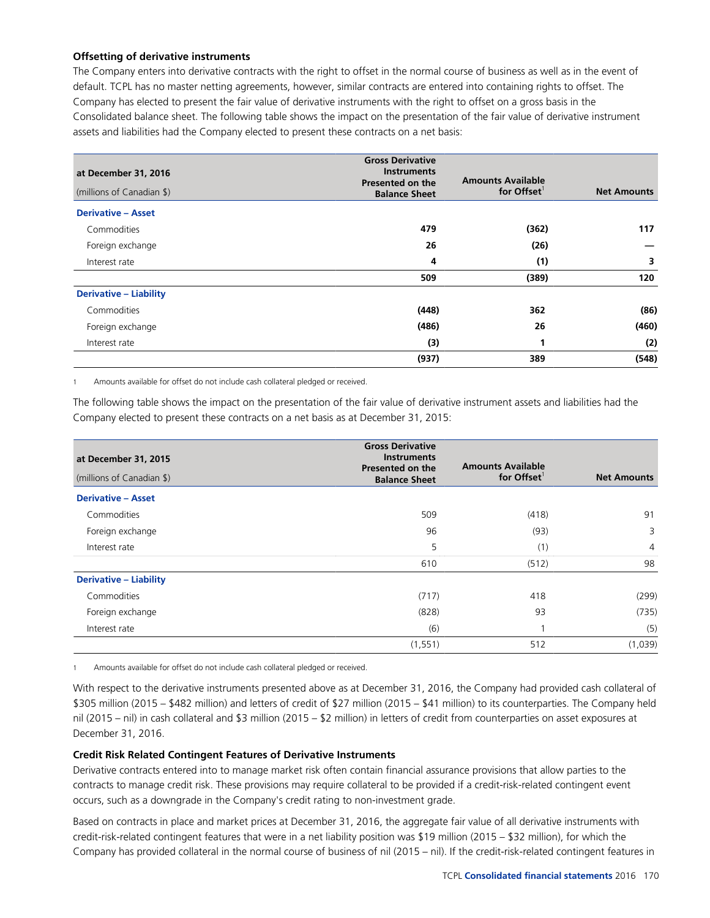### Offsetting of derivative instruments

The Company enters into derivative contracts with the right to offset in the normal course of business as well as in the event of default. TCPL has no master netting agreements, however, similar contracts are entered into containing rights to offset. The Company has elected to present the fair value of derivative instruments with the right to offset on a gross basis in the Consolidated balance sheet. The following table shows the impact on the presentation of the fair value of derivative instrument assets and liabilities had the Company elected to present these contracts on a net basis:

| at December 31, 2016<br>(millions of Canadian $) | Gross Derivative Instruments Presented on the Balance Sheet | Amounts Available for Offset[1] | Net Amounts |
|---|---|---|---|
| **Derivative – Asset** | | | |
| Commodities | **479** | **(362)** | **117** |
| Foreign exchange | **26** | **(26)** | **—** |
| Interest rate | **4** | **(1)** | **3** |
| | **509** | **(389)** | **120** |
| **Derivative – Liability** | | | |
| Commodities | **(448)** | **362** | **(86)** |
| Foreign exchange | **(486)** | **26** | **(460)** |
| Interest rate | **(3)** | **1** | **(2)** |
| | **(937)** | **389** | **(548)** |

1 Amounts available for offset do not include cash collateral pledged or received.

The following table shows the impact on the presentation of the fair value of derivative instrument assets and liabilities had the Company elected to present these contracts on a net basis as at December 31, 2015:

| at December 31, 2015<br>(millions of Canadian $) | Gross Derivative Instruments Presented on the Balance Sheet | Amounts Available for Offset[1] | Net Amounts |
|---|---|---|---|
| **Derivative – Asset** | | | |
| Commodities | 509 | (418) | 91 |
| Foreign exchange | 96 | (93) | 3 |
| Interest rate | 5 | (1) | 4 |
| | 610 | (512) | 98 |
| **Derivative – Liability** | | | |
| Commodities | (717) | 418 | (299) |
| Foreign exchange | (828) | 93 | (735) |
| Interest rate | (6) | 1 | (5) |
| | (1,551) | 512 | (1,039) |

1 Amounts available for offset do not include cash collateral pledged or received.

With respect to the derivative instruments presented above as at December 31, 2016, the Company had provided cash collateral of $305 million (2015 – $482 million) and letters of credit of $27 million (2015 – $41 million) to its counterparties. The Company held nil (2015 – nil) in cash collateral and $3 million (2015 – $2 million) in letters of credit from counterparties on asset exposures at December 31, 2016.

### Credit Risk Related Contingent Features of Derivative Instruments

Derivative contracts entered into to manage market risk often contain financial assurance provisions that allow parties to the contracts to manage credit risk. These provisions may require collateral to be provided if a credit-risk-related contingent event occurs, such as a downgrade in the Company's credit rating to non-investment grade.

Based on contracts in place and market prices at December 31, 2016, the aggregate fair value of all derivative instruments with credit-risk-related contingent features that were in a net liability position was $19 million (2015 – $32 million), for which the Company has provided collateral in the normal course of business of nil (2015 – nil). If the credit-risk-related contingent features in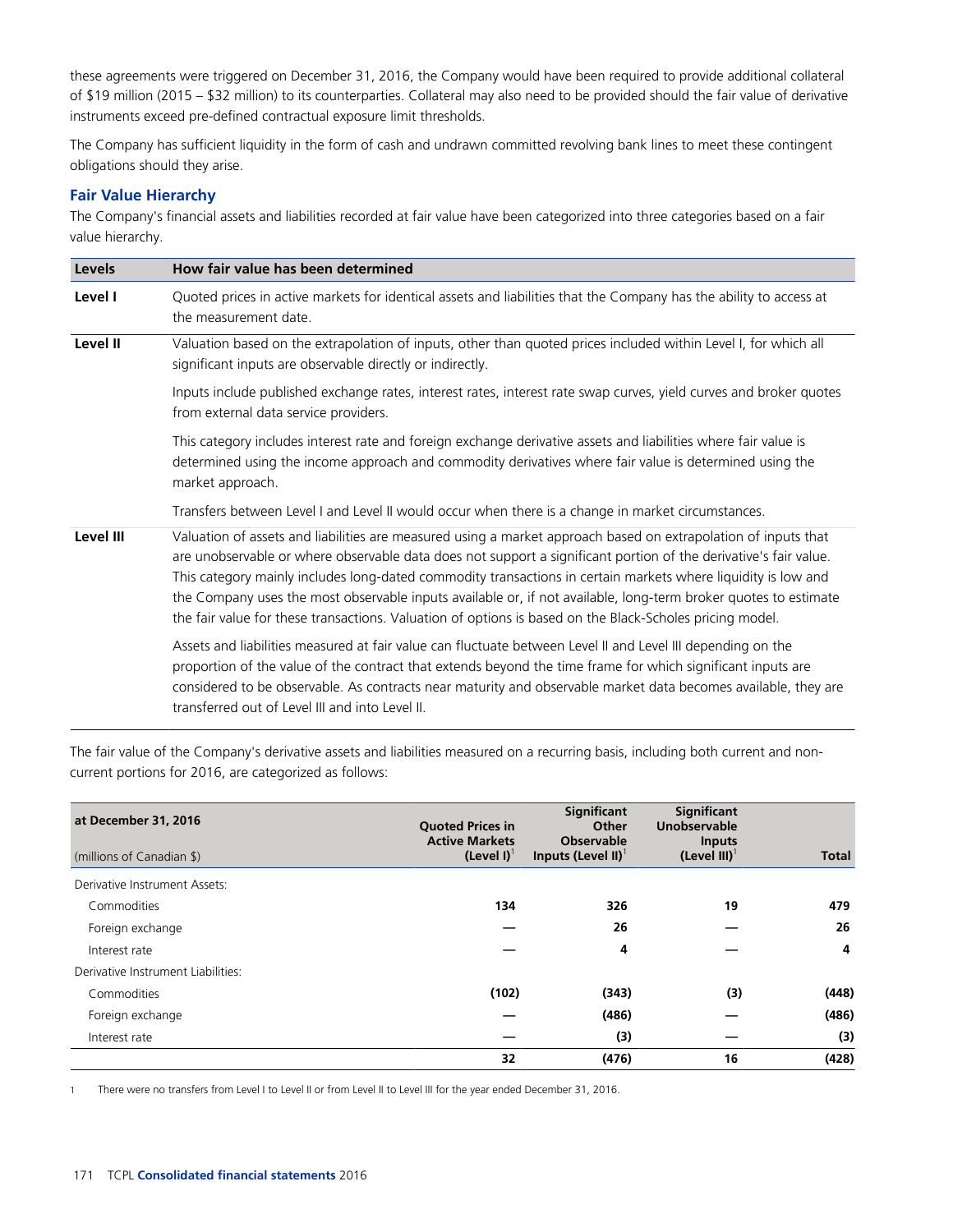these agreements were triggered on December 31, 2016, the Company would have been required to provide additional collateral of $19 million (2015 – $32 million) to its counterparties. Collateral may also need to be provided should the fair value of derivative instruments exceed pre-defined contractual exposure limit thresholds.

The Company has sufficient liquidity in the form of cash and undrawn committed revolving bank lines to meet these contingent obligations should they arise.

### Fair Value Hierarchy

The Company's financial assets and liabilities recorded at fair value have been categorized into three categories based on a fair value hierarchy.

| Levels | How fair value has been determined |
|---|---|
| **Level I** | Quoted prices in active markets for identical assets and liabilities that the Company has the ability to access at the measurement date. |
| **Level II** | Valuation based on the extrapolation of inputs, other than quoted prices included within Level I, for which all significant inputs are observable directly or indirectly.<br><br>Inputs include published exchange rates, interest rates, interest rate swap curves, yield curves and broker quotes from external data service providers.<br><br>This category includes interest rate and foreign exchange derivative assets and liabilities where fair value is determined using the income approach and commodity derivatives where fair value is determined using the market approach.<br><br>Transfers between Level I and Level II would occur when there is a change in market circumstances. |
| **Level III** | Valuation of assets and liabilities are measured using a market approach based on extrapolation of inputs that are unobservable or where observable data does not support a significant portion of the derivative's fair value. This category mainly includes long-dated commodity transactions in certain markets where liquidity is low and the Company uses the most observable inputs available or, if not available, long-term broker quotes to estimate the fair value for these transactions. Valuation of options is based on the Black-Scholes pricing model.<br><br>Assets and liabilities measured at fair value can fluctuate between Level II and Level III depending on the proportion of the value of the contract that extends beyond the time frame for which significant inputs are considered to be observable. As contracts near maturity and observable market data becomes available, they are transferred out of Level III and into Level II. |

The fair value of the Company's derivative assets and liabilities measured on a recurring basis, including both current and non-current portions for 2016, are categorized as follows:

| at December 31, 2016<br>(millions of Canadian $) | Quoted Prices in Active Markets (Level I)[1] | Significant Other Observable Inputs (Level II)[1] | Significant Unobservable Inputs (Level III)[1] | Total |
|---|---|---|---|---|
| Derivative Instrument Assets: | | | | |
| Commodities | 134 | 326 | 19 | 479 |
| Foreign exchange | — | 26 | — | 26 |
| Interest rate | — | 4 | — | 4 |
| Derivative Instrument Liabilities: | | | | |
| Commodities | (102) | (343) | (3) | (448) |
| Foreign exchange | — | (486) | — | (486) |
| Interest rate | — | (3) | — | (3) |
| | 32 | (476) | 16 | (428) |

1 There were no transfers from Level I to Level II or from Level II to Level III for the year ended December 31, 2016.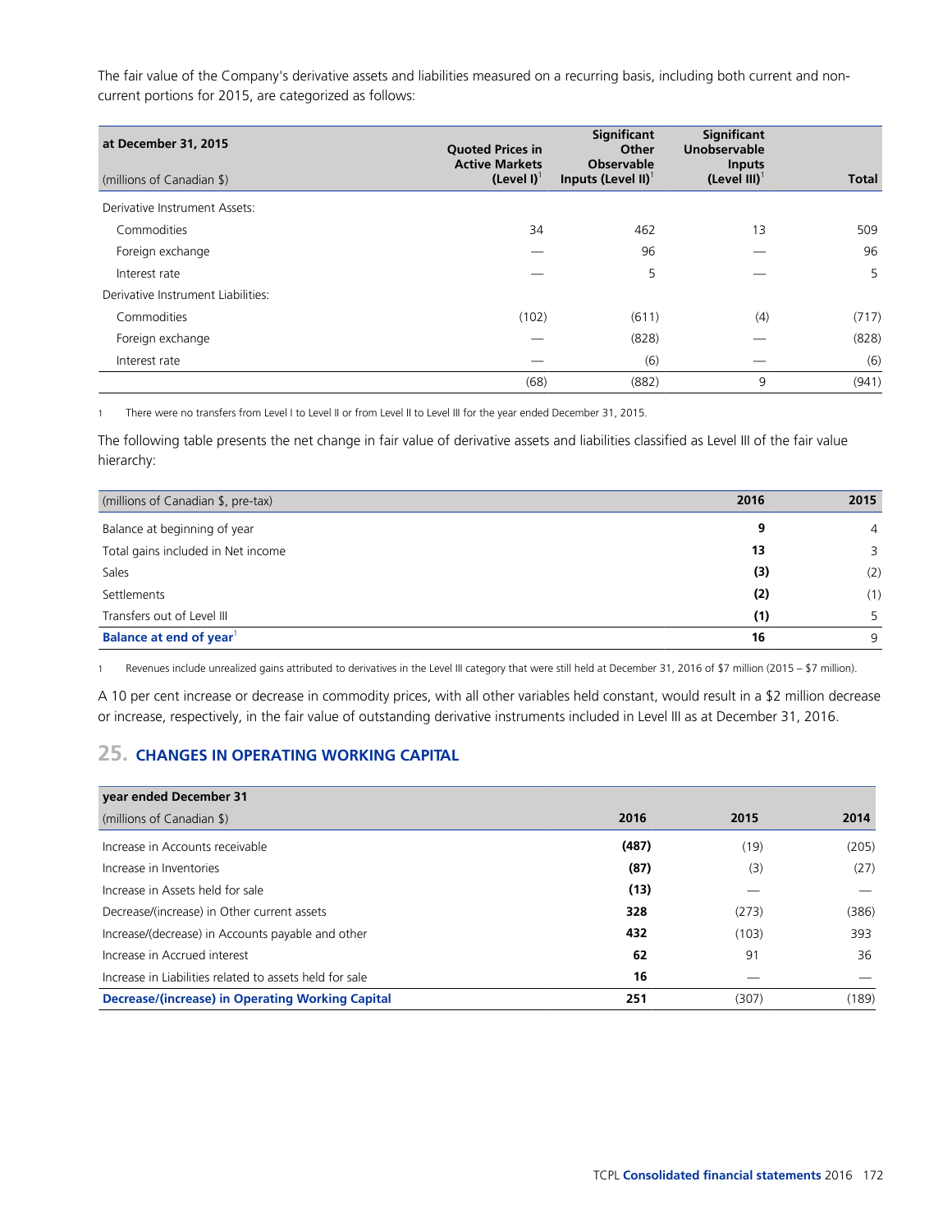The fair value of the Company's derivative assets and liabilities measured on a recurring basis, including both current and non-current portions for 2015, are categorized as follows:

| at December 31, 2015<br>(millions of Canadian $) | Quoted Prices in Active Markets (Level I)[1] | Significant Other Observable Inputs (Level II)[1] | Significant Unobservable Inputs (Level III)[1] | Total |
|---|---|---|---|---|
| Derivative Instrument Assets: | | | | |
| Commodities | 34 | 462 | 13 | 509 |
| Foreign exchange | — | 96 | — | 96 |
| Interest rate | — | 5 | — | 5 |
| Derivative Instrument Liabilities: | | | | |
| Commodities | (102) | (611) | (4) | (717) |
| Foreign exchange | — | (828) | — | (828) |
| Interest rate | — | (6) | — | (6) |
| | (68) | (882) | 9 | (941) |

1 There were no transfers from Level I to Level II or from Level II to Level III for the year ended December 31, 2015.

The following table presents the net change in fair value of derivative assets and liabilities classified as Level III of the fair value hierarchy:

| (millions of Canadian $, pre-tax) | 2016 | 2015 |
|---|---|---|
| Balance at beginning of year | **9** | 4 |
| Total gains included in Net income | **13** | 3 |
| Sales | **(3)** | (2) |
| Settlements | **(2)** | (1) |
| Transfers out of Level III | **(1)** | 5 |
| **Balance at end of year**[1] | **16** | 9 |

1 Revenues include unrealized gains attributed to derivatives in the Level III category that were still held at December 31, 2016 of $7 million (2015 – $7 million).

A 10 per cent increase or decrease in commodity prices, with all other variables held constant, would result in a $2 million decrease or increase, respectively, in the fair value of outstanding derivative instruments included in Level III as at December 31, 2016.

## 25. CHANGES IN OPERATING WORKING CAPITAL

| year ended December 31<br>(millions of Canadian $) | 2016 | 2015 | 2014 |
|---|---|---|---|
| Increase in Accounts receivable | **(487)** | (19) | (205) |
| Increase in Inventories | **(87)** | (3) | (27) |
| Increase in Assets held for sale | **(13)** | — | — |
| Decrease/(increase) in Other current assets | **328** | (273) | (386) |
| Increase/(decrease) in Accounts payable and other | **432** | (103) | 393 |
| Increase in Accrued interest | **62** | 91 | 36 |
| Increase in Liabilities related to assets held for sale | **16** | — | — |
| **Decrease/(increase) in Operating Working Capital** | **251** | (307) | (189) |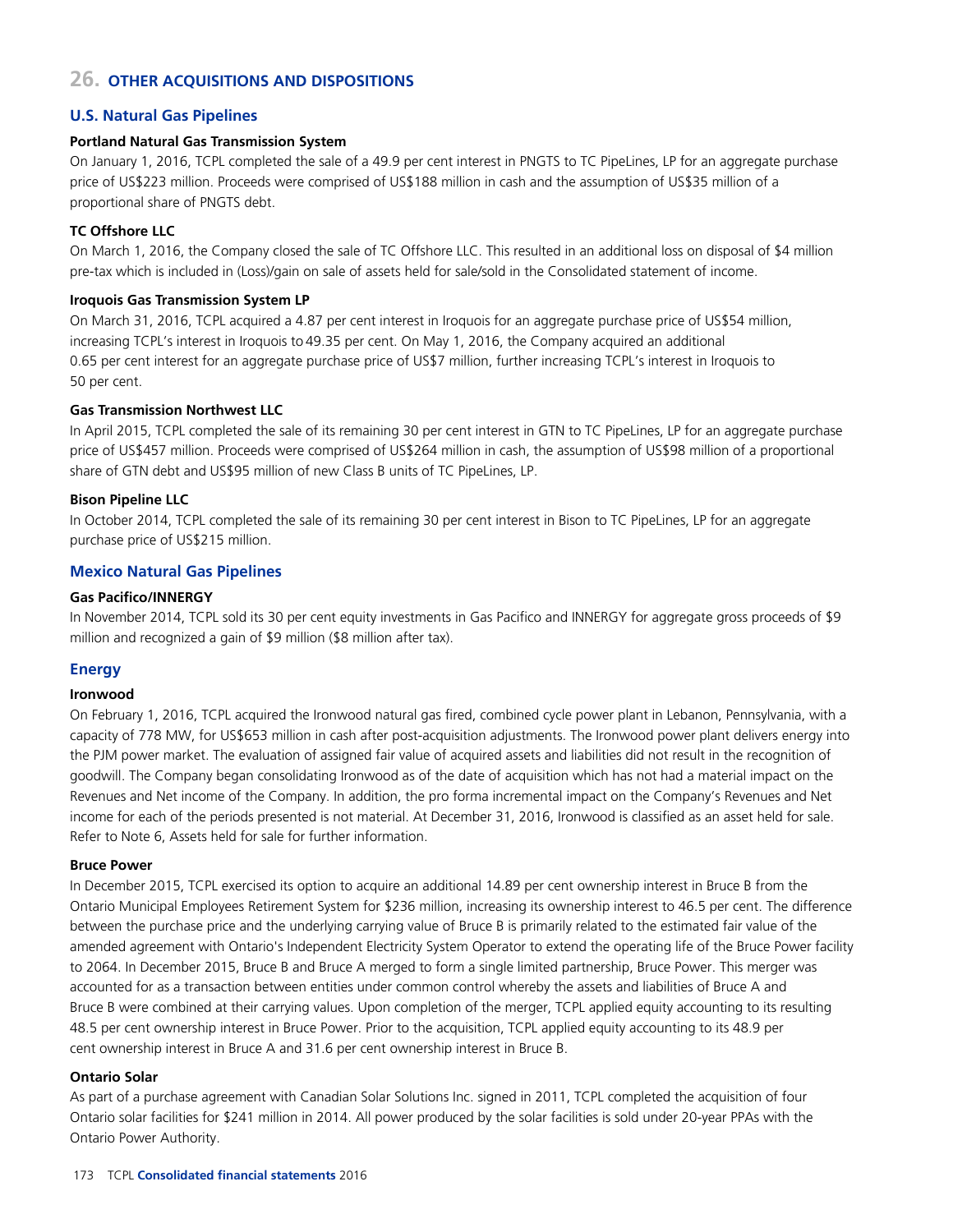## 26. OTHER ACQUISITIONS AND DISPOSITIONS

### U.S. Natural Gas Pipelines

**Portland Natural Gas Transmission System**

On January 1, 2016, TCPL completed the sale of a 49.9 per cent interest in PNGTS to TC PipeLines, LP for an aggregate purchase price of US$223 million. Proceeds were comprised of US$188 million in cash and the assumption of US$35 million of a proportional share of PNGTS debt.

**TC Offshore LLC**

On March 1, 2016, the Company closed the sale of TC Offshore LLC. This resulted in an additional loss on disposal of $4 million pre-tax which is included in (Loss)/gain on sale of assets held for sale/sold in the Consolidated statement of income.

**Iroquois Gas Transmission System LP**

On March 31, 2016, TCPL acquired a 4.87 per cent interest in Iroquois for an aggregate purchase price of US$54 million, increasing TCPL's interest in Iroquois to 49.35 per cent. On May 1, 2016, the Company acquired an additional 0.65 per cent interest for an aggregate purchase price of US$7 million, further increasing TCPL's interest in Iroquois to 50 per cent.

**Gas Transmission Northwest LLC**

In April 2015, TCPL completed the sale of its remaining 30 per cent interest in GTN to TC PipeLines, LP for an aggregate purchase price of US$457 million. Proceeds were comprised of US$264 million in cash, the assumption of US$98 million of a proportional share of GTN debt and US$95 million of new Class B units of TC PipeLines, LP.

**Bison Pipeline LLC**

In October 2014, TCPL completed the sale of its remaining 30 per cent interest in Bison to TC PipeLines, LP for an aggregate purchase price of US$215 million.

### Mexico Natural Gas Pipelines

**Gas Pacifico/INNERGY**

In November 2014, TCPL sold its 30 per cent equity investments in Gas Pacifico and INNERGY for aggregate gross proceeds of $9 million and recognized a gain of $9 million ($8 million after tax).

### Energy

**Ironwood**

On February 1, 2016, TCPL acquired the Ironwood natural gas fired, combined cycle power plant in Lebanon, Pennsylvania, with a capacity of 778 MW, for US$653 million in cash after post-acquisition adjustments. The Ironwood power plant delivers energy into the PJM power market. The evaluation of assigned fair value of acquired assets and liabilities did not result in the recognition of goodwill. The Company began consolidating Ironwood as of the date of acquisition which has not had a material impact on the Revenues and Net income of the Company. In addition, the pro forma incremental impact on the Company's Revenues and Net income for each of the periods presented is not material. At December 31, 2016, Ironwood is classified as an asset held for sale. Refer to Note 6, Assets held for sale for further information.

**Bruce Power**

In December 2015, TCPL exercised its option to acquire an additional 14.89 per cent ownership interest in Bruce B from the Ontario Municipal Employees Retirement System for $236 million, increasing its ownership interest to 46.5 per cent. The difference between the purchase price and the underlying carrying value of Bruce B is primarily related to the estimated fair value of the amended agreement with Ontario's Independent Electricity System Operator to extend the operating life of the Bruce Power facility to 2064. In December 2015, Bruce B and Bruce A merged to form a single limited partnership, Bruce Power. This merger was accounted for as a transaction between entities under common control whereby the assets and liabilities of Bruce A and Bruce B were combined at their carrying values. Upon completion of the merger, TCPL applied equity accounting to its resulting 48.5 per cent ownership interest in Bruce Power. Prior to the acquisition, TCPL applied equity accounting to its 48.9 per cent ownership interest in Bruce A and 31.6 per cent ownership interest in Bruce B.

**Ontario Solar**

As part of a purchase agreement with Canadian Solar Solutions Inc. signed in 2011, TCPL completed the acquisition of four Ontario solar facilities for $241 million in 2014. All power produced by the solar facilities is sold under 20-year PPAs with the Ontario Power Authority.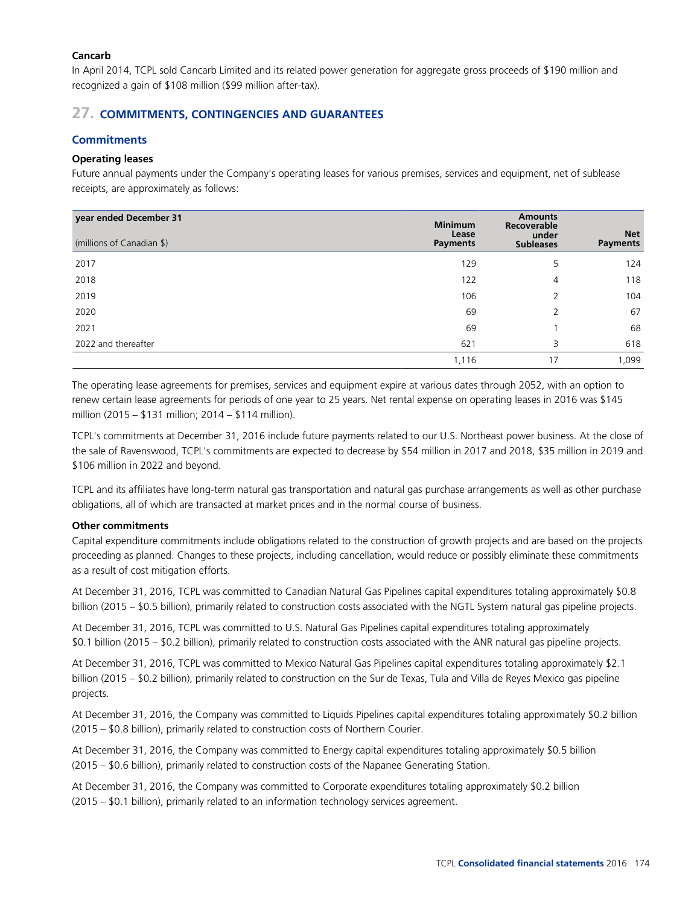**Cancarb**

In April 2014, TCPL sold Cancarb Limited and its related power generation for aggregate gross proceeds of $190 million and recognized a gain of $108 million ($99 million after-tax).

## 27. COMMITMENTS, CONTINGENCIES AND GUARANTEES

### Commitments

**Operating leases**

Future annual payments under the Company's operating leases for various premises, services and equipment, net of sublease receipts, are approximately as follows:

| year ended December 31<br>(millions of Canadian $) | Minimum Lease Payments | Amounts Recoverable under Subleases | Net Payments |
|---|---|---|---|
| 2017 | 129 | 5 | 124 |
| 2018 | 122 | 4 | 118 |
| 2019 | 106 | 2 | 104 |
| 2020 | 69 | 2 | 67 |
| 2021 | 69 | 1 | 68 |
| 2022 and thereafter | 621 | 3 | 618 |
| | 1,116 | 17 | 1,099 |

The operating lease agreements for premises, services and equipment expire at various dates through 2052, with an option to renew certain lease agreements for periods of one year to 25 years. Net rental expense on operating leases in 2016 was $145 million (2015 – $131 million; 2014 – $114 million).

TCPL's commitments at December 31, 2016 include future payments related to our U.S. Northeast power business. At the close of the sale of Ravenswood, TCPL's commitments are expected to decrease by $54 million in 2017 and 2018, $35 million in 2019 and $106 million in 2022 and beyond.

TCPL and its affiliates have long-term natural gas transportation and natural gas purchase arrangements as well as other purchase obligations, all of which are transacted at market prices and in the normal course of business.

**Other commitments**

Capital expenditure commitments include obligations related to the construction of growth projects and are based on the projects proceeding as planned. Changes to these projects, including cancellation, would reduce or possibly eliminate these commitments as a result of cost mitigation efforts.

At December 31, 2016, TCPL was committed to Canadian Natural Gas Pipelines capital expenditures totaling approximately $0.8 billion (2015 – $0.5 billion), primarily related to construction costs associated with the NGTL System natural gas pipeline projects.

At December 31, 2016, TCPL was committed to U.S. Natural Gas Pipelines capital expenditures totaling approximately $0.1 billion (2015 – $0.2 billion), primarily related to construction costs associated with the ANR natural gas pipeline projects.

At December 31, 2016, TCPL was committed to Mexico Natural Gas Pipelines capital expenditures totaling approximately $2.1 billion (2015 – $0.2 billion), primarily related to construction on the Sur de Texas, Tula and Villa de Reyes Mexico gas pipeline projects.

At December 31, 2016, the Company was committed to Liquids Pipelines capital expenditures totaling approximately $0.2 billion (2015 – $0.8 billion), primarily related to construction costs of Northern Courier.

At December 31, 2016, the Company was committed to Energy capital expenditures totaling approximately $0.5 billion (2015 – $0.6 billion), primarily related to construction costs of the Napanee Generating Station.

At December 31, 2016, the Company was committed to Corporate expenditures totaling approximately $0.2 billion (2015 – $0.1 billion), primarily related to an information technology services agreement.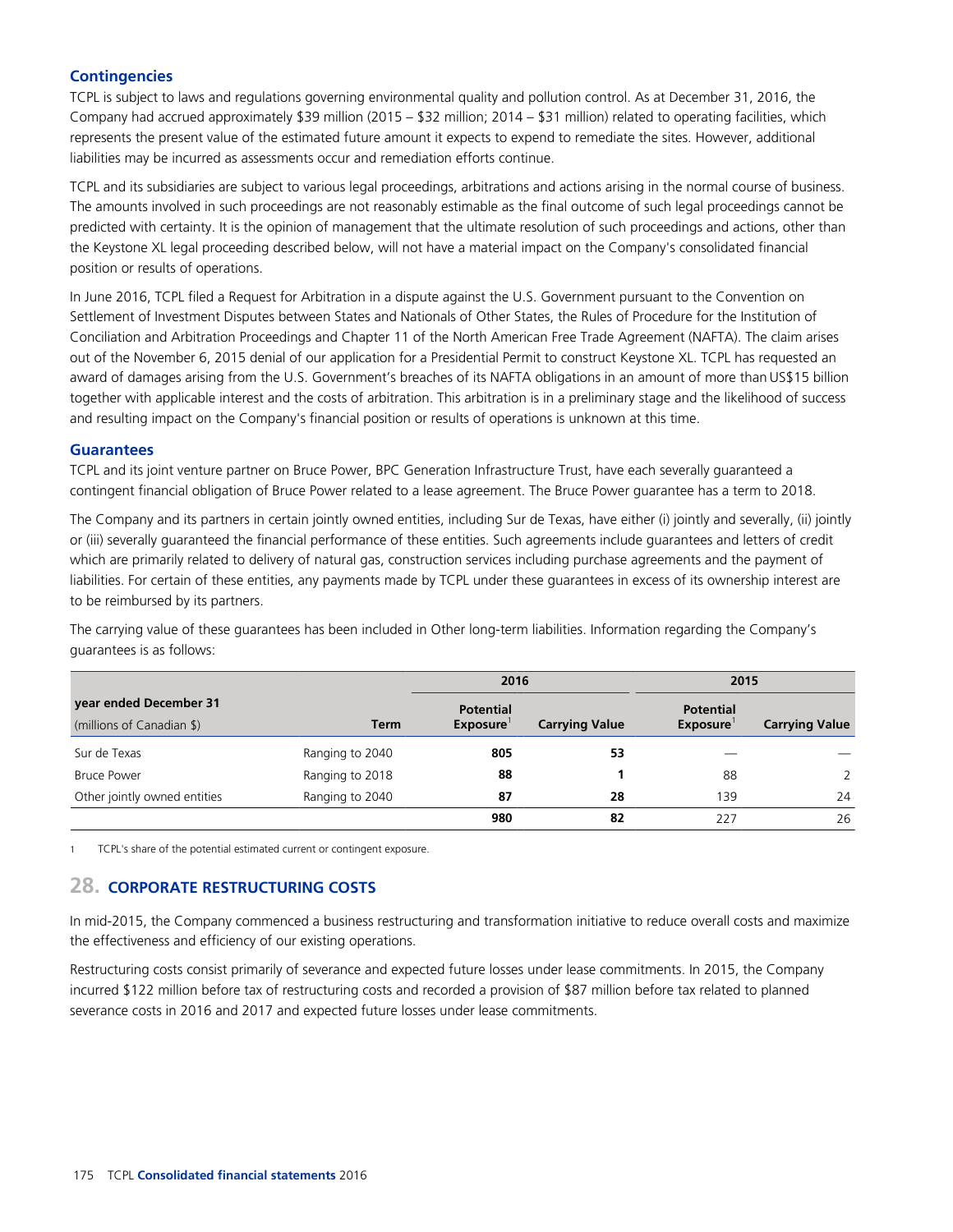### Contingencies

TCPL is subject to laws and regulations governing environmental quality and pollution control. As at December 31, 2016, the Company had accrued approximately $39 million (2015 – $32 million; 2014 – $31 million) related to operating facilities, which represents the present value of the estimated future amount it expects to expend to remediate the sites. However, additional liabilities may be incurred as assessments occur and remediation efforts continue.

TCPL and its subsidiaries are subject to various legal proceedings, arbitrations and actions arising in the normal course of business. The amounts involved in such proceedings are not reasonably estimable as the final outcome of such legal proceedings cannot be predicted with certainty. It is the opinion of management that the ultimate resolution of such proceedings and actions, other than the Keystone XL legal proceeding described below, will not have a material impact on the Company's consolidated financial position or results of operations.

In June 2016, TCPL filed a Request for Arbitration in a dispute against the U.S. Government pursuant to the Convention on Settlement of Investment Disputes between States and Nationals of Other States, the Rules of Procedure for the Institution of Conciliation and Arbitration Proceedings and Chapter 11 of the North American Free Trade Agreement (NAFTA). The claim arises out of the November 6, 2015 denial of our application for a Presidential Permit to construct Keystone XL. TCPL has requested an award of damages arising from the U.S. Government's breaches of its NAFTA obligations in an amount of more than US$15 billion together with applicable interest and the costs of arbitration. This arbitration is in a preliminary stage and the likelihood of success and resulting impact on the Company's financial position or results of operations is unknown at this time.

### Guarantees

TCPL and its joint venture partner on Bruce Power, BPC Generation Infrastructure Trust, have each severally guaranteed a contingent financial obligation of Bruce Power related to a lease agreement. The Bruce Power guarantee has a term to 2018.

The Company and its partners in certain jointly owned entities, including Sur de Texas, have either (i) jointly and severally, (ii) jointly or (iii) severally guaranteed the financial performance of these entities. Such agreements include guarantees and letters of credit which are primarily related to delivery of natural gas, construction services including purchase agreements and the payment of liabilities. For certain of these entities, any payments made by TCPL under these guarantees in excess of its ownership interest are to be reimbursed by its partners.

The carrying value of these guarantees has been included in Other long-term liabilities. Information regarding the Company's guarantees is as follows:

| **year ended December 31** (millions of Canadian $) | **Term** | **2016** | | **2015** | |
|---|---|---|---|---|---|
| | | **Potential Exposure**[1] | **Carrying Value** | **Potential Exposure**[1] | **Carrying Value** |
| Sur de Texas | Ranging to 2040 | **805** | **53** | — | — |
| Bruce Power | Ranging to 2018 | **88** | **1** | 88 | 2 |
| Other jointly owned entities | Ranging to 2040 | **87** | **28** | 139 | 24 |
| | | **980** | **82** | 227 | 26 |

1 TCPL's share of the potential estimated current or contingent exposure.

## 28. CORPORATE RESTRUCTURING COSTS

In mid-2015, the Company commenced a business restructuring and transformation initiative to reduce overall costs and maximize the effectiveness and efficiency of our existing operations.

Restructuring costs consist primarily of severance and expected future losses under lease commitments. In 2015, the Company incurred $122 million before tax of restructuring costs and recorded a provision of $87 million before tax related to planned severance costs in 2016 and 2017 and expected future losses under lease commitments.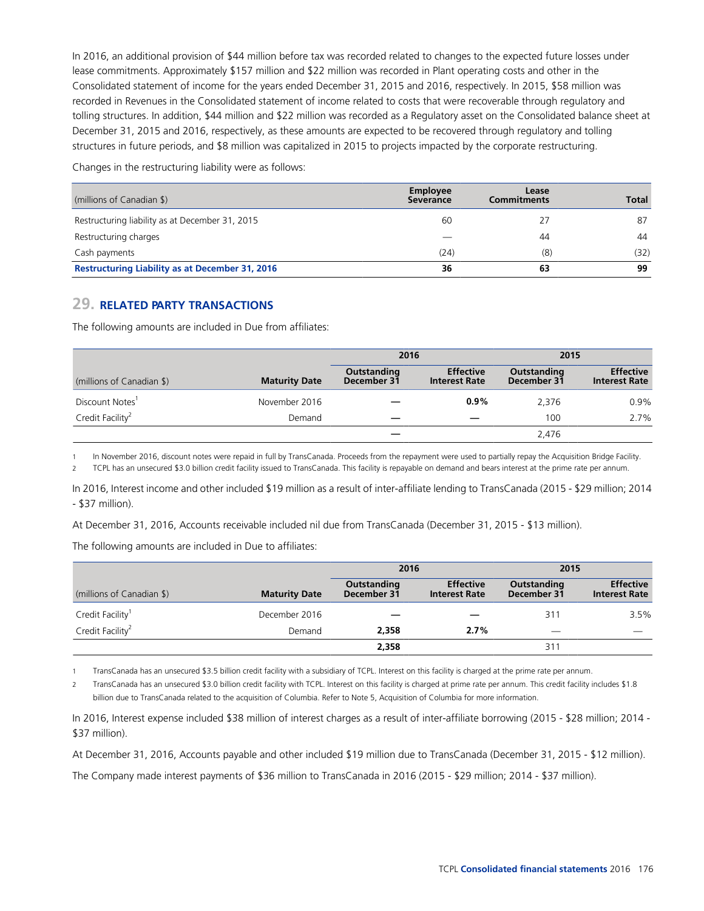In 2016, an additional provision of $44 million before tax was recorded related to changes to the expected future losses under lease commitments. Approximately $157 million and $22 million was recorded in Plant operating costs and other in the Consolidated statement of income for the years ended December 31, 2015 and 2016, respectively. In 2015, $58 million was recorded in Revenues in the Consolidated statement of income related to costs that were recoverable through regulatory and tolling structures. In addition, $44 million and $22 million was recorded as a Regulatory asset on the Consolidated balance sheet at December 31, 2015 and 2016, respectively, as these amounts are expected to be recovered through regulatory and tolling structures in future periods, and $8 million was capitalized in 2015 to projects impacted by the corporate restructuring.

Changes in the restructuring liability were as follows:

| (millions of Canadian $) | Employee Severance | Lease Commitments | Total |
|---|---|---|---|
| Restructuring liability as at December 31, 2015 | 60 | 27 | 87 |
| Restructuring charges | — | 44 | 44 |
| Cash payments | (24) | (8) | (32) |
| **Restructuring Liability as at December 31, 2016** | **36** | **63** | **99** |

## 29. RELATED PARTY TRANSACTIONS

The following amounts are included in Due from affiliates:

| | | 2016 | | 2015 | |
|---|---|---|---|---|---|
| (millions of Canadian $) | Maturity Date | Outstanding December 31 | Effective Interest Rate | Outstanding December 31 | Effective Interest Rate |
| Discount Notes[1] | November 2016 | — | **0.9%** | 2,376 | 0.9% |
| Credit Facility[2] | Demand | — | — | 100 | 2.7% |
| | | — | | 2,476 | |

1 In November 2016, discount notes were repaid in full by TransCanada. Proceeds from the repayment were used to partially repay the Acquisition Bridge Facility.

2 TCPL has an unsecured $3.0 billion credit facility issued to TransCanada. This facility is repayable on demand and bears interest at the prime rate per annum.

In 2016, Interest income and other included $19 million as a result of inter-affiliate lending to TransCanada (2015 - $29 million; 2014 - $37 million).

At December 31, 2016, Accounts receivable included nil due from TransCanada (December 31, 2015 - $13 million).

The following amounts are included in Due to affiliates:

| | | 2016 | | 2015 | |
|---|---|---|---|---|---|
| (millions of Canadian $) | Maturity Date | Outstanding December 31 | Effective Interest Rate | Outstanding December 31 | Effective Interest Rate |
| Credit Facility[1] | December 2016 | — | — | 311 | 3.5% |
| Credit Facility[2] | Demand | **2,358** | **2.7%** | — | — |
| | | **2,358** | | 311 | |

1 TransCanada has an unsecured $3.5 billion credit facility with a subsidiary of TCPL. Interest on this facility is charged at the prime rate per annum.

2 TransCanada has an unsecured $3.0 billion credit facility with TCPL. Interest on this facility is charged at prime rate per annum. This credit facility includes $1.8 billion due to TransCanada related to the acquisition of Columbia. Refer to Note 5, Acquisition of Columbia for more information.

In 2016, Interest expense included $38 million of interest charges as a result of inter-affiliate borrowing (2015 - $28 million; 2014 - $37 million).

At December 31, 2016, Accounts payable and other included $19 million due to TransCanada (December 31, 2015 - $12 million).

The Company made interest payments of $36 million to TransCanada in 2016 (2015 - $29 million; 2014 - $37 million).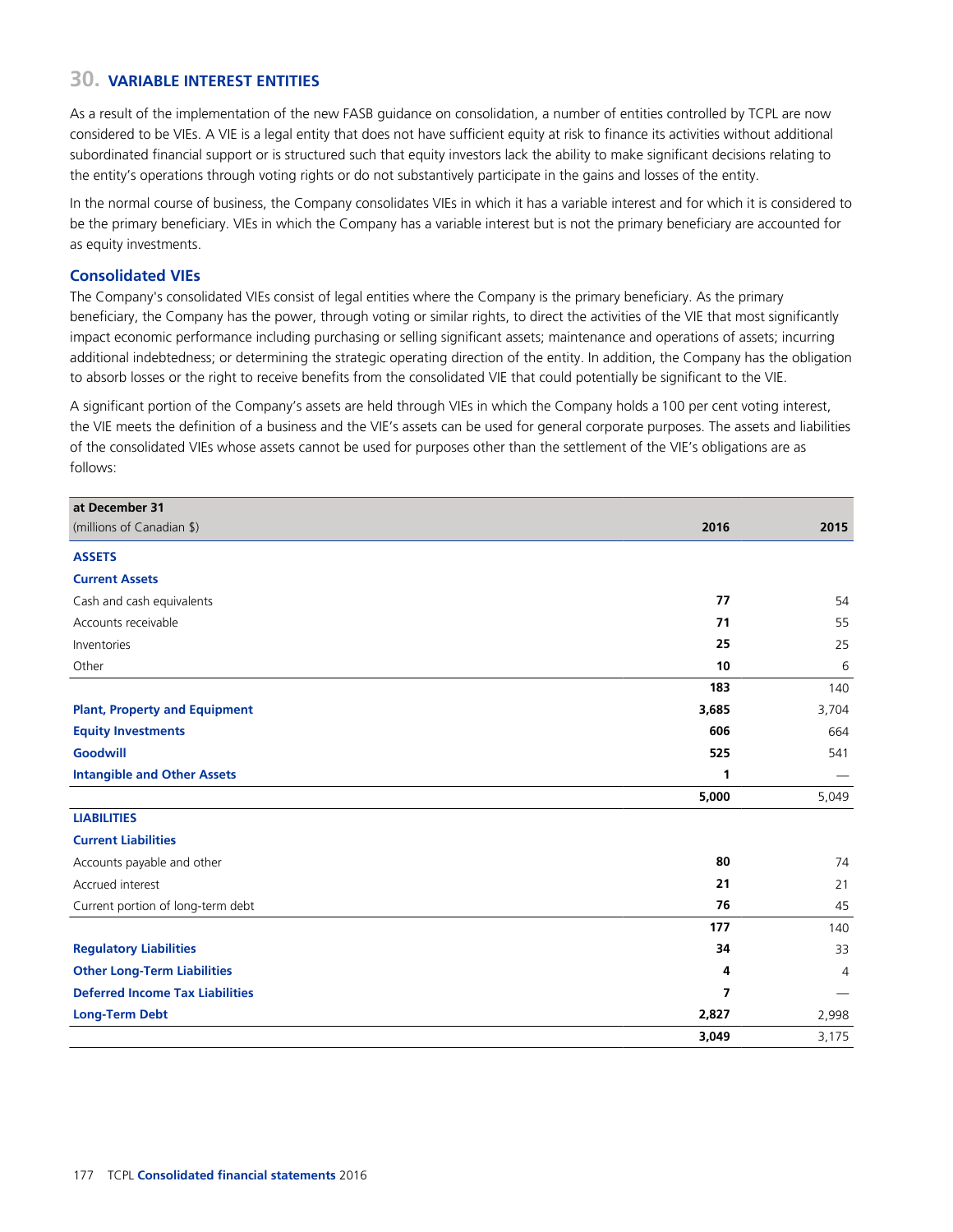## 30. VARIABLE INTEREST ENTITIES

As a result of the implementation of the new FASB guidance on consolidation, a number of entities controlled by TCPL are now considered to be VIEs. A VIE is a legal entity that does not have sufficient equity at risk to finance its activities without additional subordinated financial support or is structured such that equity investors lack the ability to make significant decisions relating to the entity's operations through voting rights or do not substantively participate in the gains and losses of the entity.

In the normal course of business, the Company consolidates VIEs in which it has a variable interest and for which it is considered to be the primary beneficiary. VIEs in which the Company has a variable interest but is not the primary beneficiary are accounted for as equity investments.

### Consolidated VIEs

The Company's consolidated VIEs consist of legal entities where the Company is the primary beneficiary. As the primary beneficiary, the Company has the power, through voting or similar rights, to direct the activities of the VIE that most significantly impact economic performance including purchasing or selling significant assets; maintenance and operations of assets; incurring additional indebtedness; or determining the strategic operating direction of the entity. In addition, the Company has the obligation to absorb losses or the right to receive benefits from the consolidated VIE that could potentially be significant to the VIE.

A significant portion of the Company's assets are held through VIEs in which the Company holds a 100 per cent voting interest, the VIE meets the definition of a business and the VIE's assets can be used for general corporate purposes. The assets and liabilities of the consolidated VIEs whose assets cannot be used for purposes other than the settlement of the VIE's obligations are as follows:

| at December 31<br>(millions of Canadian $) | 2016 | 2015 |
|---|---|---|
| **ASSETS** | | |
| **Current Assets** | | |
| Cash and cash equivalents | **77** | 54 |
| Accounts receivable | **71** | 55 |
| Inventories | **25** | 25 |
| Other | **10** | 6 |
| | **183** | 140 |
| **Plant, Property and Equipment** | **3,685** | 3,704 |
| **Equity Investments** | **606** | 664 |
| **Goodwill** | **525** | 541 |
| **Intangible and Other Assets** | **1** | — |
| | **5,000** | 5,049 |
| **LIABILITIES** | | |
| **Current Liabilities** | | |
| Accounts payable and other | **80** | 74 |
| Accrued interest | **21** | 21 |
| Current portion of long-term debt | **76** | 45 |
| | **177** | 140 |
| **Regulatory Liabilities** | **34** | 33 |
| **Other Long-Term Liabilities** | **4** | 4 |
| **Deferred Income Tax Liabilities** | **7** | — |
| **Long-Term Debt** | **2,827** | 2,998 |
| | **3,049** | 3,175 |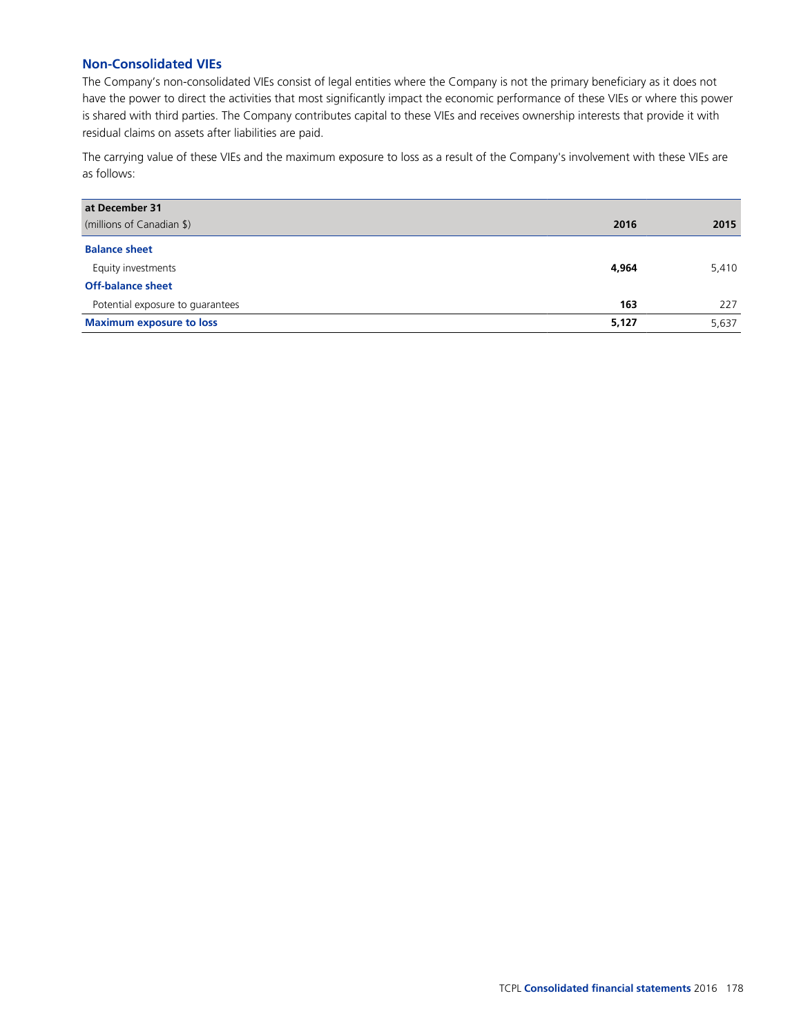### Non-Consolidated VIEs

The Company's non-consolidated VIEs consist of legal entities where the Company is not the primary beneficiary as it does not have the power to direct the activities that most significantly impact the economic performance of these VIEs or where this power is shared with third parties. The Company contributes capital to these VIEs and receives ownership interests that provide it with residual claims on assets after liabilities are paid.

The carrying value of these VIEs and the maximum exposure to loss as a result of the Company's involvement with these VIEs are as follows:

| at December 31<br>(millions of Canadian $) | 2016 | 2015 |
|---|---|---|
| **Balance sheet** | | |
| Equity investments | **4,964** | 5,410 |
| **Off-balance sheet** | | |
| Potential exposure to guarantees | **163** | 227 |
| **Maximum exposure to loss** | **5,127** | 5,637 |